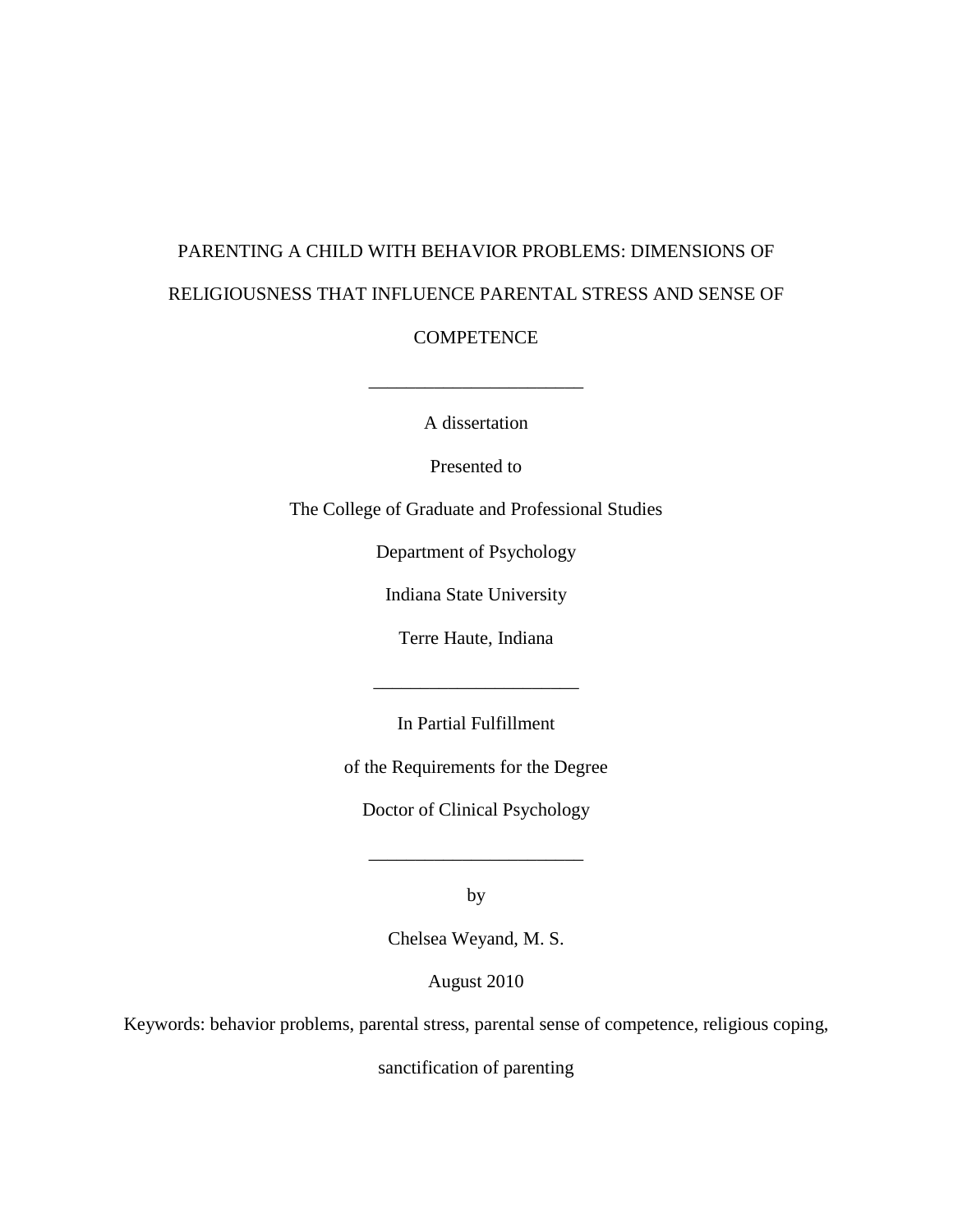# PARENTING A CHILD WITH BEHAVIOR PROBLEMS: DIMENSIONS OF RELIGIOUSNESS THAT INFLUENCE PARENTAL STRESS AND SENSE OF COMPETENCE

_______________________

A dissertation

Presented to

The College of Graduate and Professional Studies

Department of Psychology

Indiana State University

Terre Haute, Indiana

_______________________

In Partial Fulfillment

of the Requirements for the Degree

Doctor of Clinical Psychology

_______________________

by

Chelsea Weyand, M. S.

August 2010

Keywords: behavior problems, parental stress, parental sense of competence, religious coping, sanctification of parenting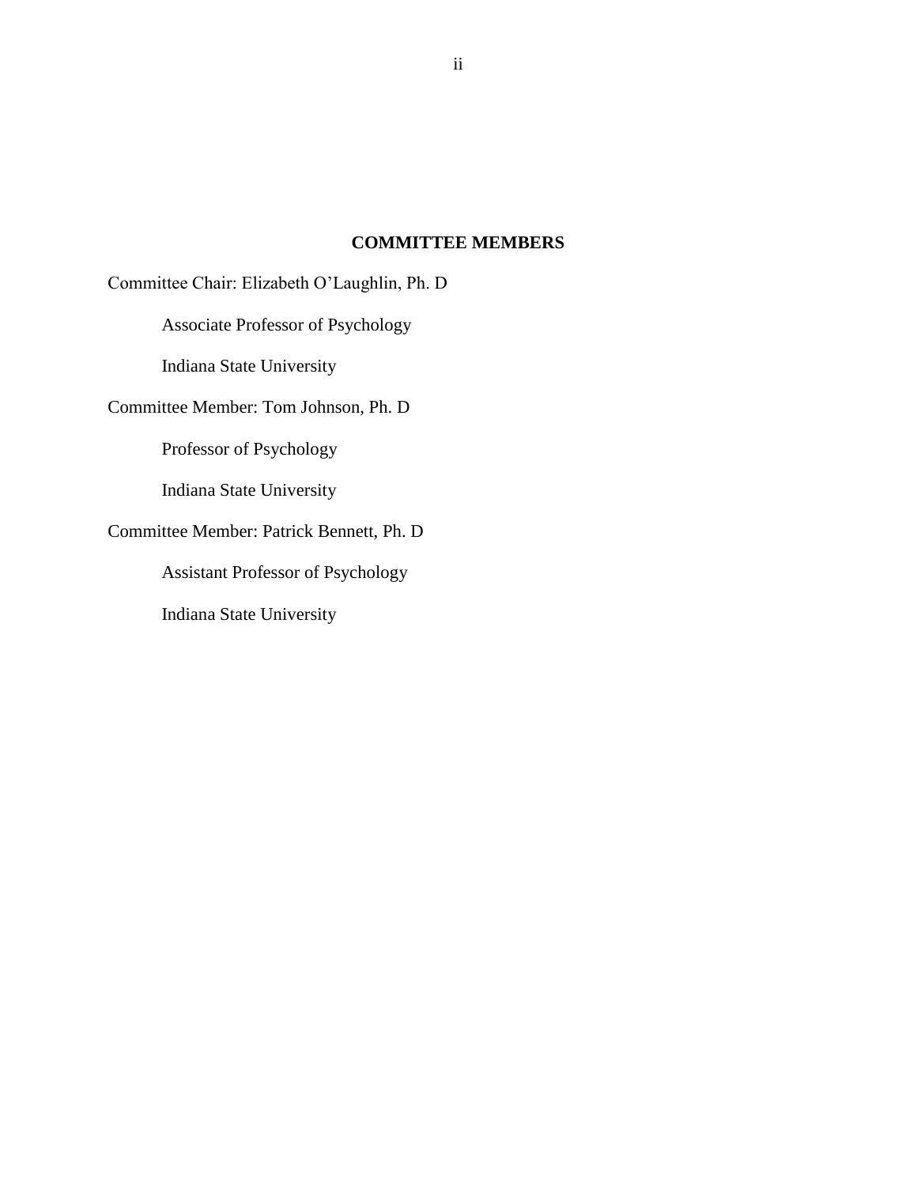## COMMITTEE MEMBERS

Committee Chair: Elizabeth O'Laughlin, Ph. D

Associate Professor of Psychology

Indiana State University

Committee Member: Tom Johnson, Ph. D

Professor of Psychology

Indiana State University

Committee Member: Patrick Bennett, Ph. D

Assistant Professor of Psychology

Indiana State University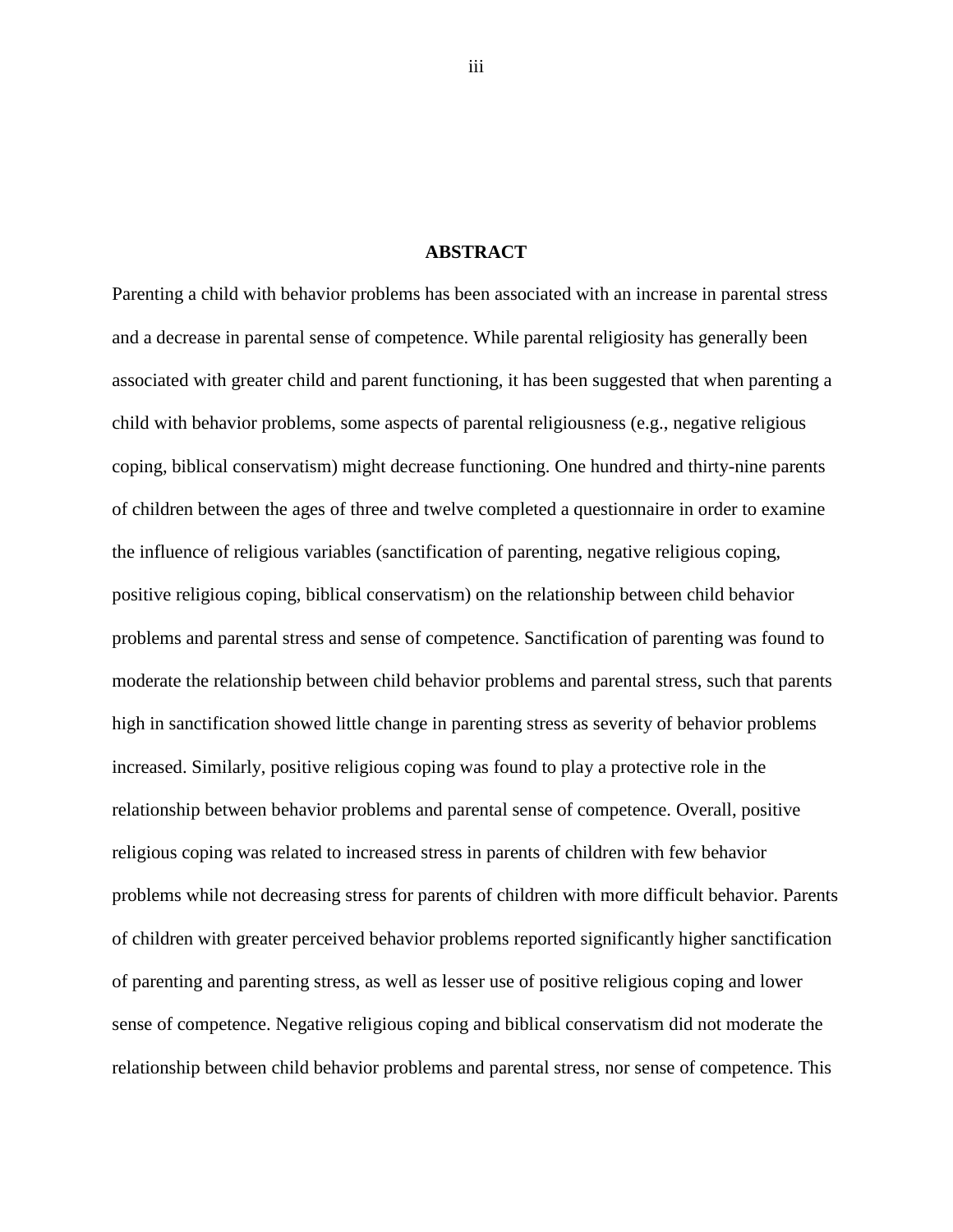## ABSTRACT

Parenting a child with behavior problems has been associated with an increase in parental stress and a decrease in parental sense of competence. While parental religiosity has generally been associated with greater child and parent functioning, it has been suggested that when parenting a child with behavior problems, some aspects of parental religiousness (e.g., negative religious coping, biblical conservatism) might decrease functioning. One hundred and thirty-nine parents of children between the ages of three and twelve completed a questionnaire in order to examine the influence of religious variables (sanctification of parenting, negative religious coping, positive religious coping, biblical conservatism) on the relationship between child behavior problems and parental stress and sense of competence. Sanctification of parenting was found to moderate the relationship between child behavior problems and parental stress, such that parents high in sanctification showed little change in parenting stress as severity of behavior problems increased. Similarly, positive religious coping was found to play a protective role in the relationship between behavior problems and parental sense of competence. Overall, positive religious coping was related to increased stress in parents of children with few behavior problems while not decreasing stress for parents of children with more difficult behavior. Parents of children with greater perceived behavior problems reported significantly higher sanctification of parenting and parenting stress, as well as lesser use of positive religious coping and lower sense of competence. Negative religious coping and biblical conservatism did not moderate the relationship between child behavior problems and parental stress, nor sense of competence. This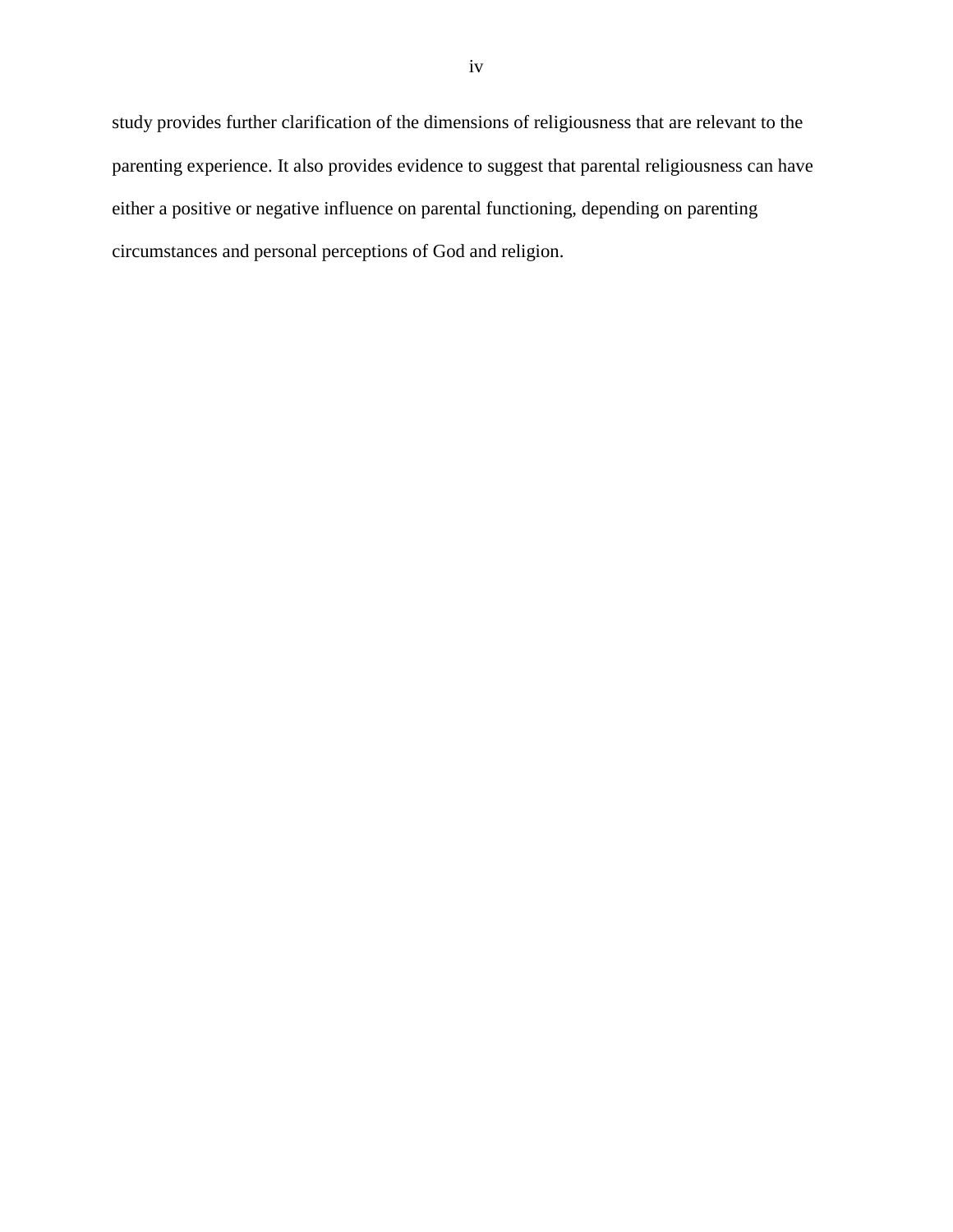study provides further clarification of the dimensions of religiousness that are relevant to the parenting experience. It also provides evidence to suggest that parental religiousness can have either a positive or negative influence on parental functioning, depending on parenting circumstances and personal perceptions of God and religion.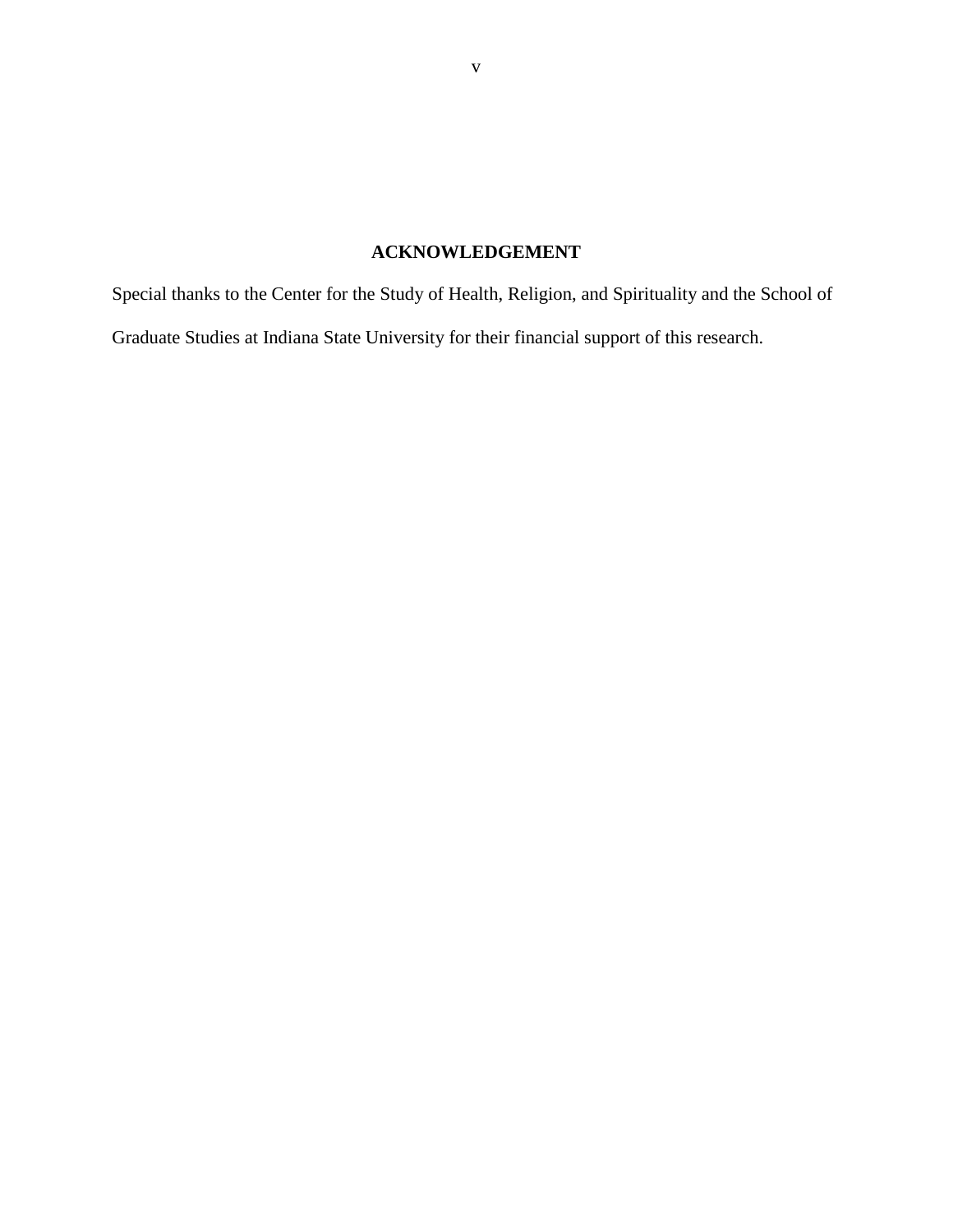# ACKNOWLEDGEMENT

Special thanks to the Center for the Study of Health, Religion, and Spirituality and the School of Graduate Studies at Indiana State University for their financial support of this research.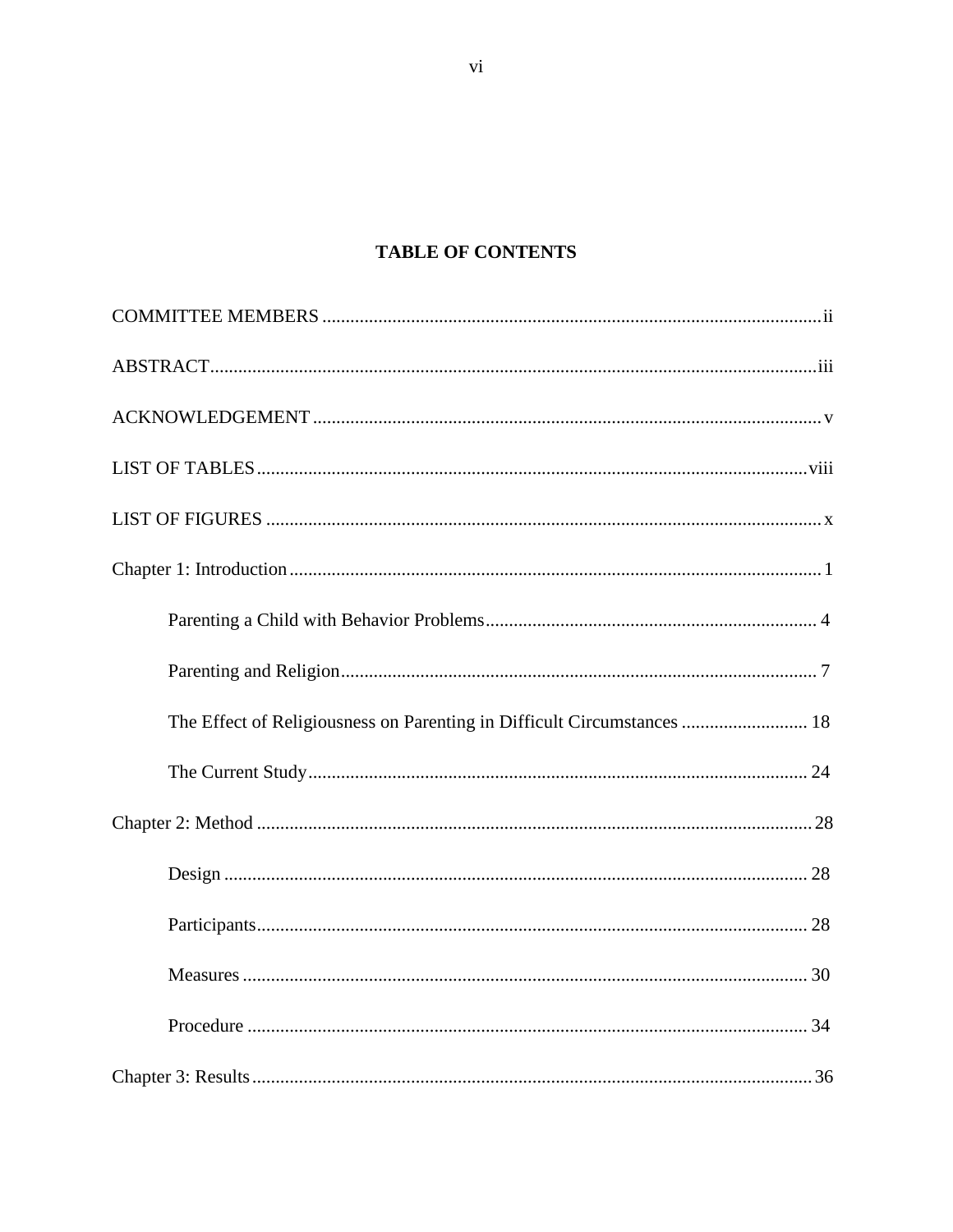# TABLE OF CONTENTS

COMMITTEE MEMBERS ........................................................................................................ii

ABSTRACT ...........................................................................................................................iii

ACKNOWLEDGEMENT ...................................................................................................... v

LIST OF TABLES ..............................................................................................................viii

LIST OF FIGURES ............................................................................................................... x

Chapter 1: Introduction ........................................................................................................ 1

- Parenting a Child with Behavior Problems ...................................................................... 4
- Parenting and Religion ..................................................................................................... 7
- The Effect of Religiousness on Parenting in Difficult Circumstances ........................... 18
- The Current Study .......................................................................................................... 24

Chapter 2: Method ............................................................................................................. 28

- Design ............................................................................................................................. 28
- Participants ..................................................................................................................... 28
- Measures ......................................................................................................................... 30
- Procedure ........................................................................................................................ 34

Chapter 3: Results .............................................................................................................. 36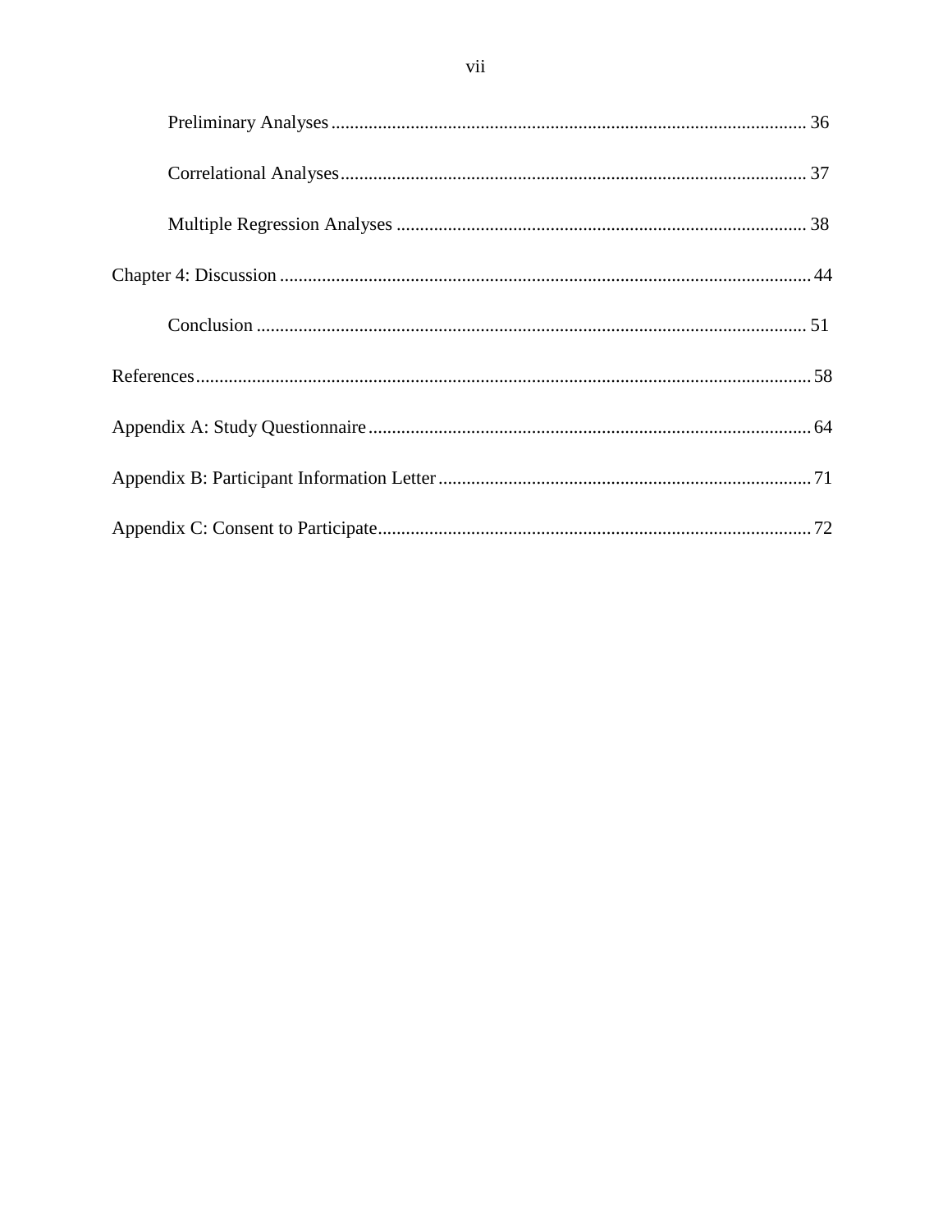Preliminary Analyses ........................................................................................................ 36

Correlational Analyses ...................................................................................................... 37

Multiple Regression Analyses .......................................................................................... 38

Chapter 4: Discussion ......................................................................................................... 44

Conclusion ........................................................................................................................ 51

References ........................................................................................................................... 58

Appendix A: Study Questionnaire ...................................................................................... 64

Appendix B: Participant Information Letter ....................................................................... 71

Appendix C: Consent to Participate .................................................................................... 72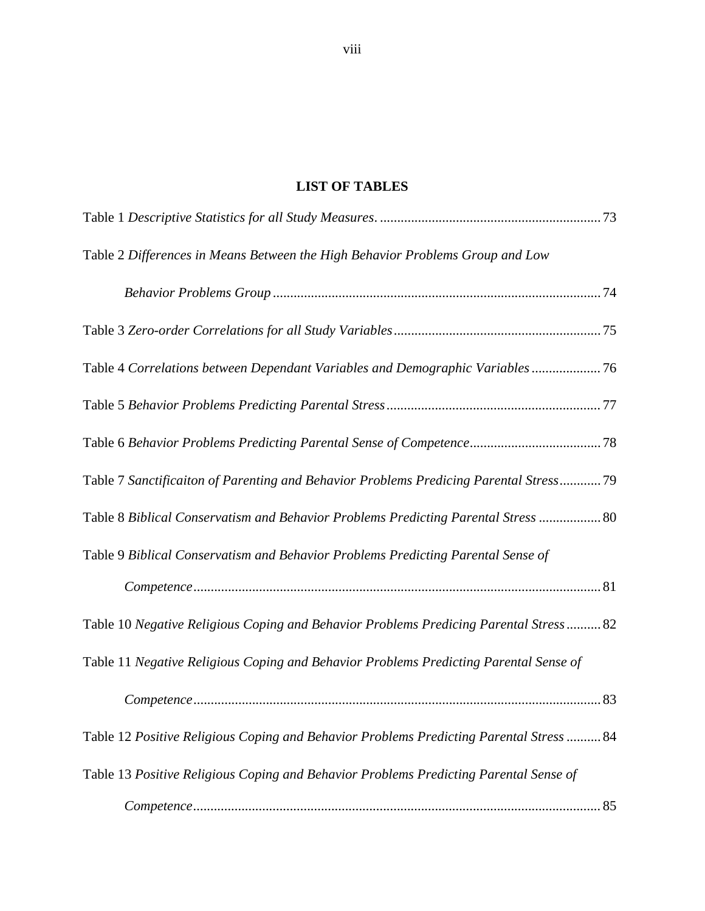## LIST OF TABLES

Table 1 *Descriptive Statistics for all Study Measures.* ................................................................ 73

Table 2 *Differences in Means Between the High Behavior Problems Group and Low Behavior Problems Group* .............................................................................................. 74

Table 3 *Zero-order Correlations for all Study Variables* ........................................................... 75

Table 4 *Correlations between Dependant Variables and Demographic Variables* .................... 76

Table 5 *Behavior Problems Predicting Parental Stress* ............................................................. 77

Table 6 *Behavior Problems Predicting Parental Sense of Competence* ..................................... 78

Table 7 *Sanctificaiton of Parenting and Behavior Problems Predicing Parental Stress* ............ 79

Table 8 *Biblical Conservatism and Behavior Problems Predicting Parental Stress* .................. 80

Table 9 *Biblical Conservatism and Behavior Problems Predicting Parental Sense of Competence* ..................................................................................................................... 81

Table 10 *Negative Religious Coping and Behavior Problems Predicing Parental Stress* .......... 82

Table 11 *Negative Religious Coping and Behavior Problems Predicting Parental Sense of Competence* ..................................................................................................................... 83

Table 12 *Positive Religious Coping and Behavior Problems Predicting Parental Stress* .......... 84

Table 13 *Positive Religious Coping and Behavior Problems Predicting Parental Sense of Competence* ..................................................................................................................... 85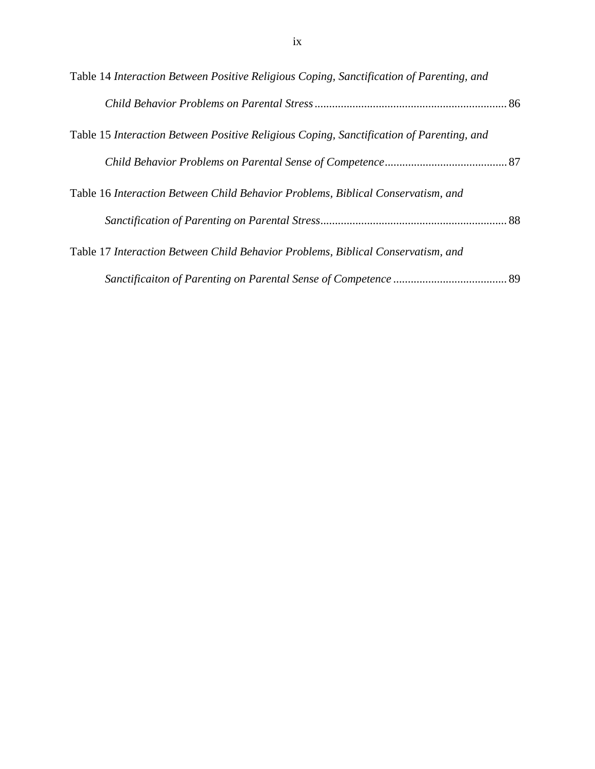Table 14 *Interaction Between Positive Religious Coping, Sanctification of Parenting, and Child Behavior Problems on Parental Stress* ................................................................. 86

Table 15 *Interaction Between Positive Religious Coping, Sanctification of Parenting, and Child Behavior Problems on Parental Sense of Competence* .......................................... 87

Table 16 *Interaction Between Child Behavior Problems, Biblical Conservatism, and Sanctification of Parenting on Parental Stress* ............................................................... 88

Table 17 *Interaction Between Child Behavior Problems, Biblical Conservatism, and Sanctificaiton of Parenting on Parental Sense of Competence* ....................................... 89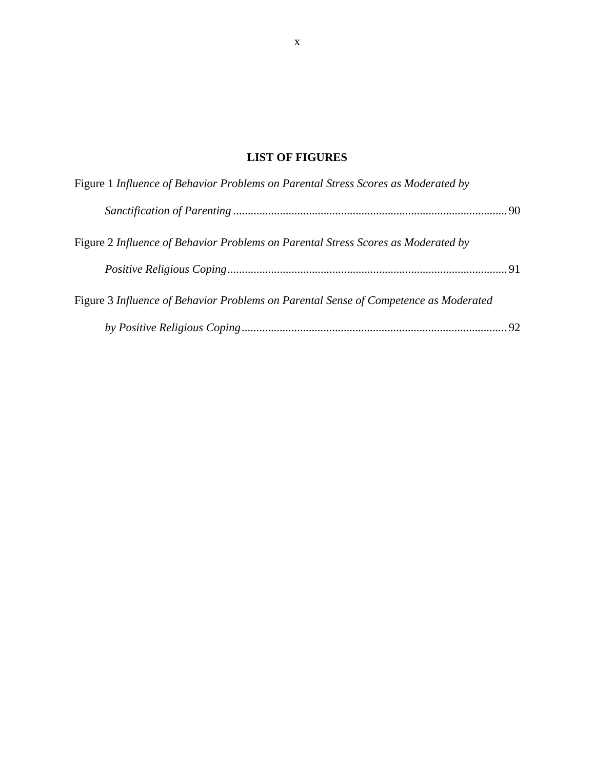## LIST OF FIGURES

Figure 1 *Influence of Behavior Problems on Parental Stress Scores as Moderated by Sanctification of Parenting* .......... 90

Figure 2 *Influence of Behavior Problems on Parental Stress Scores as Moderated by Positive Religious Coping* .......... 91

Figure 3 *Influence of Behavior Problems on Parental Sense of Competence as Moderated by Positive Religious Coping* .......... 92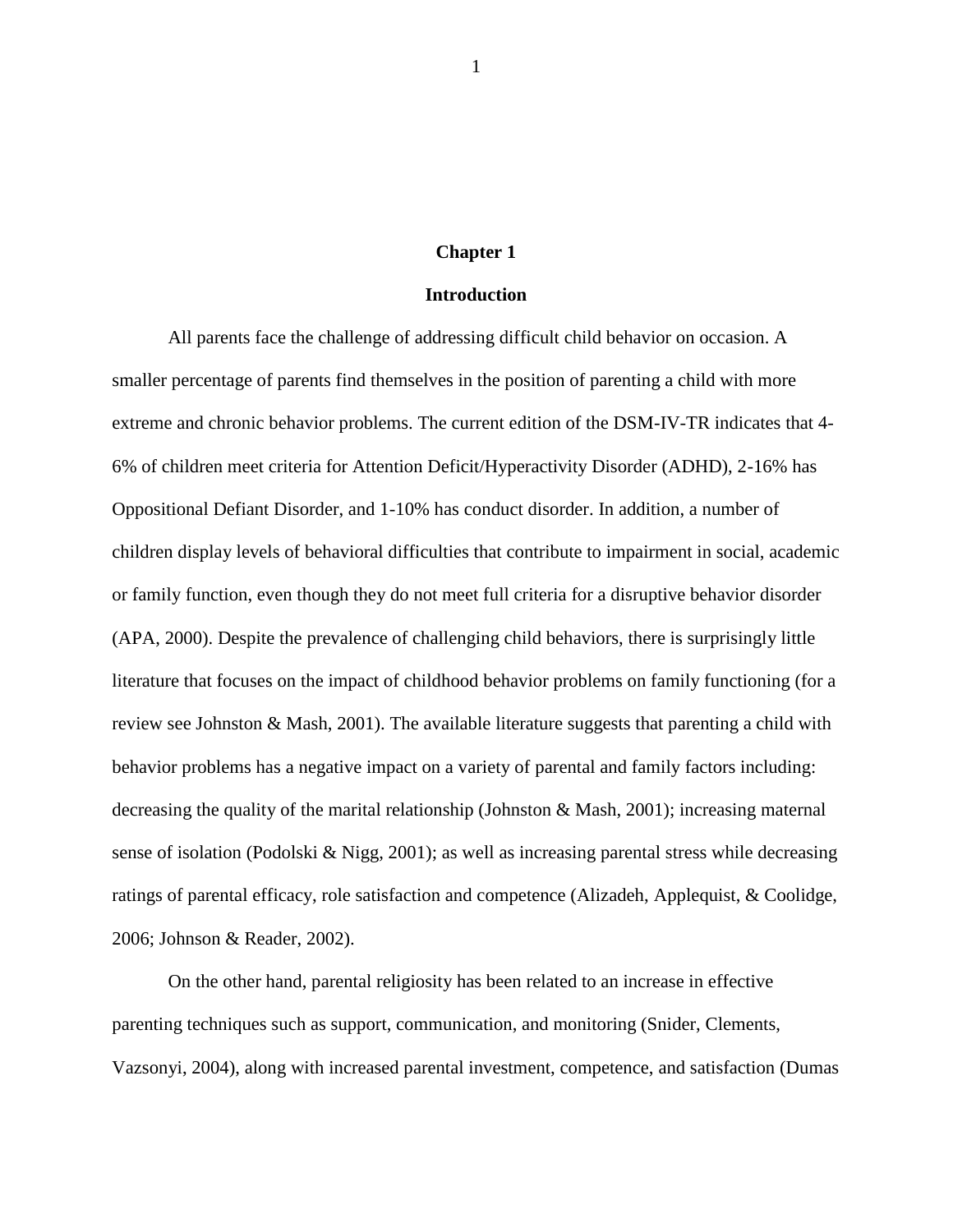# Chapter 1

## Introduction

All parents face the challenge of addressing difficult child behavior on occasion. A smaller percentage of parents find themselves in the position of parenting a child with more extreme and chronic behavior problems. The current edition of the DSM-IV-TR indicates that 4-6% of children meet criteria for Attention Deficit/Hyperactivity Disorder (ADHD), 2-16% has Oppositional Defiant Disorder, and 1-10% has conduct disorder. In addition, a number of children display levels of behavioral difficulties that contribute to impairment in social, academic or family function, even though they do not meet full criteria for a disruptive behavior disorder (APA, 2000). Despite the prevalence of challenging child behaviors, there is surprisingly little literature that focuses on the impact of childhood behavior problems on family functioning (for a review see Johnston & Mash, 2001). The available literature suggests that parenting a child with behavior problems has a negative impact on a variety of parental and family factors including: decreasing the quality of the marital relationship (Johnston & Mash, 2001); increasing maternal sense of isolation (Podolski & Nigg, 2001); as well as increasing parental stress while decreasing ratings of parental efficacy, role satisfaction and competence (Alizadeh, Applequist, & Coolidge, 2006; Johnson & Reader, 2002).

On the other hand, parental religiosity has been related to an increase in effective parenting techniques such as support, communication, and monitoring (Snider, Clements, Vazsonyi, 2004), along with increased parental investment, competence, and satisfaction (Dumas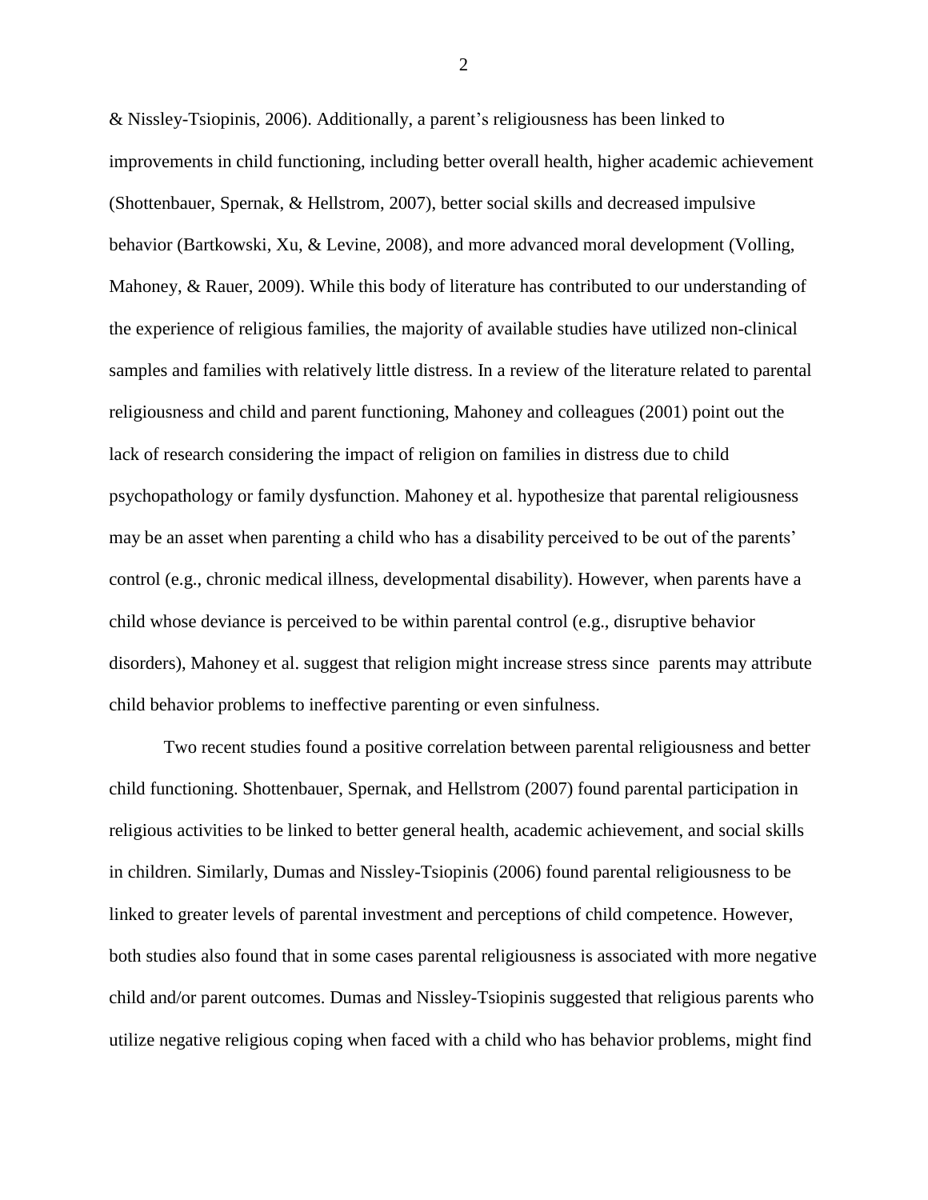& Nissley-Tsiopinis, 2006). Additionally, a parent's religiousness has been linked to improvements in child functioning, including better overall health, higher academic achievement (Shottenbauer, Spernak, & Hellstrom, 2007), better social skills and decreased impulsive behavior (Bartkowski, Xu, & Levine, 2008), and more advanced moral development (Volling, Mahoney, & Rauer, 2009). While this body of literature has contributed to our understanding of the experience of religious families, the majority of available studies have utilized non-clinical samples and families with relatively little distress. In a review of the literature related to parental religiousness and child and parent functioning, Mahoney and colleagues (2001) point out the lack of research considering the impact of religion on families in distress due to child psychopathology or family dysfunction. Mahoney et al. hypothesize that parental religiousness may be an asset when parenting a child who has a disability perceived to be out of the parents' control (e.g., chronic medical illness, developmental disability). However, when parents have a child whose deviance is perceived to be within parental control (e.g., disruptive behavior disorders), Mahoney et al. suggest that religion might increase stress since parents may attribute child behavior problems to ineffective parenting or even sinfulness.

Two recent studies found a positive correlation between parental religiousness and better child functioning. Shottenbauer, Spernak, and Hellstrom (2007) found parental participation in religious activities to be linked to better general health, academic achievement, and social skills in children. Similarly, Dumas and Nissley-Tsiopinis (2006) found parental religiousness to be linked to greater levels of parental investment and perceptions of child competence. However, both studies also found that in some cases parental religiousness is associated with more negative child and/or parent outcomes. Dumas and Nissley-Tsiopinis suggested that religious parents who utilize negative religious coping when faced with a child who has behavior problems, might find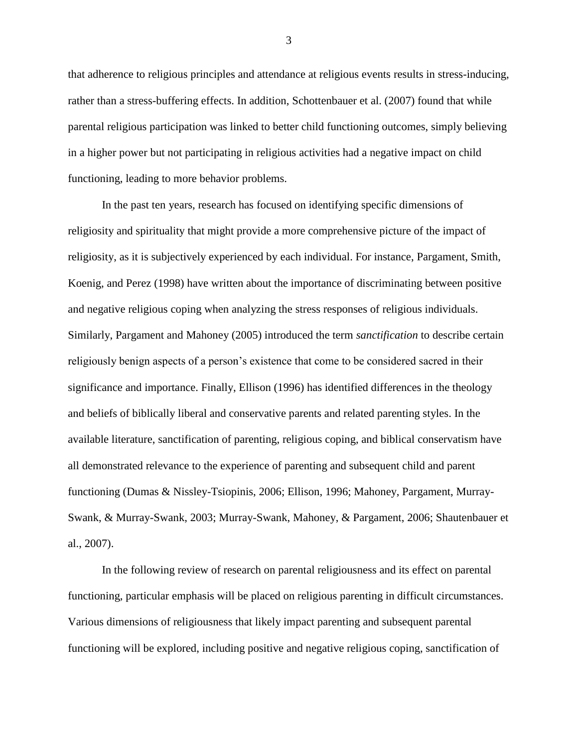that adherence to religious principles and attendance at religious events results in stress-inducing, rather than a stress-buffering effects. In addition, Schottenbauer et al. (2007) found that while parental religious participation was linked to better child functioning outcomes, simply believing in a higher power but not participating in religious activities had a negative impact on child functioning, leading to more behavior problems.

In the past ten years, research has focused on identifying specific dimensions of religiosity and spirituality that might provide a more comprehensive picture of the impact of religiosity, as it is subjectively experienced by each individual. For instance, Pargament, Smith, Koenig, and Perez (1998) have written about the importance of discriminating between positive and negative religious coping when analyzing the stress responses of religious individuals. Similarly, Pargament and Mahoney (2005) introduced the term *sanctification* to describe certain religiously benign aspects of a person's existence that come to be considered sacred in their significance and importance. Finally, Ellison (1996) has identified differences in the theology and beliefs of biblically liberal and conservative parents and related parenting styles. In the available literature, sanctification of parenting, religious coping, and biblical conservatism have all demonstrated relevance to the experience of parenting and subsequent child and parent functioning (Dumas & Nissley-Tsiopinis, 2006; Ellison, 1996; Mahoney, Pargament, Murray-Swank, & Murray-Swank, 2003; Murray-Swank, Mahoney, & Pargament, 2006; Shautenbauer et al., 2007).

In the following review of research on parental religiousness and its effect on parental functioning, particular emphasis will be placed on religious parenting in difficult circumstances. Various dimensions of religiousness that likely impact parenting and subsequent parental functioning will be explored, including positive and negative religious coping, sanctification of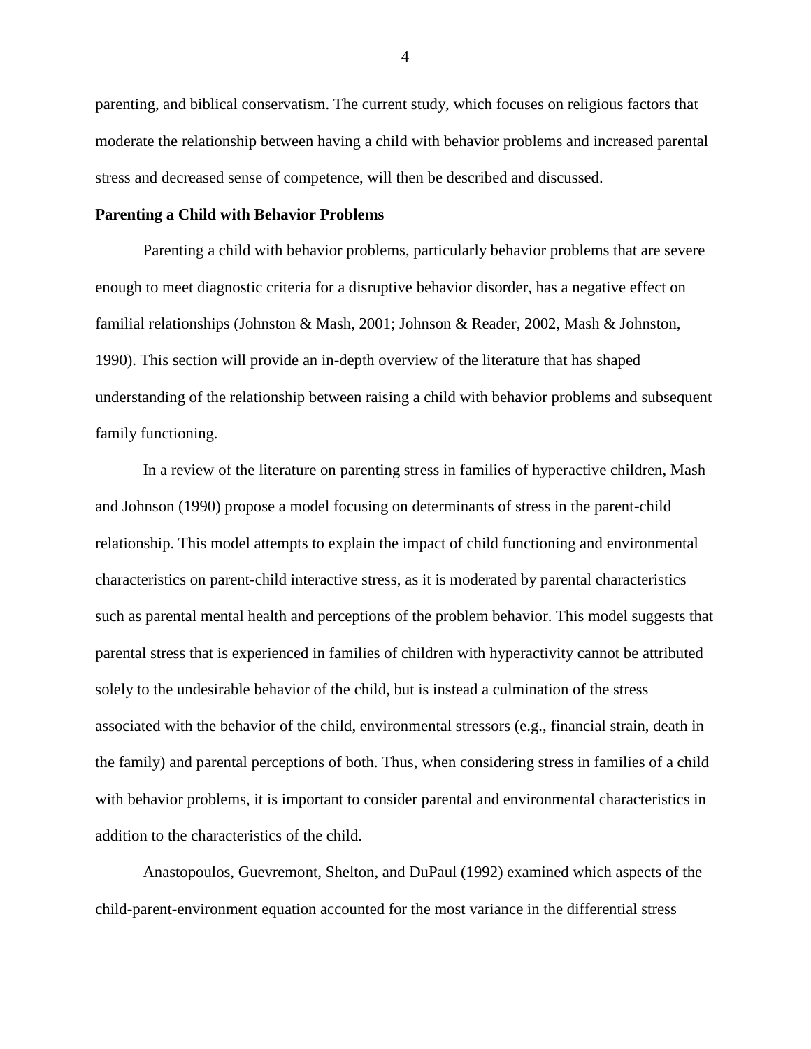parenting, and biblical conservatism. The current study, which focuses on religious factors that moderate the relationship between having a child with behavior problems and increased parental stress and decreased sense of competence, will then be described and discussed.

**Parenting a Child with Behavior Problems**

Parenting a child with behavior problems, particularly behavior problems that are severe enough to meet diagnostic criteria for a disruptive behavior disorder, has a negative effect on familial relationships (Johnston & Mash, 2001; Johnson & Reader, 2002, Mash & Johnston, 1990). This section will provide an in-depth overview of the literature that has shaped understanding of the relationship between raising a child with behavior problems and subsequent family functioning.

In a review of the literature on parenting stress in families of hyperactive children, Mash and Johnson (1990) propose a model focusing on determinants of stress in the parent-child relationship. This model attempts to explain the impact of child functioning and environmental characteristics on parent-child interactive stress, as it is moderated by parental characteristics such as parental mental health and perceptions of the problem behavior. This model suggests that parental stress that is experienced in families of children with hyperactivity cannot be attributed solely to the undesirable behavior of the child, but is instead a culmination of the stress associated with the behavior of the child, environmental stressors (e.g., financial strain, death in the family) and parental perceptions of both. Thus, when considering stress in families of a child with behavior problems, it is important to consider parental and environmental characteristics in addition to the characteristics of the child.

Anastopoulos, Guevremont, Shelton, and DuPaul (1992) examined which aspects of the child-parent-environment equation accounted for the most variance in the differential stress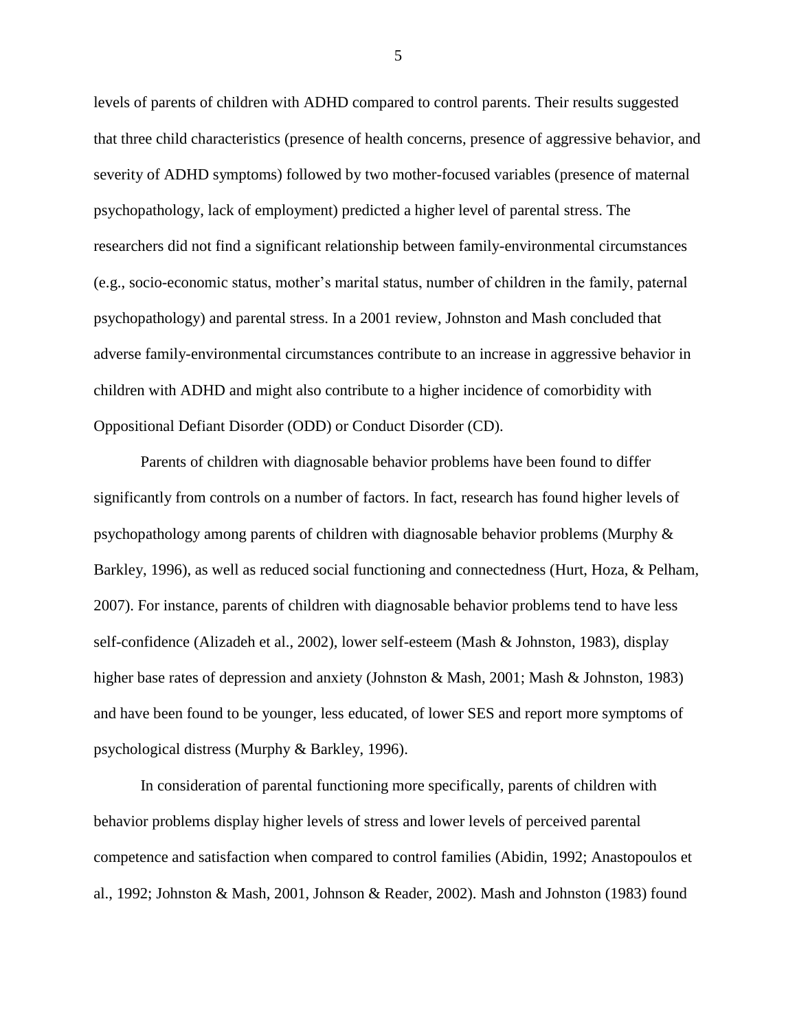levels of parents of children with ADHD compared to control parents. Their results suggested that three child characteristics (presence of health concerns, presence of aggressive behavior, and severity of ADHD symptoms) followed by two mother-focused variables (presence of maternal psychopathology, lack of employment) predicted a higher level of parental stress. The researchers did not find a significant relationship between family-environmental circumstances (e.g., socio-economic status, mother's marital status, number of children in the family, paternal psychopathology) and parental stress. In a 2001 review, Johnston and Mash concluded that adverse family-environmental circumstances contribute to an increase in aggressive behavior in children with ADHD and might also contribute to a higher incidence of comorbidity with Oppositional Defiant Disorder (ODD) or Conduct Disorder (CD).

Parents of children with diagnosable behavior problems have been found to differ significantly from controls on a number of factors. In fact, research has found higher levels of psychopathology among parents of children with diagnosable behavior problems (Murphy & Barkley, 1996), as well as reduced social functioning and connectedness (Hurt, Hoza, & Pelham, 2007). For instance, parents of children with diagnosable behavior problems tend to have less self-confidence (Alizadeh et al., 2002), lower self-esteem (Mash & Johnston, 1983), display higher base rates of depression and anxiety (Johnston & Mash, 2001; Mash & Johnston, 1983) and have been found to be younger, less educated, of lower SES and report more symptoms of psychological distress (Murphy & Barkley, 1996).

In consideration of parental functioning more specifically, parents of children with behavior problems display higher levels of stress and lower levels of perceived parental competence and satisfaction when compared to control families (Abidin, 1992; Anastopoulos et al., 1992; Johnston & Mash, 2001, Johnson & Reader, 2002). Mash and Johnston (1983) found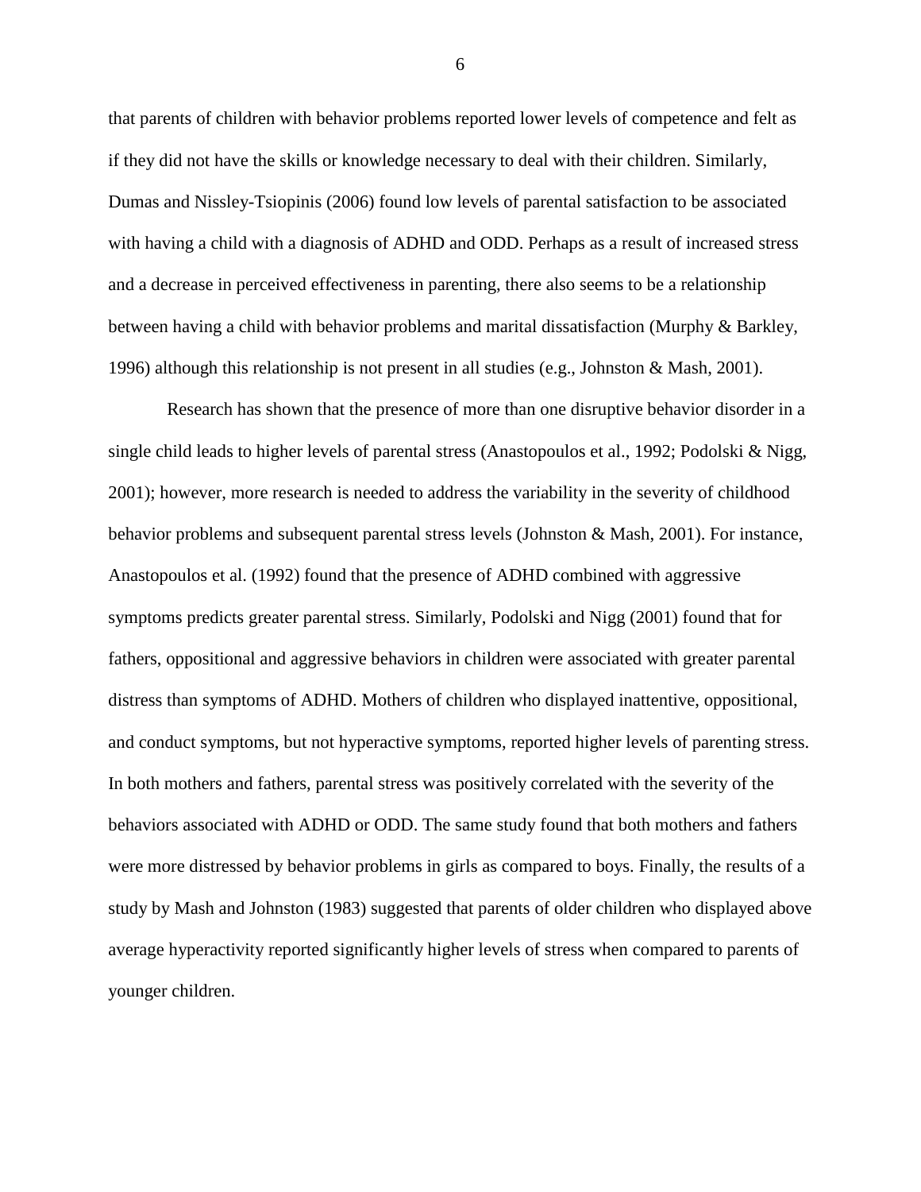that parents of children with behavior problems reported lower levels of competence and felt as if they did not have the skills or knowledge necessary to deal with their children. Similarly, Dumas and Nissley-Tsiopinis (2006) found low levels of parental satisfaction to be associated with having a child with a diagnosis of ADHD and ODD. Perhaps as a result of increased stress and a decrease in perceived effectiveness in parenting, there also seems to be a relationship between having a child with behavior problems and marital dissatisfaction (Murphy & Barkley, 1996) although this relationship is not present in all studies (e.g., Johnston & Mash, 2001).

Research has shown that the presence of more than one disruptive behavior disorder in a single child leads to higher levels of parental stress (Anastopoulos et al., 1992; Podolski & Nigg, 2001); however, more research is needed to address the variability in the severity of childhood behavior problems and subsequent parental stress levels (Johnston & Mash, 2001). For instance, Anastopoulos et al. (1992) found that the presence of ADHD combined with aggressive symptoms predicts greater parental stress. Similarly, Podolski and Nigg (2001) found that for fathers, oppositional and aggressive behaviors in children were associated with greater parental distress than symptoms of ADHD. Mothers of children who displayed inattentive, oppositional, and conduct symptoms, but not hyperactive symptoms, reported higher levels of parenting stress. In both mothers and fathers, parental stress was positively correlated with the severity of the behaviors associated with ADHD or ODD. The same study found that both mothers and fathers were more distressed by behavior problems in girls as compared to boys. Finally, the results of a study by Mash and Johnston (1983) suggested that parents of older children who displayed above average hyperactivity reported significantly higher levels of stress when compared to parents of younger children.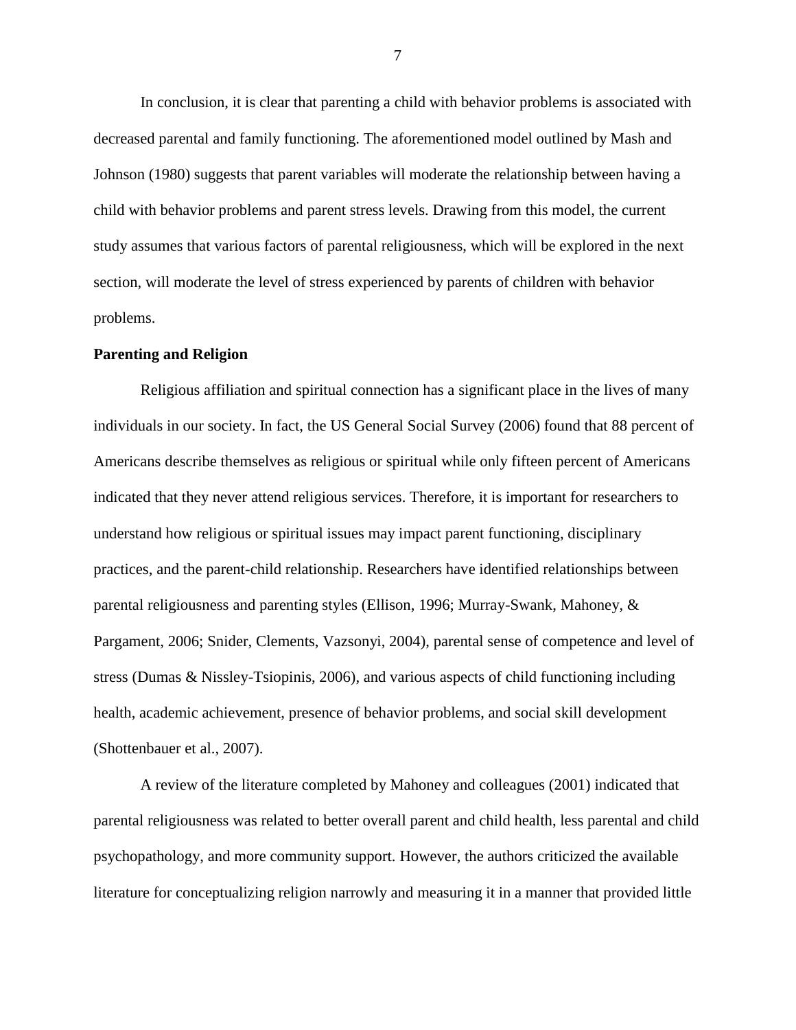In conclusion, it is clear that parenting a child with behavior problems is associated with decreased parental and family functioning. The aforementioned model outlined by Mash and Johnson (1980) suggests that parent variables will moderate the relationship between having a child with behavior problems and parent stress levels. Drawing from this model, the current study assumes that various factors of parental religiousness, which will be explored in the next section, will moderate the level of stress experienced by parents of children with behavior problems.

**Parenting and Religion**

Religious affiliation and spiritual connection has a significant place in the lives of many individuals in our society. In fact, the US General Social Survey (2006) found that 88 percent of Americans describe themselves as religious or spiritual while only fifteen percent of Americans indicated that they never attend religious services. Therefore, it is important for researchers to understand how religious or spiritual issues may impact parent functioning, disciplinary practices, and the parent-child relationship. Researchers have identified relationships between parental religiousness and parenting styles (Ellison, 1996; Murray-Swank, Mahoney, & Pargament, 2006; Snider, Clements, Vazsonyi, 2004), parental sense of competence and level of stress (Dumas & Nissley-Tsiopinis, 2006), and various aspects of child functioning including health, academic achievement, presence of behavior problems, and social skill development (Shottenbauer et al., 2007).

A review of the literature completed by Mahoney and colleagues (2001) indicated that parental religiousness was related to better overall parent and child health, less parental and child psychopathology, and more community support. However, the authors criticized the available literature for conceptualizing religion narrowly and measuring it in a manner that provided little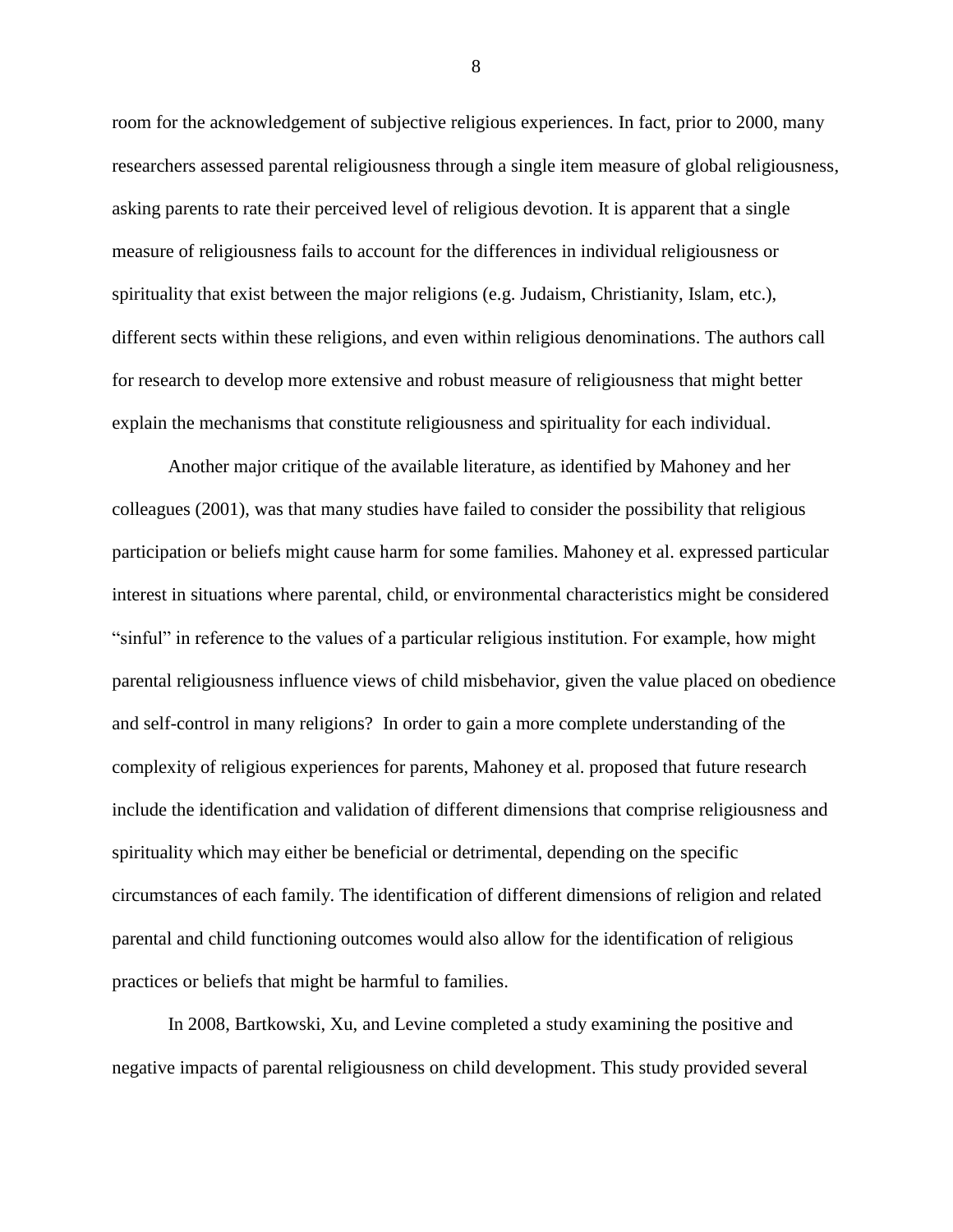room for the acknowledgement of subjective religious experiences. In fact, prior to 2000, many researchers assessed parental religiousness through a single item measure of global religiousness, asking parents to rate their perceived level of religious devotion. It is apparent that a single measure of religiousness fails to account for the differences in individual religiousness or spirituality that exist between the major religions (e.g. Judaism, Christianity, Islam, etc.), different sects within these religions, and even within religious denominations. The authors call for research to develop more extensive and robust measure of religiousness that might better explain the mechanisms that constitute religiousness and spirituality for each individual.

Another major critique of the available literature, as identified by Mahoney and her colleagues (2001), was that many studies have failed to consider the possibility that religious participation or beliefs might cause harm for some families. Mahoney et al. expressed particular interest in situations where parental, child, or environmental characteristics might be considered "sinful" in reference to the values of a particular religious institution. For example, how might parental religiousness influence views of child misbehavior, given the value placed on obedience and self-control in many religions? In order to gain a more complete understanding of the complexity of religious experiences for parents, Mahoney et al. proposed that future research include the identification and validation of different dimensions that comprise religiousness and spirituality which may either be beneficial or detrimental, depending on the specific circumstances of each family. The identification of different dimensions of religion and related parental and child functioning outcomes would also allow for the identification of religious practices or beliefs that might be harmful to families.

In 2008, Bartkowski, Xu, and Levine completed a study examining the positive and negative impacts of parental religiousness on child development. This study provided several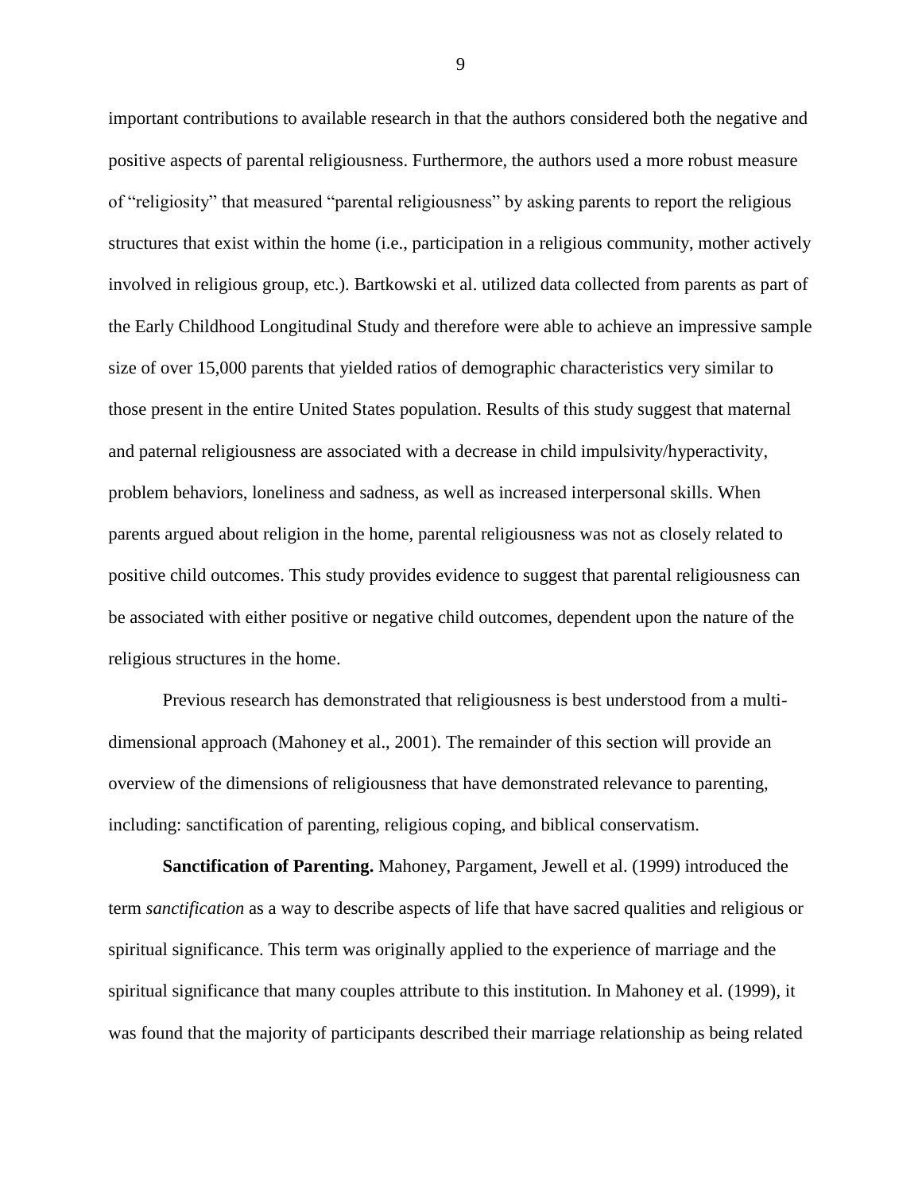important contributions to available research in that the authors considered both the negative and positive aspects of parental religiousness. Furthermore, the authors used a more robust measure of "religiosity" that measured "parental religiousness" by asking parents to report the religious structures that exist within the home (i.e., participation in a religious community, mother actively involved in religious group, etc.). Bartkowski et al. utilized data collected from parents as part of the Early Childhood Longitudinal Study and therefore were able to achieve an impressive sample size of over 15,000 parents that yielded ratios of demographic characteristics very similar to those present in the entire United States population. Results of this study suggest that maternal and paternal religiousness are associated with a decrease in child impulsivity/hyperactivity, problem behaviors, loneliness and sadness, as well as increased interpersonal skills. When parents argued about religion in the home, parental religiousness was not as closely related to positive child outcomes. This study provides evidence to suggest that parental religiousness can be associated with either positive or negative child outcomes, dependent upon the nature of the religious structures in the home.

Previous research has demonstrated that religiousness is best understood from a multi-dimensional approach (Mahoney et al., 2001). The remainder of this section will provide an overview of the dimensions of religiousness that have demonstrated relevance to parenting, including: sanctification of parenting, religious coping, and biblical conservatism.

**Sanctification of Parenting.** Mahoney, Pargament, Jewell et al. (1999) introduced the term *sanctification* as a way to describe aspects of life that have sacred qualities and religious or spiritual significance. This term was originally applied to the experience of marriage and the spiritual significance that many couples attribute to this institution. In Mahoney et al. (1999), it was found that the majority of participants described their marriage relationship as being related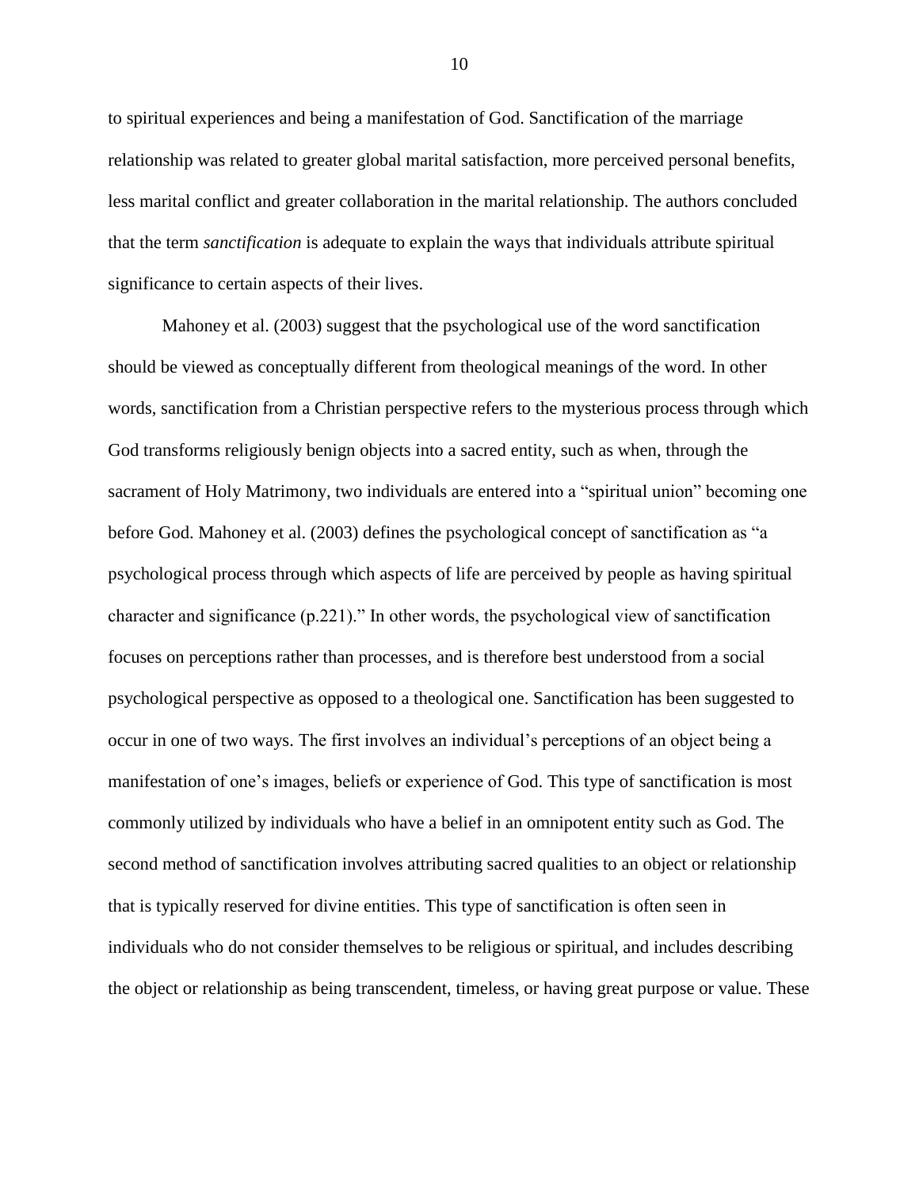to spiritual experiences and being a manifestation of God. Sanctification of the marriage relationship was related to greater global marital satisfaction, more perceived personal benefits, less marital conflict and greater collaboration in the marital relationship. The authors concluded that the term *sanctification* is adequate to explain the ways that individuals attribute spiritual significance to certain aspects of their lives.

Mahoney et al. (2003) suggest that the psychological use of the word sanctification should be viewed as conceptually different from theological meanings of the word. In other words, sanctification from a Christian perspective refers to the mysterious process through which God transforms religiously benign objects into a sacred entity, such as when, through the sacrament of Holy Matrimony, two individuals are entered into a "spiritual union" becoming one before God. Mahoney et al. (2003) defines the psychological concept of sanctification as "a psychological process through which aspects of life are perceived by people as having spiritual character and significance (p.221)." In other words, the psychological view of sanctification focuses on perceptions rather than processes, and is therefore best understood from a social psychological perspective as opposed to a theological one. Sanctification has been suggested to occur in one of two ways. The first involves an individual's perceptions of an object being a manifestation of one's images, beliefs or experience of God. This type of sanctification is most commonly utilized by individuals who have a belief in an omnipotent entity such as God. The second method of sanctification involves attributing sacred qualities to an object or relationship that is typically reserved for divine entities. This type of sanctification is often seen in individuals who do not consider themselves to be religious or spiritual, and includes describing the object or relationship as being transcendent, timeless, or having great purpose or value. These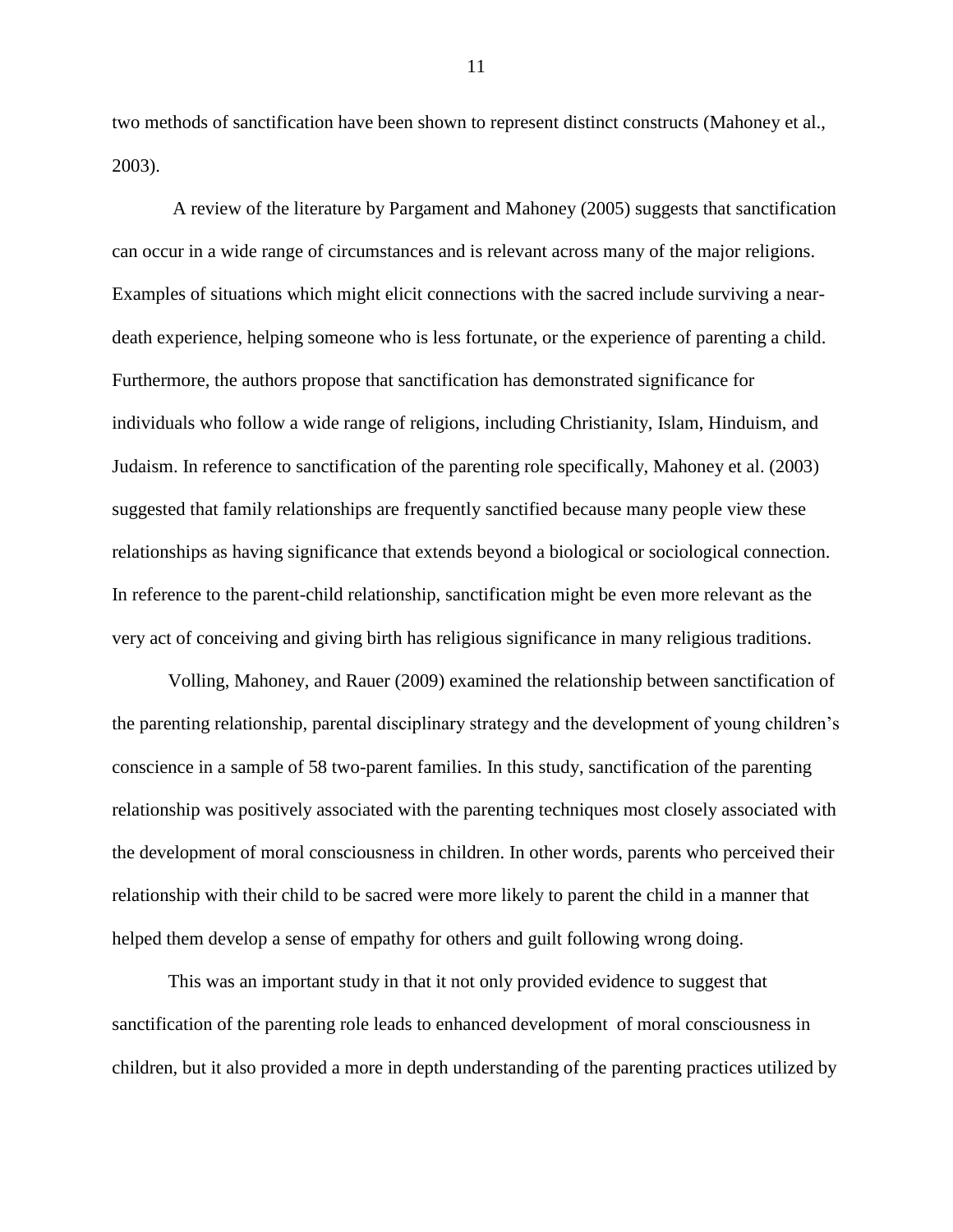two methods of sanctification have been shown to represent distinct constructs (Mahoney et al., 2003).

A review of the literature by Pargament and Mahoney (2005) suggests that sanctification can occur in a wide range of circumstances and is relevant across many of the major religions. Examples of situations which might elicit connections with the sacred include surviving a near-death experience, helping someone who is less fortunate, or the experience of parenting a child. Furthermore, the authors propose that sanctification has demonstrated significance for individuals who follow a wide range of religions, including Christianity, Islam, Hinduism, and Judaism. In reference to sanctification of the parenting role specifically, Mahoney et al. (2003) suggested that family relationships are frequently sanctified because many people view these relationships as having significance that extends beyond a biological or sociological connection. In reference to the parent-child relationship, sanctification might be even more relevant as the very act of conceiving and giving birth has religious significance in many religious traditions.

Volling, Mahoney, and Rauer (2009) examined the relationship between sanctification of the parenting relationship, parental disciplinary strategy and the development of young children's conscience in a sample of 58 two-parent families. In this study, sanctification of the parenting relationship was positively associated with the parenting techniques most closely associated with the development of moral consciousness in children. In other words, parents who perceived their relationship with their child to be sacred were more likely to parent the child in a manner that helped them develop a sense of empathy for others and guilt following wrong doing.

This was an important study in that it not only provided evidence to suggest that sanctification of the parenting role leads to enhanced development of moral consciousness in children, but it also provided a more in depth understanding of the parenting practices utilized by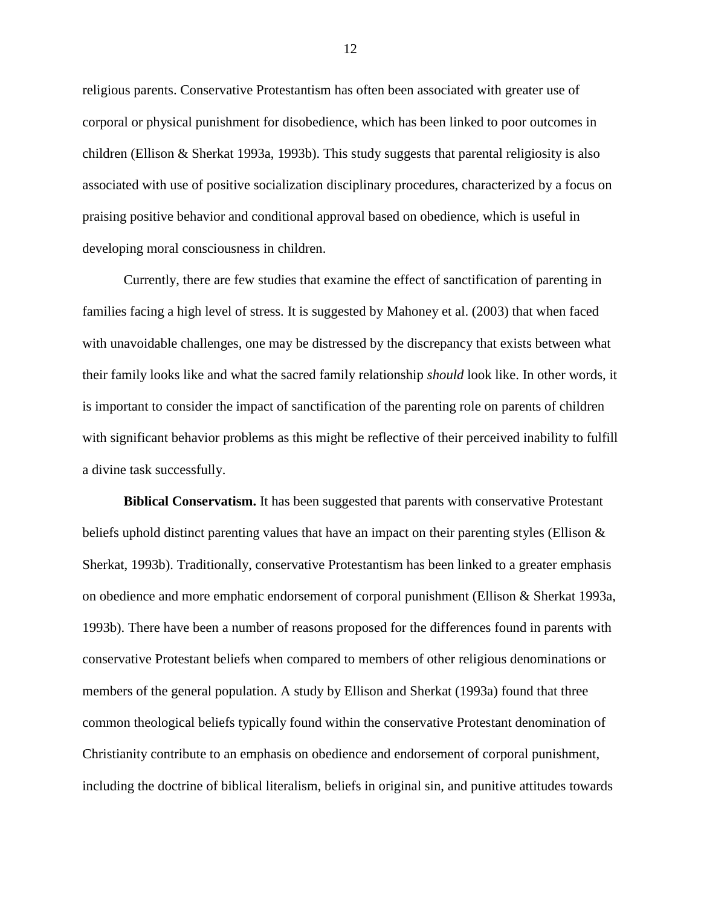religious parents. Conservative Protestantism has often been associated with greater use of corporal or physical punishment for disobedience, which has been linked to poor outcomes in children (Ellison & Sherkat 1993a, 1993b). This study suggests that parental religiosity is also associated with use of positive socialization disciplinary procedures, characterized by a focus on praising positive behavior and conditional approval based on obedience, which is useful in developing moral consciousness in children.

Currently, there are few studies that examine the effect of sanctification of parenting in families facing a high level of stress. It is suggested by Mahoney et al. (2003) that when faced with unavoidable challenges, one may be distressed by the discrepancy that exists between what their family looks like and what the sacred family relationship *should* look like. In other words, it is important to consider the impact of sanctification of the parenting role on parents of children with significant behavior problems as this might be reflective of their perceived inability to fulfill a divine task successfully.

**Biblical Conservatism.** It has been suggested that parents with conservative Protestant beliefs uphold distinct parenting values that have an impact on their parenting styles (Ellison & Sherkat, 1993b). Traditionally, conservative Protestantism has been linked to a greater emphasis on obedience and more emphatic endorsement of corporal punishment (Ellison & Sherkat 1993a, 1993b). There have been a number of reasons proposed for the differences found in parents with conservative Protestant beliefs when compared to members of other religious denominations or members of the general population. A study by Ellison and Sherkat (1993a) found that three common theological beliefs typically found within the conservative Protestant denomination of Christianity contribute to an emphasis on obedience and endorsement of corporal punishment, including the doctrine of biblical literalism, beliefs in original sin, and punitive attitudes towards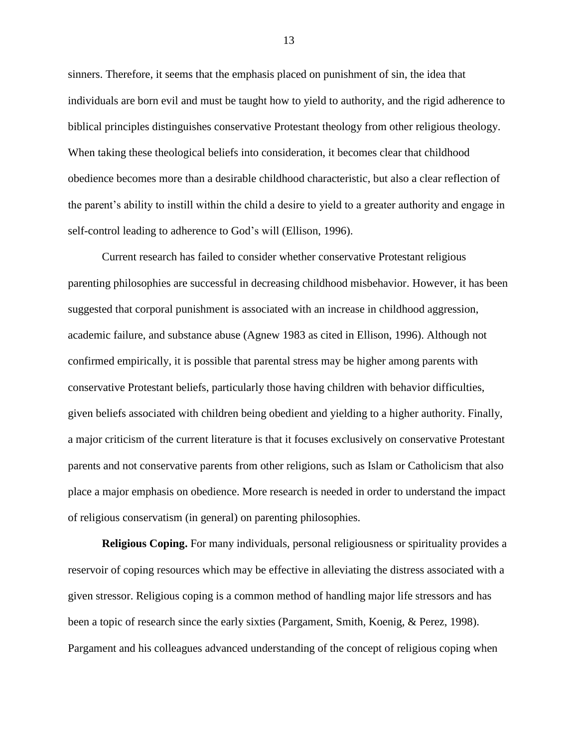sinners. Therefore, it seems that the emphasis placed on punishment of sin, the idea that individuals are born evil and must be taught how to yield to authority, and the rigid adherence to biblical principles distinguishes conservative Protestant theology from other religious theology. When taking these theological beliefs into consideration, it becomes clear that childhood obedience becomes more than a desirable childhood characteristic, but also a clear reflection of the parent's ability to instill within the child a desire to yield to a greater authority and engage in self-control leading to adherence to God's will (Ellison, 1996).

Current research has failed to consider whether conservative Protestant religious parenting philosophies are successful in decreasing childhood misbehavior. However, it has been suggested that corporal punishment is associated with an increase in childhood aggression, academic failure, and substance abuse (Agnew 1983 as cited in Ellison, 1996). Although not confirmed empirically, it is possible that parental stress may be higher among parents with conservative Protestant beliefs, particularly those having children with behavior difficulties, given beliefs associated with children being obedient and yielding to a higher authority. Finally, a major criticism of the current literature is that it focuses exclusively on conservative Protestant parents and not conservative parents from other religions, such as Islam or Catholicism that also place a major emphasis on obedience. More research is needed in order to understand the impact of religious conservatism (in general) on parenting philosophies.

**Religious Coping.** For many individuals, personal religiousness or spirituality provides a reservoir of coping resources which may be effective in alleviating the distress associated with a given stressor. Religious coping is a common method of handling major life stressors and has been a topic of research since the early sixties (Pargament, Smith, Koenig, & Perez, 1998). Pargament and his colleagues advanced understanding of the concept of religious coping when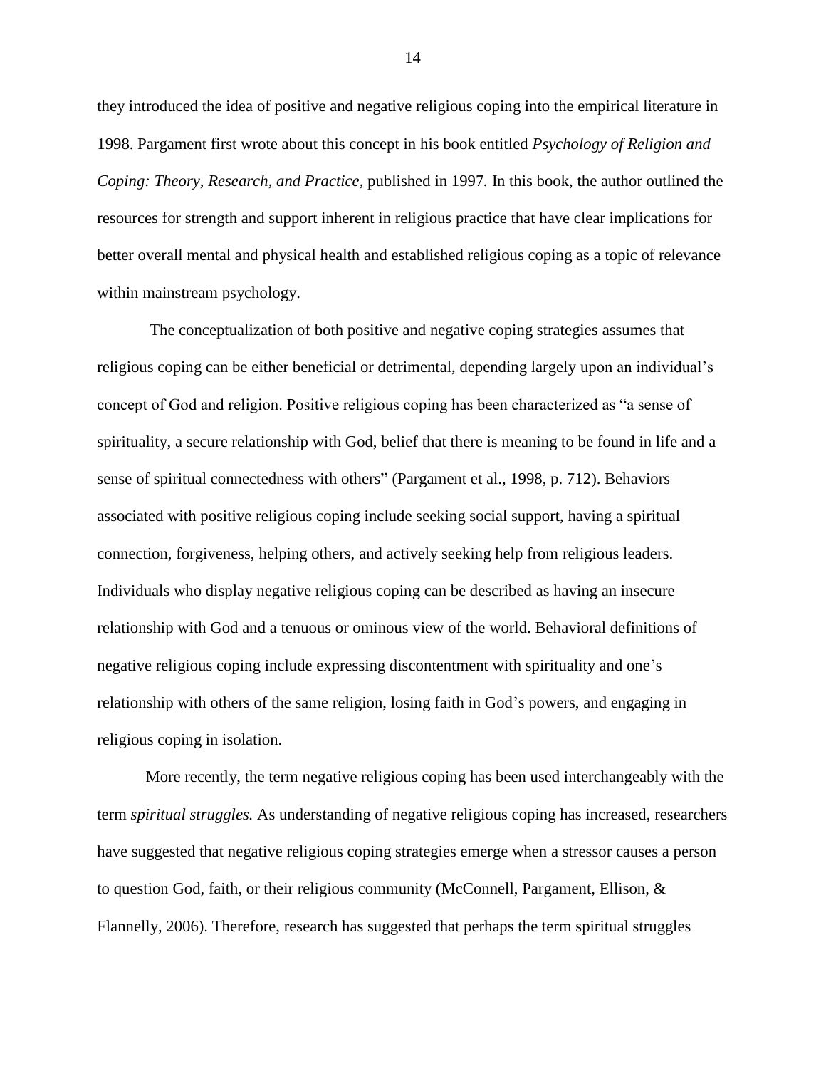they introduced the idea of positive and negative religious coping into the empirical literature in 1998. Pargament first wrote about this concept in his book entitled *Psychology of Religion and Coping: Theory, Research, and Practice,* published in 1997*.* In this book, the author outlined the resources for strength and support inherent in religious practice that have clear implications for better overall mental and physical health and established religious coping as a topic of relevance within mainstream psychology.

The conceptualization of both positive and negative coping strategies assumes that religious coping can be either beneficial or detrimental, depending largely upon an individual's concept of God and religion. Positive religious coping has been characterized as "a sense of spirituality, a secure relationship with God, belief that there is meaning to be found in life and a sense of spiritual connectedness with others" (Pargament et al., 1998, p. 712). Behaviors associated with positive religious coping include seeking social support, having a spiritual connection, forgiveness, helping others, and actively seeking help from religious leaders. Individuals who display negative religious coping can be described as having an insecure relationship with God and a tenuous or ominous view of the world. Behavioral definitions of negative religious coping include expressing discontentment with spirituality and one's relationship with others of the same religion, losing faith in God's powers, and engaging in religious coping in isolation.

More recently, the term negative religious coping has been used interchangeably with the term *spiritual struggles.* As understanding of negative religious coping has increased, researchers have suggested that negative religious coping strategies emerge when a stressor causes a person to question God, faith, or their religious community (McConnell, Pargament, Ellison, & Flannelly, 2006). Therefore, research has suggested that perhaps the term spiritual struggles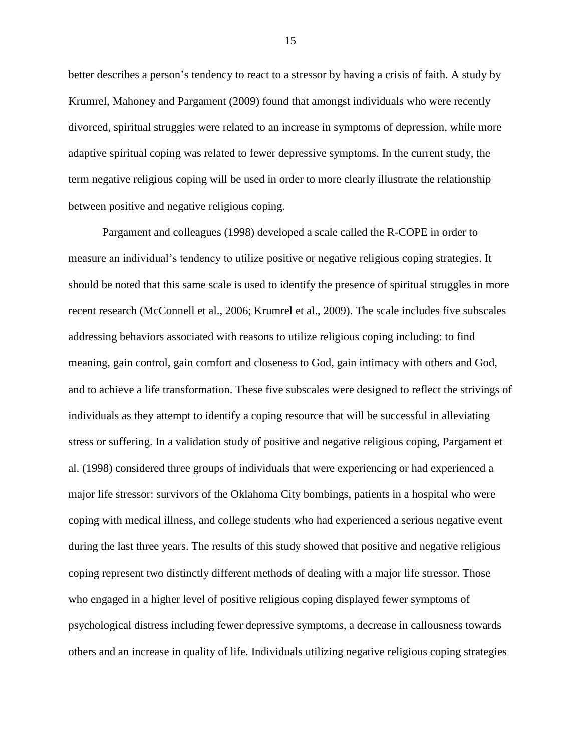better describes a person's tendency to react to a stressor by having a crisis of faith. A study by Krumrel, Mahoney and Pargament (2009) found that amongst individuals who were recently divorced, spiritual struggles were related to an increase in symptoms of depression, while more adaptive spiritual coping was related to fewer depressive symptoms. In the current study, the term negative religious coping will be used in order to more clearly illustrate the relationship between positive and negative religious coping.

Pargament and colleagues (1998) developed a scale called the R-COPE in order to measure an individual's tendency to utilize positive or negative religious coping strategies. It should be noted that this same scale is used to identify the presence of spiritual struggles in more recent research (McConnell et al., 2006; Krumrel et al., 2009). The scale includes five subscales addressing behaviors associated with reasons to utilize religious coping including: to find meaning, gain control, gain comfort and closeness to God, gain intimacy with others and God, and to achieve a life transformation. These five subscales were designed to reflect the strivings of individuals as they attempt to identify a coping resource that will be successful in alleviating stress or suffering. In a validation study of positive and negative religious coping, Pargament et al. (1998) considered three groups of individuals that were experiencing or had experienced a major life stressor: survivors of the Oklahoma City bombings, patients in a hospital who were coping with medical illness, and college students who had experienced a serious negative event during the last three years. The results of this study showed that positive and negative religious coping represent two distinctly different methods of dealing with a major life stressor. Those who engaged in a higher level of positive religious coping displayed fewer symptoms of psychological distress including fewer depressive symptoms, a decrease in callousness towards others and an increase in quality of life. Individuals utilizing negative religious coping strategies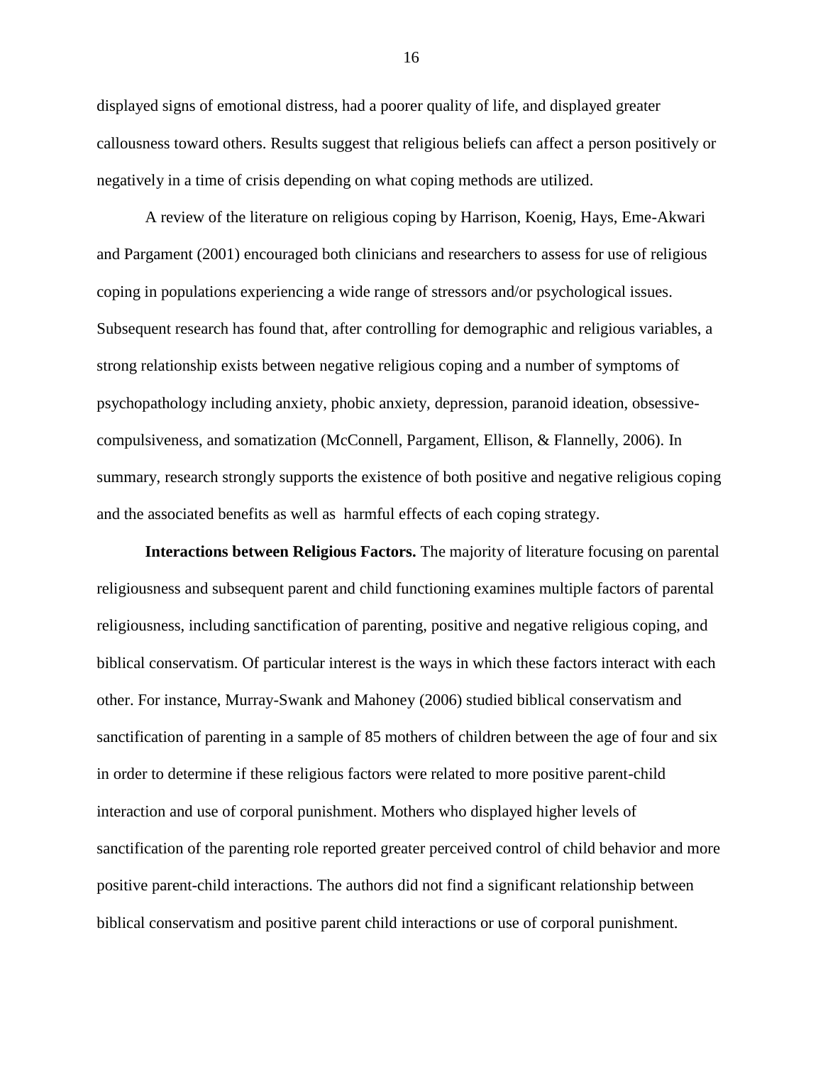displayed signs of emotional distress, had a poorer quality of life, and displayed greater callousness toward others. Results suggest that religious beliefs can affect a person positively or negatively in a time of crisis depending on what coping methods are utilized.

A review of the literature on religious coping by Harrison, Koenig, Hays, Eme-Akwari and Pargament (2001) encouraged both clinicians and researchers to assess for use of religious coping in populations experiencing a wide range of stressors and/or psychological issues. Subsequent research has found that, after controlling for demographic and religious variables, a strong relationship exists between negative religious coping and a number of symptoms of psychopathology including anxiety, phobic anxiety, depression, paranoid ideation, obsessive-compulsiveness, and somatization (McConnell, Pargament, Ellison, & Flannelly, 2006). In summary, research strongly supports the existence of both positive and negative religious coping and the associated benefits as well as harmful effects of each coping strategy.

**Interactions between Religious Factors.** The majority of literature focusing on parental religiousness and subsequent parent and child functioning examines multiple factors of parental religiousness, including sanctification of parenting, positive and negative religious coping, and biblical conservatism. Of particular interest is the ways in which these factors interact with each other. For instance, Murray-Swank and Mahoney (2006) studied biblical conservatism and sanctification of parenting in a sample of 85 mothers of children between the age of four and six in order to determine if these religious factors were related to more positive parent-child interaction and use of corporal punishment. Mothers who displayed higher levels of sanctification of the parenting role reported greater perceived control of child behavior and more positive parent-child interactions. The authors did not find a significant relationship between biblical conservatism and positive parent child interactions or use of corporal punishment.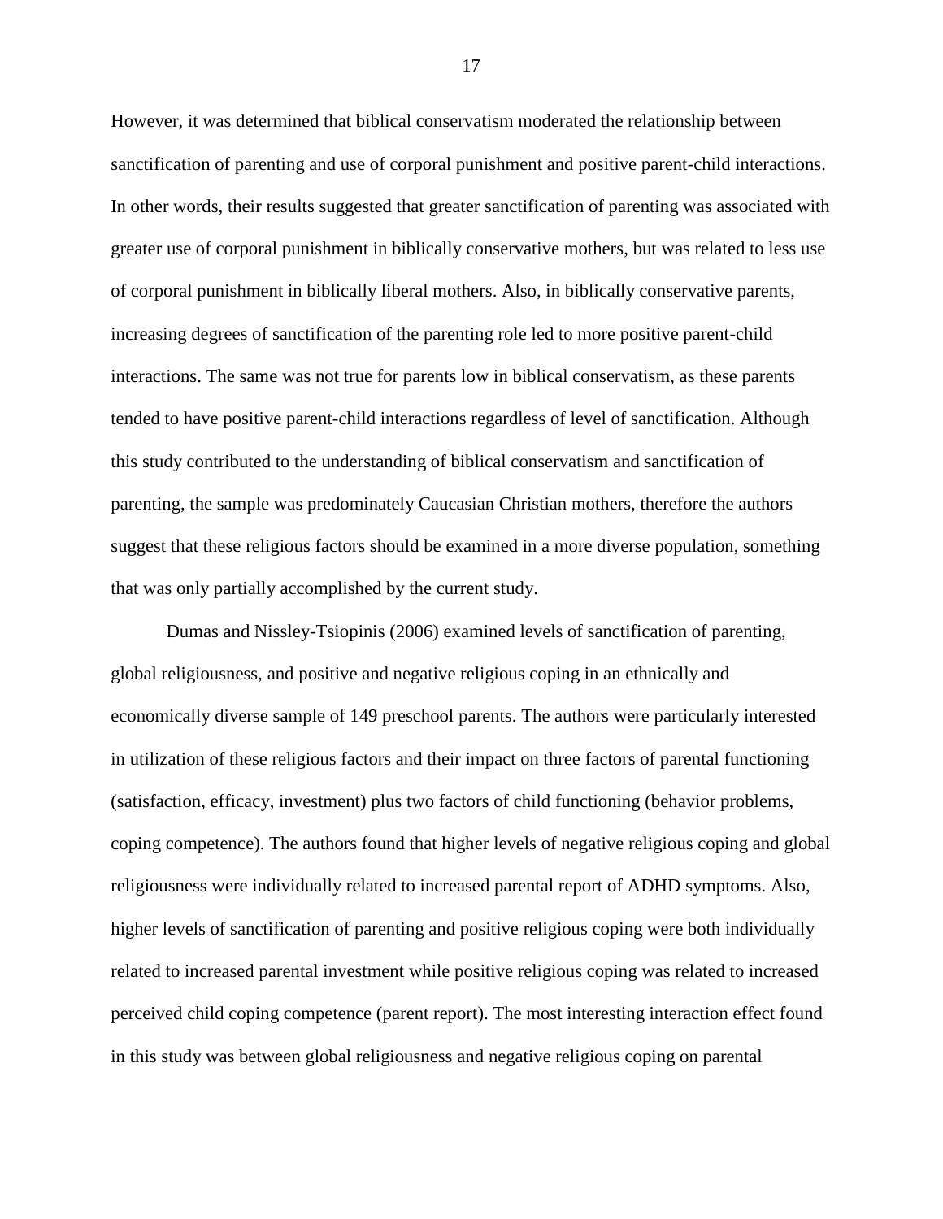However, it was determined that biblical conservatism moderated the relationship between sanctification of parenting and use of corporal punishment and positive parent-child interactions. In other words, their results suggested that greater sanctification of parenting was associated with greater use of corporal punishment in biblically conservative mothers, but was related to less use of corporal punishment in biblically liberal mothers. Also, in biblically conservative parents, increasing degrees of sanctification of the parenting role led to more positive parent-child interactions. The same was not true for parents low in biblical conservatism, as these parents tended to have positive parent-child interactions regardless of level of sanctification. Although this study contributed to the understanding of biblical conservatism and sanctification of parenting, the sample was predominately Caucasian Christian mothers, therefore the authors suggest that these religious factors should be examined in a more diverse population, something that was only partially accomplished by the current study.

Dumas and Nissley-Tsiopinis (2006) examined levels of sanctification of parenting, global religiousness, and positive and negative religious coping in an ethnically and economically diverse sample of 149 preschool parents. The authors were particularly interested in utilization of these religious factors and their impact on three factors of parental functioning (satisfaction, efficacy, investment) plus two factors of child functioning (behavior problems, coping competence). The authors found that higher levels of negative religious coping and global religiousness were individually related to increased parental report of ADHD symptoms. Also, higher levels of sanctification of parenting and positive religious coping were both individually related to increased parental investment while positive religious coping was related to increased perceived child coping competence (parent report). The most interesting interaction effect found in this study was between global religiousness and negative religious coping on parental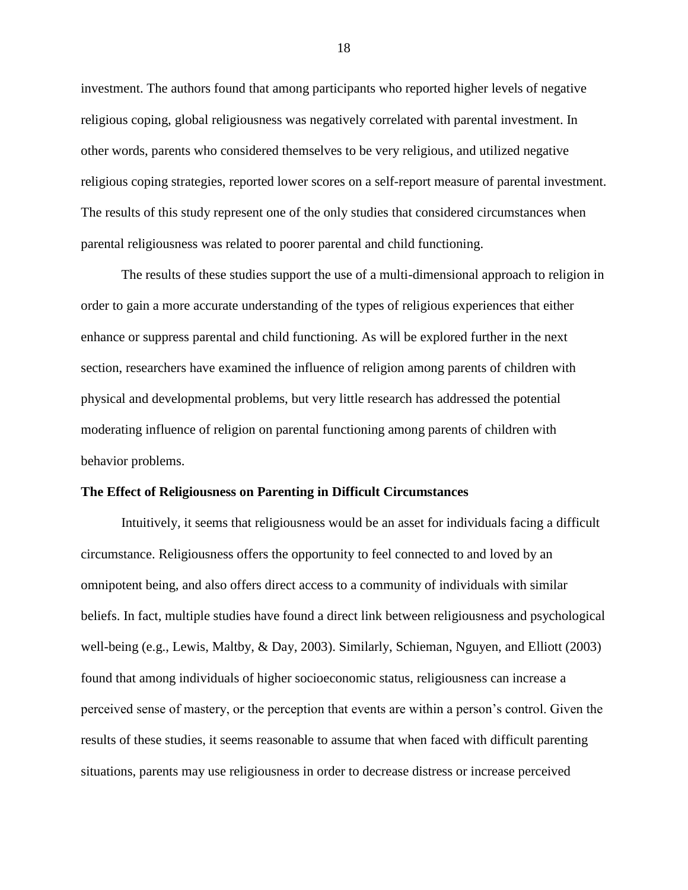investment. The authors found that among participants who reported higher levels of negative religious coping, global religiousness was negatively correlated with parental investment. In other words, parents who considered themselves to be very religious, and utilized negative religious coping strategies, reported lower scores on a self-report measure of parental investment. The results of this study represent one of the only studies that considered circumstances when parental religiousness was related to poorer parental and child functioning.

The results of these studies support the use of a multi-dimensional approach to religion in order to gain a more accurate understanding of the types of religious experiences that either enhance or suppress parental and child functioning. As will be explored further in the next section, researchers have examined the influence of religion among parents of children with physical and developmental problems, but very little research has addressed the potential moderating influence of religion on parental functioning among parents of children with behavior problems.

**The Effect of Religiousness on Parenting in Difficult Circumstances**

Intuitively, it seems that religiousness would be an asset for individuals facing a difficult circumstance. Religiousness offers the opportunity to feel connected to and loved by an omnipotent being, and also offers direct access to a community of individuals with similar beliefs. In fact, multiple studies have found a direct link between religiousness and psychological well-being (e.g., Lewis, Maltby, & Day, 2003). Similarly, Schieman, Nguyen, and Elliott (2003) found that among individuals of higher socioeconomic status, religiousness can increase a perceived sense of mastery, or the perception that events are within a person's control. Given the results of these studies, it seems reasonable to assume that when faced with difficult parenting situations, parents may use religiousness in order to decrease distress or increase perceived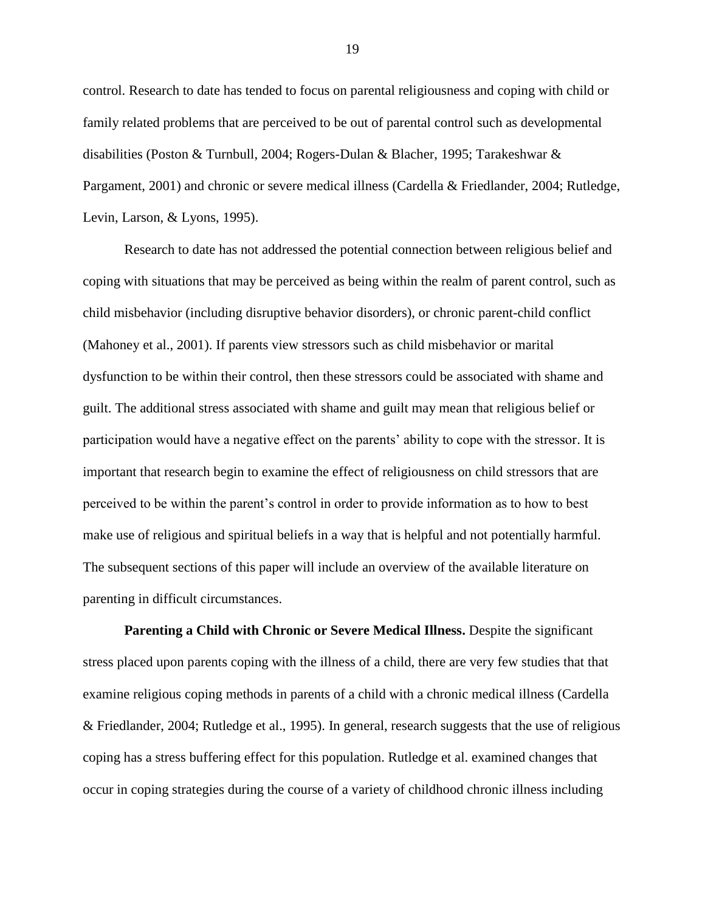control. Research to date has tended to focus on parental religiousness and coping with child or family related problems that are perceived to be out of parental control such as developmental disabilities (Poston & Turnbull, 2004; Rogers-Dulan & Blacher, 1995; Tarakeshwar & Pargament, 2001) and chronic or severe medical illness (Cardella & Friedlander, 2004; Rutledge, Levin, Larson, & Lyons, 1995).

Research to date has not addressed the potential connection between religious belief and coping with situations that may be perceived as being within the realm of parent control, such as child misbehavior (including disruptive behavior disorders), or chronic parent-child conflict (Mahoney et al., 2001). If parents view stressors such as child misbehavior or marital dysfunction to be within their control, then these stressors could be associated with shame and guilt. The additional stress associated with shame and guilt may mean that religious belief or participation would have a negative effect on the parents' ability to cope with the stressor. It is important that research begin to examine the effect of religiousness on child stressors that are perceived to be within the parent's control in order to provide information as to how to best make use of religious and spiritual beliefs in a way that is helpful and not potentially harmful. The subsequent sections of this paper will include an overview of the available literature on parenting in difficult circumstances.

**Parenting a Child with Chronic or Severe Medical Illness.** Despite the significant stress placed upon parents coping with the illness of a child, there are very few studies that that examine religious coping methods in parents of a child with a chronic medical illness (Cardella & Friedlander, 2004; Rutledge et al., 1995). In general, research suggests that the use of religious coping has a stress buffering effect for this population. Rutledge et al. examined changes that occur in coping strategies during the course of a variety of childhood chronic illness including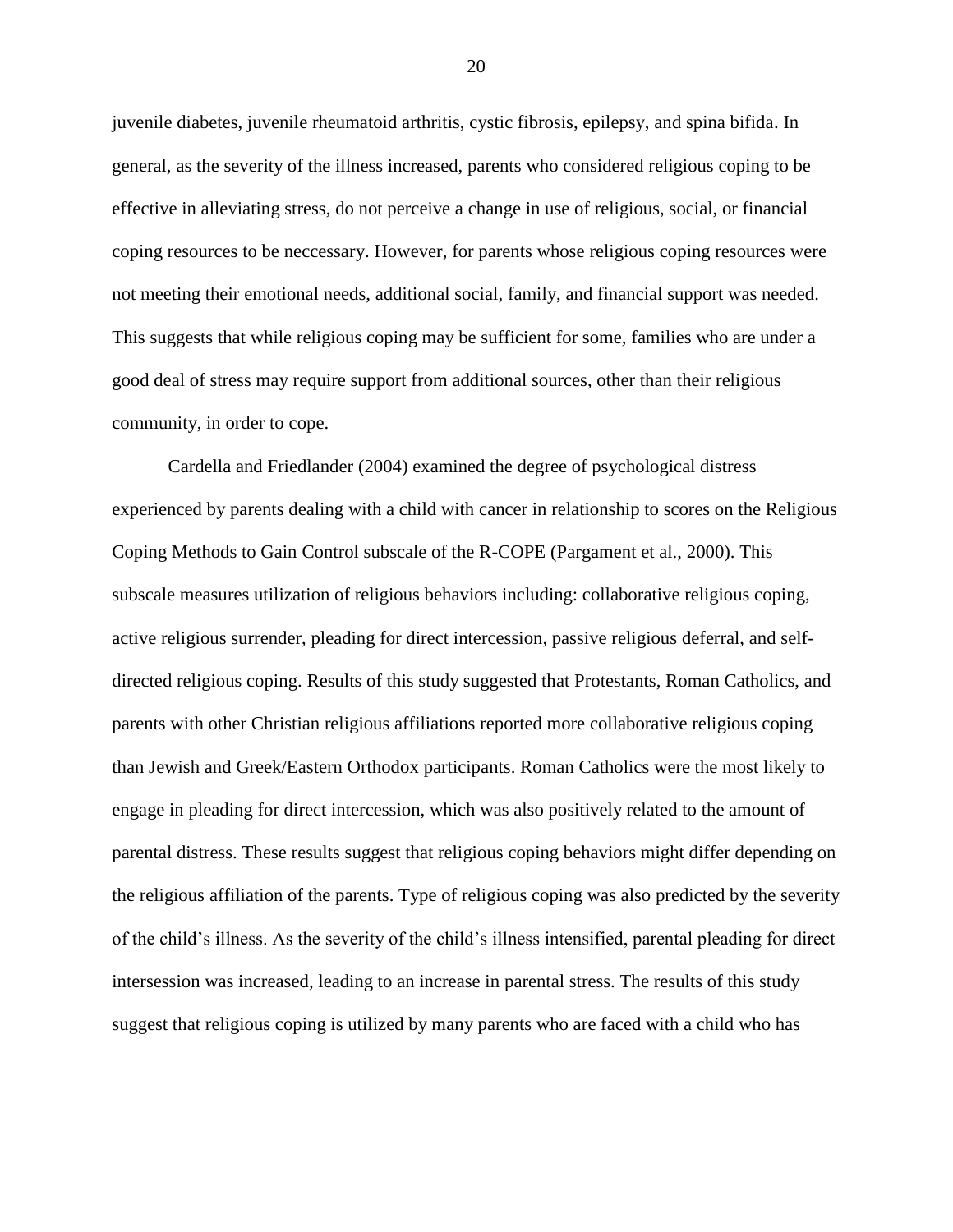juvenile diabetes, juvenile rheumatoid arthritis, cystic fibrosis, epilepsy, and spina bifida. In general, as the severity of the illness increased, parents who considered religious coping to be effective in alleviating stress, do not perceive a change in use of religious, social, or financial coping resources to be neccessary. However, for parents whose religious coping resources were not meeting their emotional needs, additional social, family, and financial support was needed. This suggests that while religious coping may be sufficient for some, families who are under a good deal of stress may require support from additional sources, other than their religious community, in order to cope.

Cardella and Friedlander (2004) examined the degree of psychological distress experienced by parents dealing with a child with cancer in relationship to scores on the Religious Coping Methods to Gain Control subscale of the R-COPE (Pargament et al., 2000). This subscale measures utilization of religious behaviors including: collaborative religious coping, active religious surrender, pleading for direct intercession, passive religious deferral, and self-directed religious coping. Results of this study suggested that Protestants, Roman Catholics, and parents with other Christian religious affiliations reported more collaborative religious coping than Jewish and Greek/Eastern Orthodox participants. Roman Catholics were the most likely to engage in pleading for direct intercession, which was also positively related to the amount of parental distress. These results suggest that religious coping behaviors might differ depending on the religious affiliation of the parents. Type of religious coping was also predicted by the severity of the child's illness. As the severity of the child's illness intensified, parental pleading for direct intersession was increased, leading to an increase in parental stress. The results of this study suggest that religious coping is utilized by many parents who are faced with a child who has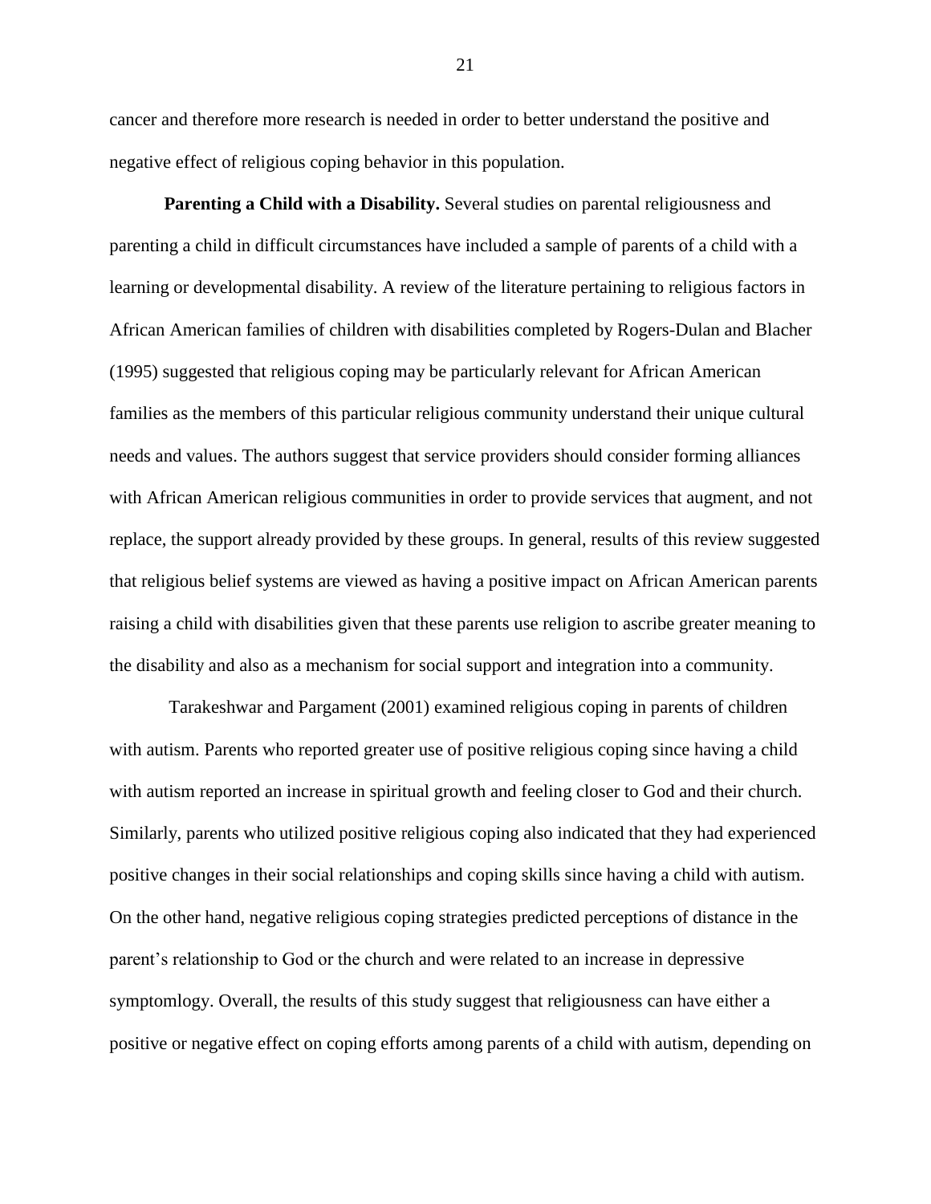cancer and therefore more research is needed in order to better understand the positive and negative effect of religious coping behavior in this population.

**Parenting a Child with a Disability.** Several studies on parental religiousness and parenting a child in difficult circumstances have included a sample of parents of a child with a learning or developmental disability. A review of the literature pertaining to religious factors in African American families of children with disabilities completed by Rogers-Dulan and Blacher (1995) suggested that religious coping may be particularly relevant for African American families as the members of this particular religious community understand their unique cultural needs and values. The authors suggest that service providers should consider forming alliances with African American religious communities in order to provide services that augment, and not replace, the support already provided by these groups. In general, results of this review suggested that religious belief systems are viewed as having a positive impact on African American parents raising a child with disabilities given that these parents use religion to ascribe greater meaning to the disability and also as a mechanism for social support and integration into a community.

Tarakeshwar and Pargament (2001) examined religious coping in parents of children with autism. Parents who reported greater use of positive religious coping since having a child with autism reported an increase in spiritual growth and feeling closer to God and their church. Similarly, parents who utilized positive religious coping also indicated that they had experienced positive changes in their social relationships and coping skills since having a child with autism. On the other hand, negative religious coping strategies predicted perceptions of distance in the parent's relationship to God or the church and were related to an increase in depressive symptomlogy. Overall, the results of this study suggest that religiousness can have either a positive or negative effect on coping efforts among parents of a child with autism, depending on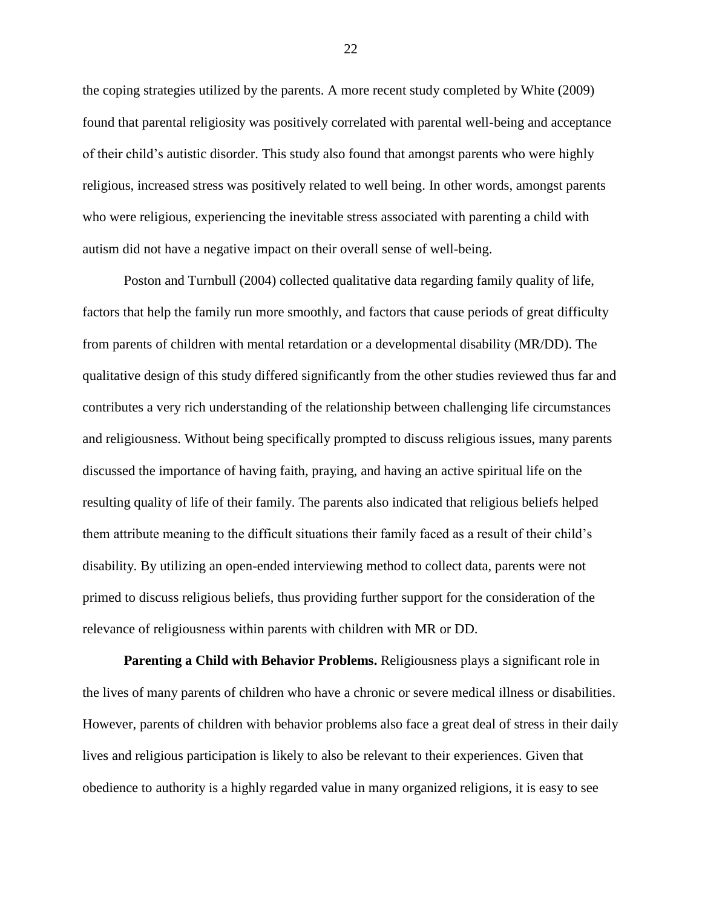the coping strategies utilized by the parents. A more recent study completed by White (2009) found that parental religiosity was positively correlated with parental well-being and acceptance of their child's autistic disorder. This study also found that amongst parents who were highly religious, increased stress was positively related to well being. In other words, amongst parents who were religious, experiencing the inevitable stress associated with parenting a child with autism did not have a negative impact on their overall sense of well-being.

Poston and Turnbull (2004) collected qualitative data regarding family quality of life, factors that help the family run more smoothly, and factors that cause periods of great difficulty from parents of children with mental retardation or a developmental disability (MR/DD). The qualitative design of this study differed significantly from the other studies reviewed thus far and contributes a very rich understanding of the relationship between challenging life circumstances and religiousness. Without being specifically prompted to discuss religious issues, many parents discussed the importance of having faith, praying, and having an active spiritual life on the resulting quality of life of their family. The parents also indicated that religious beliefs helped them attribute meaning to the difficult situations their family faced as a result of their child's disability. By utilizing an open-ended interviewing method to collect data, parents were not primed to discuss religious beliefs, thus providing further support for the consideration of the relevance of religiousness within parents with children with MR or DD.

**Parenting a Child with Behavior Problems.** Religiousness plays a significant role in the lives of many parents of children who have a chronic or severe medical illness or disabilities. However, parents of children with behavior problems also face a great deal of stress in their daily lives and religious participation is likely to also be relevant to their experiences. Given that obedience to authority is a highly regarded value in many organized religions, it is easy to see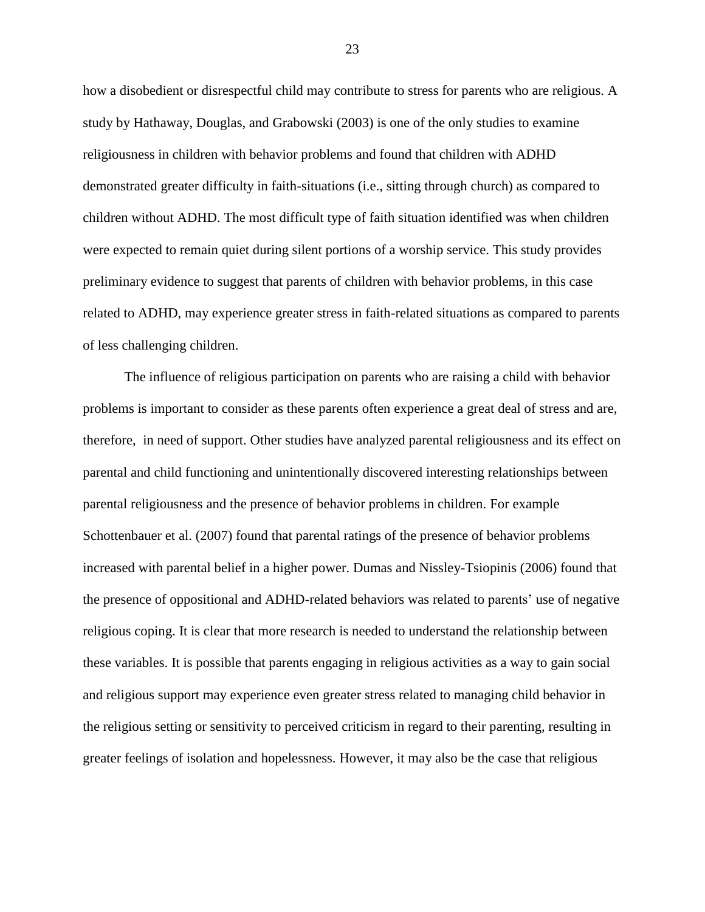how a disobedient or disrespectful child may contribute to stress for parents who are religious. A study by Hathaway, Douglas, and Grabowski (2003) is one of the only studies to examine religiousness in children with behavior problems and found that children with ADHD demonstrated greater difficulty in faith-situations (i.e., sitting through church) as compared to children without ADHD. The most difficult type of faith situation identified was when children were expected to remain quiet during silent portions of a worship service. This study provides preliminary evidence to suggest that parents of children with behavior problems, in this case related to ADHD, may experience greater stress in faith-related situations as compared to parents of less challenging children.

The influence of religious participation on parents who are raising a child with behavior problems is important to consider as these parents often experience a great deal of stress and are, therefore, in need of support. Other studies have analyzed parental religiousness and its effect on parental and child functioning and unintentionally discovered interesting relationships between parental religiousness and the presence of behavior problems in children. For example Schottenbauer et al. (2007) found that parental ratings of the presence of behavior problems increased with parental belief in a higher power. Dumas and Nissley-Tsiopinis (2006) found that the presence of oppositional and ADHD-related behaviors was related to parents' use of negative religious coping. It is clear that more research is needed to understand the relationship between these variables. It is possible that parents engaging in religious activities as a way to gain social and religious support may experience even greater stress related to managing child behavior in the religious setting or sensitivity to perceived criticism in regard to their parenting, resulting in greater feelings of isolation and hopelessness. However, it may also be the case that religious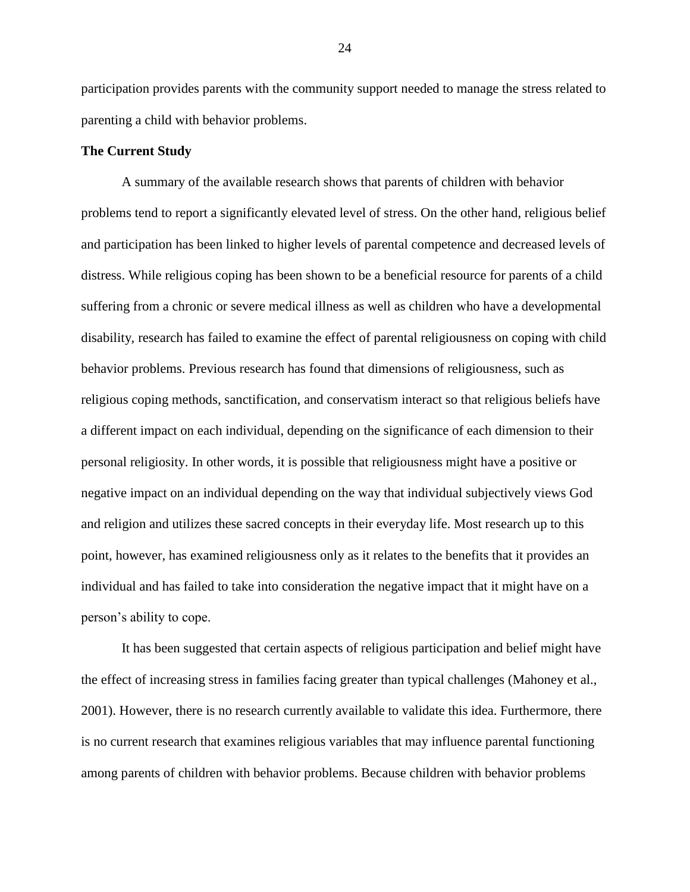participation provides parents with the community support needed to manage the stress related to parenting a child with behavior problems.

**The Current Study**

A summary of the available research shows that parents of children with behavior problems tend to report a significantly elevated level of stress. On the other hand, religious belief and participation has been linked to higher levels of parental competence and decreased levels of distress. While religious coping has been shown to be a beneficial resource for parents of a child suffering from a chronic or severe medical illness as well as children who have a developmental disability, research has failed to examine the effect of parental religiousness on coping with child behavior problems. Previous research has found that dimensions of religiousness, such as religious coping methods, sanctification, and conservatism interact so that religious beliefs have a different impact on each individual, depending on the significance of each dimension to their personal religiosity. In other words, it is possible that religiousness might have a positive or negative impact on an individual depending on the way that individual subjectively views God and religion and utilizes these sacred concepts in their everyday life. Most research up to this point, however, has examined religiousness only as it relates to the benefits that it provides an individual and has failed to take into consideration the negative impact that it might have on a person's ability to cope.

It has been suggested that certain aspects of religious participation and belief might have the effect of increasing stress in families facing greater than typical challenges (Mahoney et al., 2001). However, there is no research currently available to validate this idea. Furthermore, there is no current research that examines religious variables that may influence parental functioning among parents of children with behavior problems. Because children with behavior problems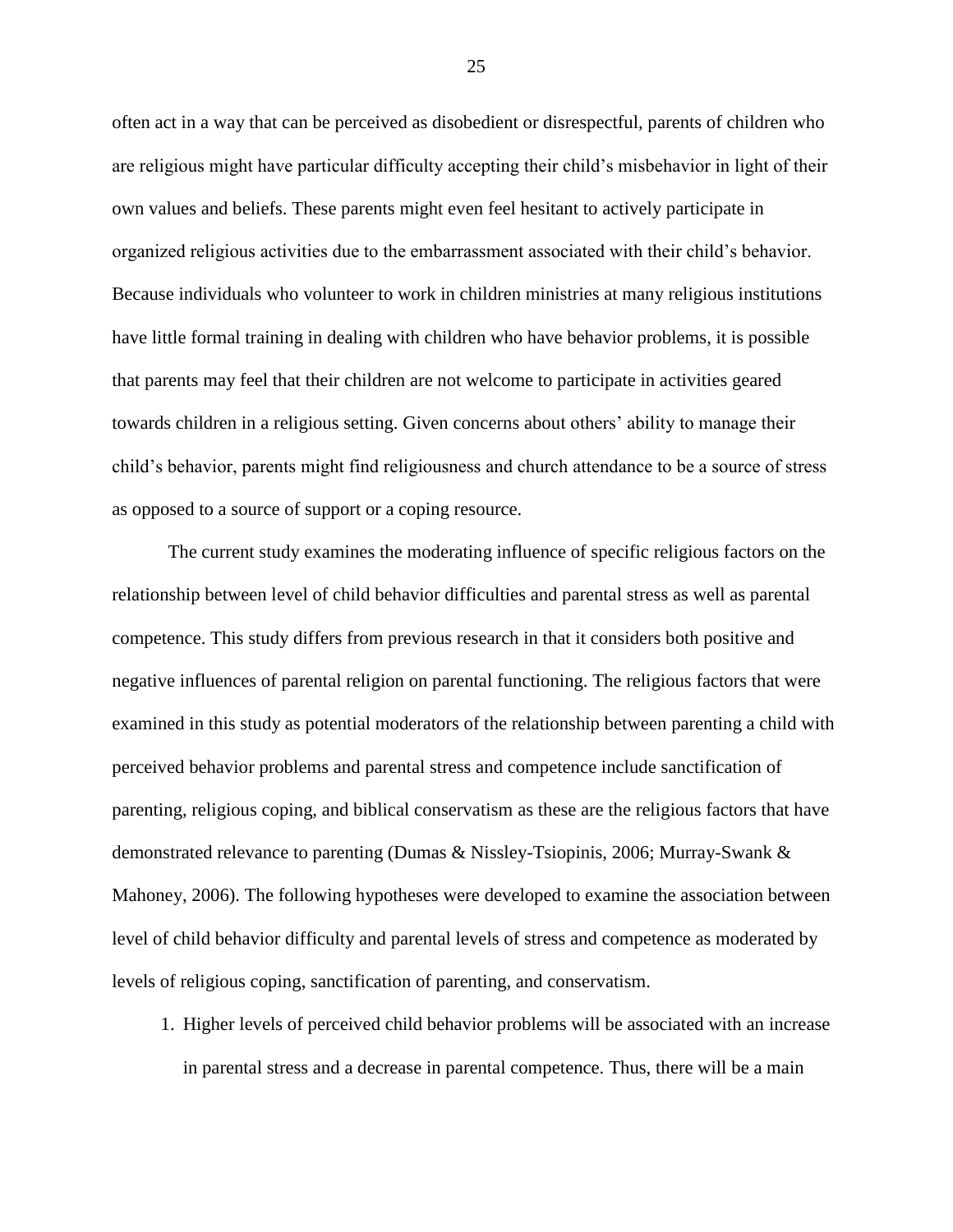often act in a way that can be perceived as disobedient or disrespectful, parents of children who are religious might have particular difficulty accepting their child's misbehavior in light of their own values and beliefs. These parents might even feel hesitant to actively participate in organized religious activities due to the embarrassment associated with their child's behavior. Because individuals who volunteer to work in children ministries at many religious institutions have little formal training in dealing with children who have behavior problems, it is possible that parents may feel that their children are not welcome to participate in activities geared towards children in a religious setting. Given concerns about others' ability to manage their child's behavior, parents might find religiousness and church attendance to be a source of stress as opposed to a source of support or a coping resource.

The current study examines the moderating influence of specific religious factors on the relationship between level of child behavior difficulties and parental stress as well as parental competence. This study differs from previous research in that it considers both positive and negative influences of parental religion on parental functioning. The religious factors that were examined in this study as potential moderators of the relationship between parenting a child with perceived behavior problems and parental stress and competence include sanctification of parenting, religious coping, and biblical conservatism as these are the religious factors that have demonstrated relevance to parenting (Dumas & Nissley-Tsiopinis, 2006; Murray-Swank & Mahoney, 2006). The following hypotheses were developed to examine the association between level of child behavior difficulty and parental levels of stress and competence as moderated by levels of religious coping, sanctification of parenting, and conservatism.

1. Higher levels of perceived child behavior problems will be associated with an increase in parental stress and a decrease in parental competence. Thus, there will be a main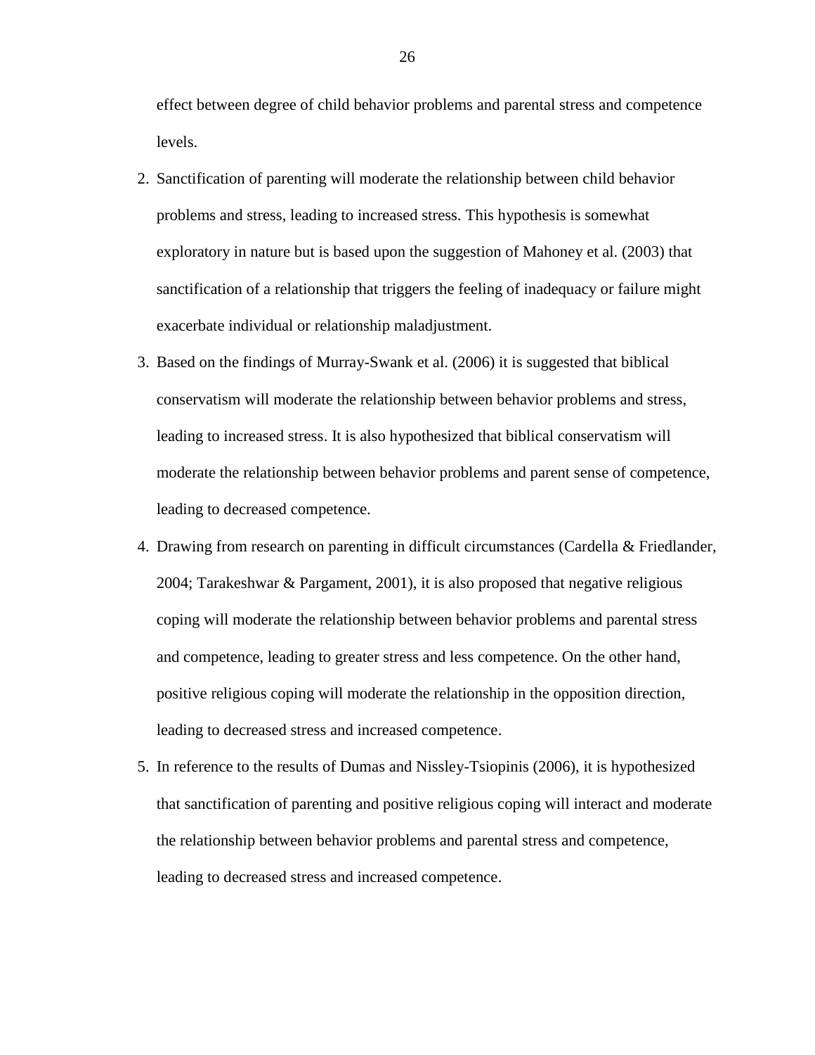effect between degree of child behavior problems and parental stress and competence levels.

2. Sanctification of parenting will moderate the relationship between child behavior problems and stress, leading to increased stress. This hypothesis is somewhat exploratory in nature but is based upon the suggestion of Mahoney et al. (2003) that sanctification of a relationship that triggers the feeling of inadequacy or failure might exacerbate individual or relationship maladjustment.
3. Based on the findings of Murray-Swank et al. (2006) it is suggested that biblical conservatism will moderate the relationship between behavior problems and stress, leading to increased stress. It is also hypothesized that biblical conservatism will moderate the relationship between behavior problems and parent sense of competence, leading to decreased competence.
4. Drawing from research on parenting in difficult circumstances (Cardella & Friedlander, 2004; Tarakeshwar & Pargament, 2001), it is also proposed that negative religious coping will moderate the relationship between behavior problems and parental stress and competence, leading to greater stress and less competence. On the other hand, positive religious coping will moderate the relationship in the opposition direction, leading to decreased stress and increased competence.
5. In reference to the results of Dumas and Nissley-Tsiopinis (2006), it is hypothesized that sanctification of parenting and positive religious coping will interact and moderate the relationship between behavior problems and parental stress and competence, leading to decreased stress and increased competence.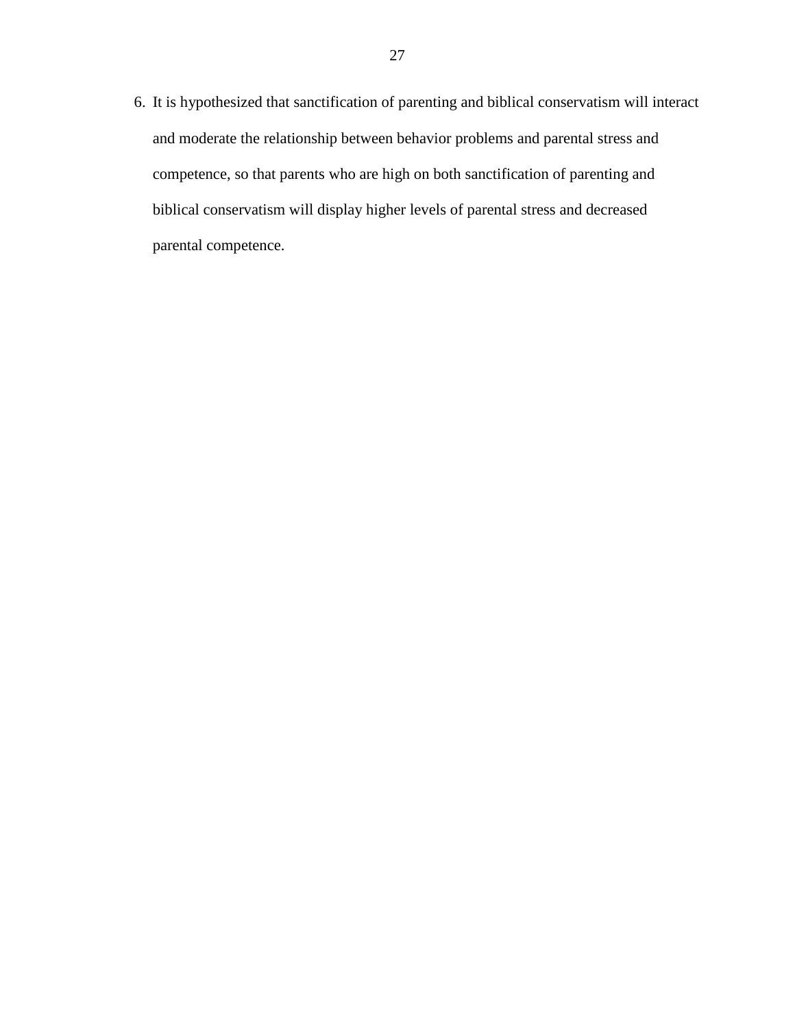6. It is hypothesized that sanctification of parenting and biblical conservatism will interact and moderate the relationship between behavior problems and parental stress and competence, so that parents who are high on both sanctification of parenting and biblical conservatism will display higher levels of parental stress and decreased parental competence.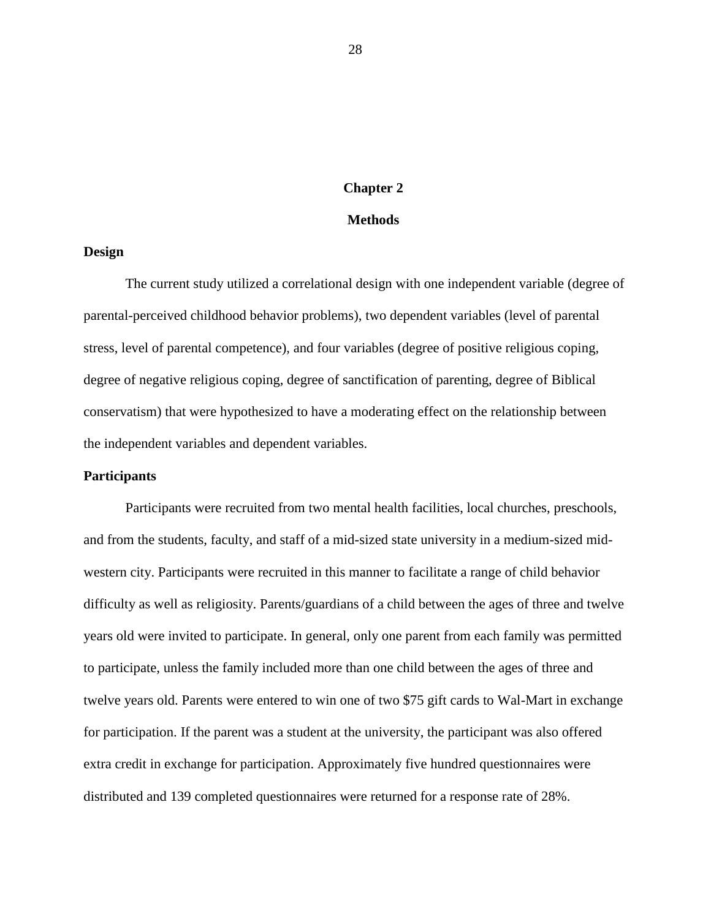# Chapter 2

# Methods

## Design

The current study utilized a correlational design with one independent variable (degree of parental-perceived childhood behavior problems), two dependent variables (level of parental stress, level of parental competence), and four variables (degree of positive religious coping, degree of negative religious coping, degree of sanctification of parenting, degree of Biblical conservatism) that were hypothesized to have a moderating effect on the relationship between the independent variables and dependent variables.

## Participants

Participants were recruited from two mental health facilities, local churches, preschools, and from the students, faculty, and staff of a mid-sized state university in a medium-sized mid-western city. Participants were recruited in this manner to facilitate a range of child behavior difficulty as well as religiosity. Parents/guardians of a child between the ages of three and twelve years old were invited to participate. In general, only one parent from each family was permitted to participate, unless the family included more than one child between the ages of three and twelve years old. Parents were entered to win one of two $75 gift cards to Wal-Mart in exchange for participation. If the parent was a student at the university, the participant was also offered extra credit in exchange for participation. Approximately five hundred questionnaires were distributed and 139 completed questionnaires were returned for a response rate of 28%.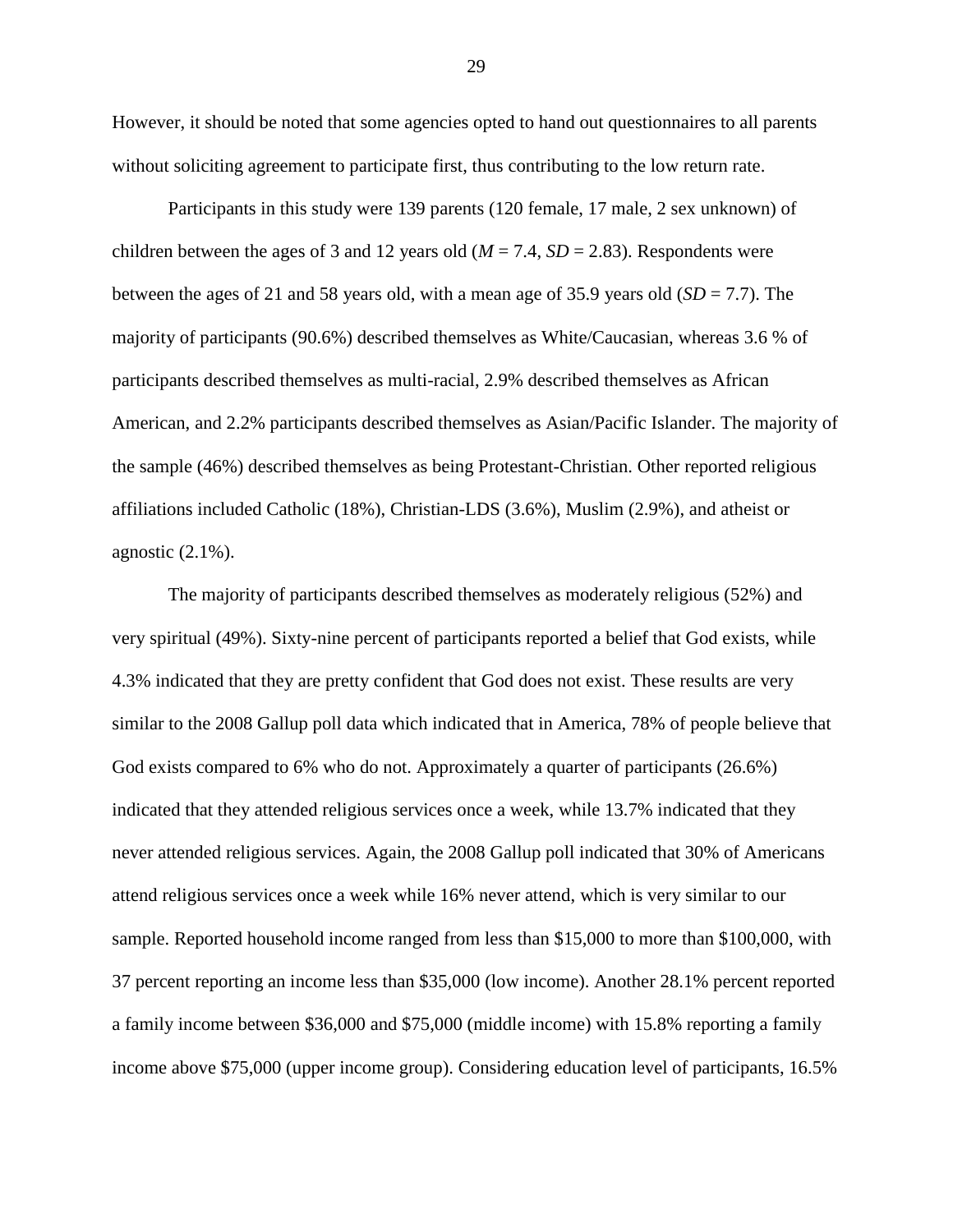However, it should be noted that some agencies opted to hand out questionnaires to all parents without soliciting agreement to participate first, thus contributing to the low return rate.

Participants in this study were 139 parents (120 female, 17 male, 2 sex unknown) of children between the ages of 3 and 12 years old (*M* = 7.4, *SD* = 2.83). Respondents were between the ages of 21 and 58 years old, with a mean age of 35.9 years old (*SD* = 7.7). The majority of participants (90.6%) described themselves as White/Caucasian, whereas 3.6 % of participants described themselves as multi-racial, 2.9% described themselves as African American, and 2.2% participants described themselves as Asian/Pacific Islander. The majority of the sample (46%) described themselves as being Protestant-Christian. Other reported religious affiliations included Catholic (18%), Christian-LDS (3.6%), Muslim (2.9%), and atheist or agnostic (2.1%).

The majority of participants described themselves as moderately religious (52%) and very spiritual (49%). Sixty-nine percent of participants reported a belief that God exists, while 4.3% indicated that they are pretty confident that God does not exist. These results are very similar to the 2008 Gallup poll data which indicated that in America, 78% of people believe that God exists compared to 6% who do not. Approximately a quarter of participants (26.6%) indicated that they attended religious services once a week, while 13.7% indicated that they never attended religious services. Again, the 2008 Gallup poll indicated that 30% of Americans attend religious services once a week while 16% never attend, which is very similar to our sample. Reported household income ranged from less than $15,000 to more than $100,000, with 37 percent reporting an income less than $35,000 (low income). Another 28.1% percent reported a family income between $36,000 and $75,000 (middle income) with 15.8% reporting a family income above $75,000 (upper income group). Considering education level of participants, 16.5%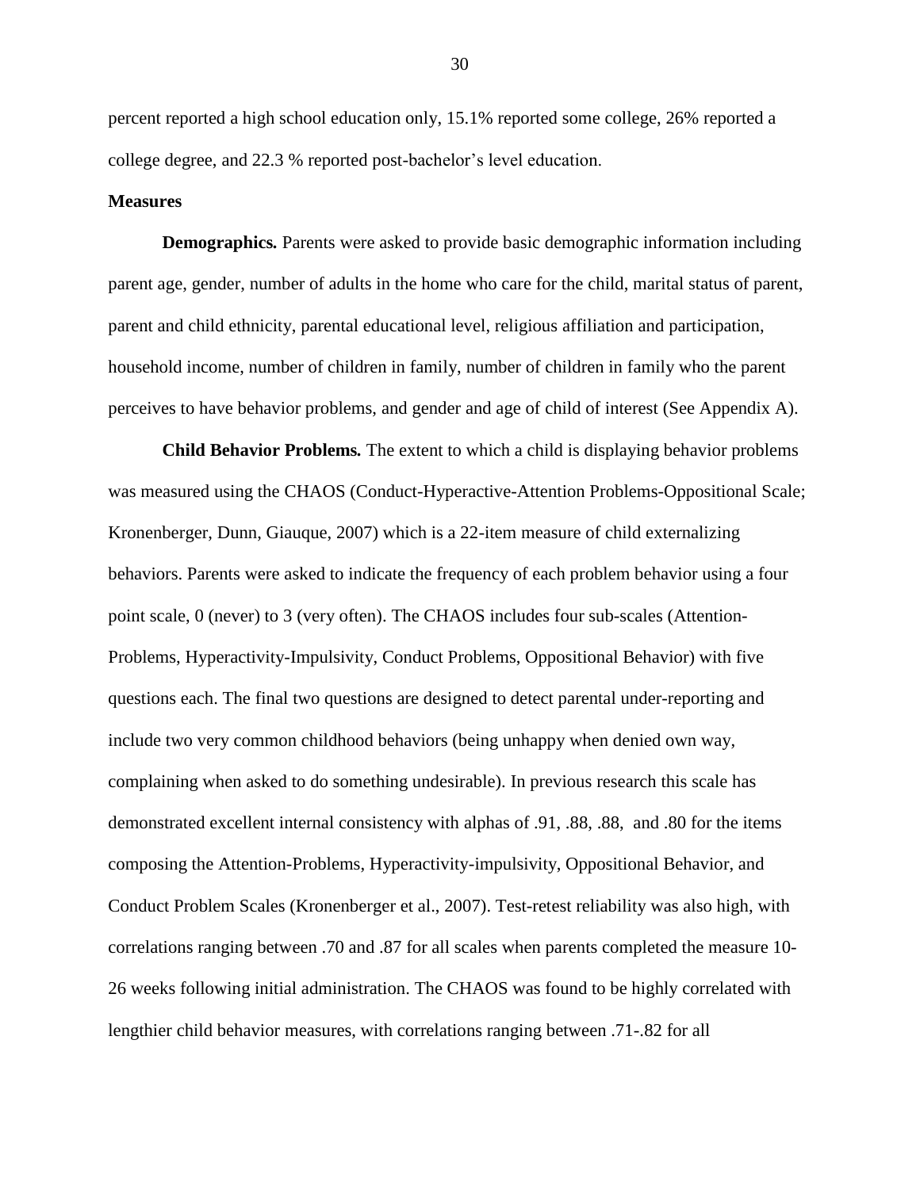percent reported a high school education only, 15.1% reported some college, 26% reported a college degree, and 22.3 % reported post-bachelor's level education.

**Measures**

**Demographics.** Parents were asked to provide basic demographic information including parent age, gender, number of adults in the home who care for the child, marital status of parent, parent and child ethnicity, parental educational level, religious affiliation and participation, household income, number of children in family, number of children in family who the parent perceives to have behavior problems, and gender and age of child of interest (See Appendix A).

**Child Behavior Problems.** The extent to which a child is displaying behavior problems was measured using the CHAOS (Conduct-Hyperactive-Attention Problems-Oppositional Scale; Kronenberger, Dunn, Giauque, 2007) which is a 22-item measure of child externalizing behaviors. Parents were asked to indicate the frequency of each problem behavior using a four point scale, 0 (never) to 3 (very often). The CHAOS includes four sub-scales (Attention-Problems, Hyperactivity-Impulsivity, Conduct Problems, Oppositional Behavior) with five questions each. The final two questions are designed to detect parental under-reporting and include two very common childhood behaviors (being unhappy when denied own way, complaining when asked to do something undesirable). In previous research this scale has demonstrated excellent internal consistency with alphas of .91, .88, .88, and .80 for the items composing the Attention-Problems, Hyperactivity-impulsivity, Oppositional Behavior, and Conduct Problem Scales (Kronenberger et al., 2007). Test-retest reliability was also high, with correlations ranging between .70 and .87 for all scales when parents completed the measure 10-26 weeks following initial administration. The CHAOS was found to be highly correlated with lengthier child behavior measures, with correlations ranging between .71-.82 for all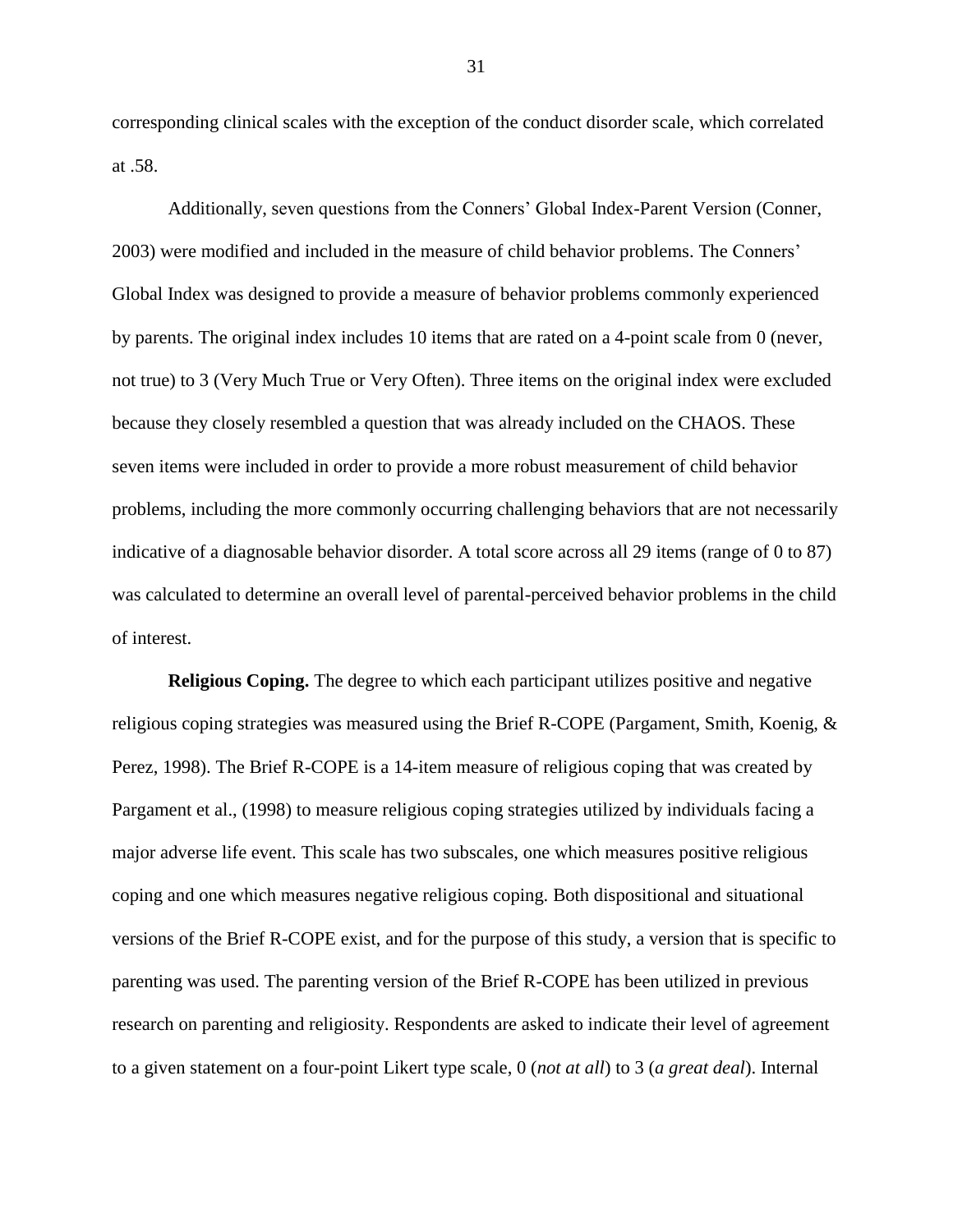corresponding clinical scales with the exception of the conduct disorder scale, which correlated at .58.

Additionally, seven questions from the Conners' Global Index-Parent Version (Conner, 2003) were modified and included in the measure of child behavior problems. The Conners' Global Index was designed to provide a measure of behavior problems commonly experienced by parents. The original index includes 10 items that are rated on a 4-point scale from 0 (never, not true) to 3 (Very Much True or Very Often). Three items on the original index were excluded because they closely resembled a question that was already included on the CHAOS. These seven items were included in order to provide a more robust measurement of child behavior problems, including the more commonly occurring challenging behaviors that are not necessarily indicative of a diagnosable behavior disorder. A total score across all 29 items (range of 0 to 87) was calculated to determine an overall level of parental-perceived behavior problems in the child of interest.

**Religious Coping.** The degree to which each participant utilizes positive and negative religious coping strategies was measured using the Brief R-COPE (Pargament, Smith, Koenig, & Perez, 1998). The Brief R-COPE is a 14-item measure of religious coping that was created by Pargament et al., (1998) to measure religious coping strategies utilized by individuals facing a major adverse life event. This scale has two subscales, one which measures positive religious coping and one which measures negative religious coping. Both dispositional and situational versions of the Brief R-COPE exist, and for the purpose of this study, a version that is specific to parenting was used. The parenting version of the Brief R-COPE has been utilized in previous research on parenting and religiosity. Respondents are asked to indicate their level of agreement to a given statement on a four-point Likert type scale, 0 (*not at all*) to 3 (*a great deal*). Internal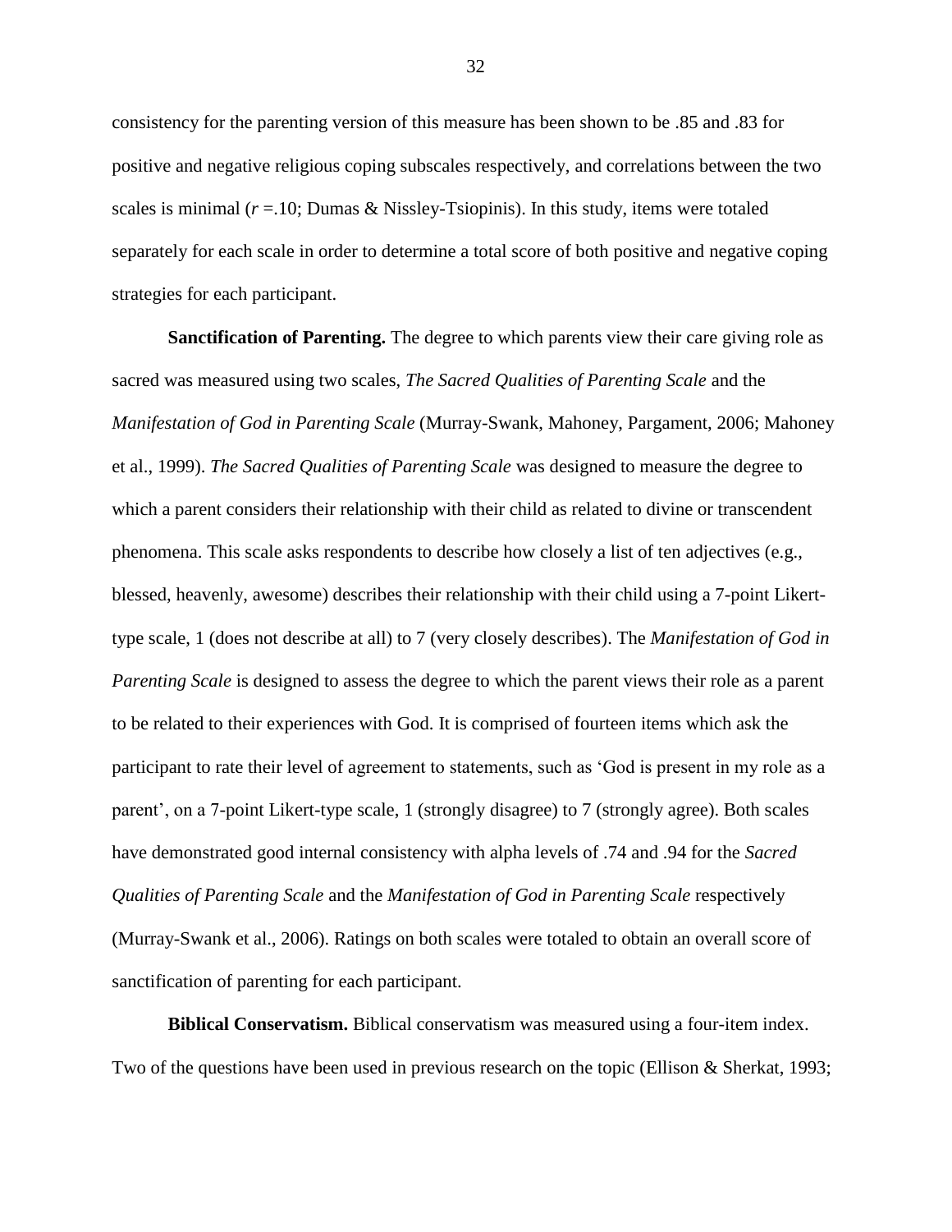consistency for the parenting version of this measure has been shown to be .85 and .83 for positive and negative religious coping subscales respectively, and correlations between the two scales is minimal ($r$ =.10; Dumas & Nissley-Tsiopinis). In this study, items were totaled separately for each scale in order to determine a total score of both positive and negative coping strategies for each participant.

**Sanctification of Parenting.** The degree to which parents view their care giving role as sacred was measured using two scales, *The Sacred Qualities of Parenting Scale* and the *Manifestation of God in Parenting Scale* (Murray-Swank, Mahoney, Pargament, 2006; Mahoney et al., 1999). *The Sacred Qualities of Parenting Scale* was designed to measure the degree to which a parent considers their relationship with their child as related to divine or transcendent phenomena. This scale asks respondents to describe how closely a list of ten adjectives (e.g., blessed, heavenly, awesome) describes their relationship with their child using a 7-point Likert-type scale, 1 (does not describe at all) to 7 (very closely describes). The *Manifestation of God in Parenting Scale* is designed to assess the degree to which the parent views their role as a parent to be related to their experiences with God. It is comprised of fourteen items which ask the participant to rate their level of agreement to statements, such as 'God is present in my role as a parent', on a 7-point Likert-type scale, 1 (strongly disagree) to 7 (strongly agree). Both scales have demonstrated good internal consistency with alpha levels of .74 and .94 for the *Sacred Qualities of Parenting Scale* and the *Manifestation of God in Parenting Scale* respectively (Murray-Swank et al., 2006). Ratings on both scales were totaled to obtain an overall score of sanctification of parenting for each participant.

**Biblical Conservatism.** Biblical conservatism was measured using a four-item index. Two of the questions have been used in previous research on the topic (Ellison & Sherkat, 1993;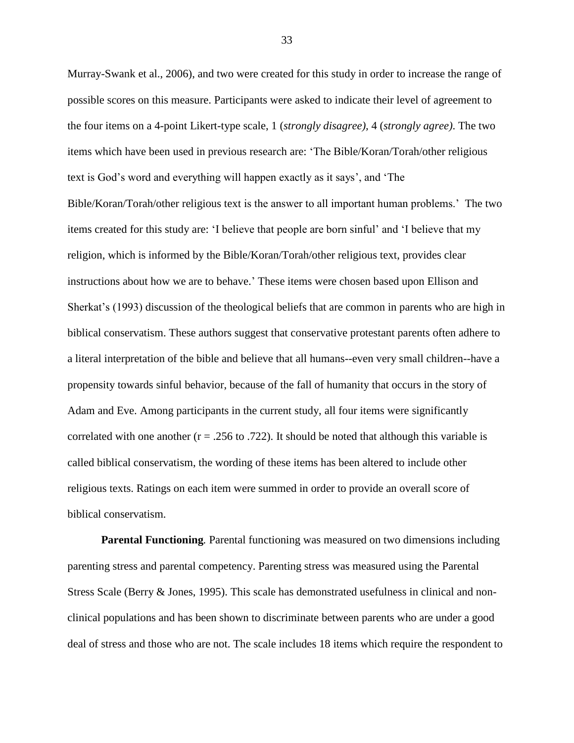Murray-Swank et al., 2006), and two were created for this study in order to increase the range of possible scores on this measure. Participants were asked to indicate their level of agreement to the four items on a 4-point Likert-type scale, 1 (*strongly disagree),* 4 (*strongly agree)*. The two items which have been used in previous research are: 'The Bible/Koran/Torah/other religious text is God's word and everything will happen exactly as it says', and 'The Bible/Koran/Torah/other religious text is the answer to all important human problems.' The two items created for this study are: 'I believe that people are born sinful' and 'I believe that my religion, which is informed by the Bible/Koran/Torah/other religious text, provides clear instructions about how we are to behave.' These items were chosen based upon Ellison and Sherkat's (1993) discussion of the theological beliefs that are common in parents who are high in biblical conservatism. These authors suggest that conservative protestant parents often adhere to a literal interpretation of the bible and believe that all humans--even very small children--have a propensity towards sinful behavior, because of the fall of humanity that occurs in the story of Adam and Eve. Among participants in the current study, all four items were significantly correlated with one another ($r = .256$ to $.722$). It should be noted that although this variable is called biblical conservatism, the wording of these items has been altered to include other religious texts. Ratings on each item were summed in order to provide an overall score of biblical conservatism.

**Parental Functioning***.* Parental functioning was measured on two dimensions including parenting stress and parental competency. Parenting stress was measured using the Parental Stress Scale (Berry & Jones, 1995). This scale has demonstrated usefulness in clinical and non-clinical populations and has been shown to discriminate between parents who are under a good deal of stress and those who are not. The scale includes 18 items which require the respondent to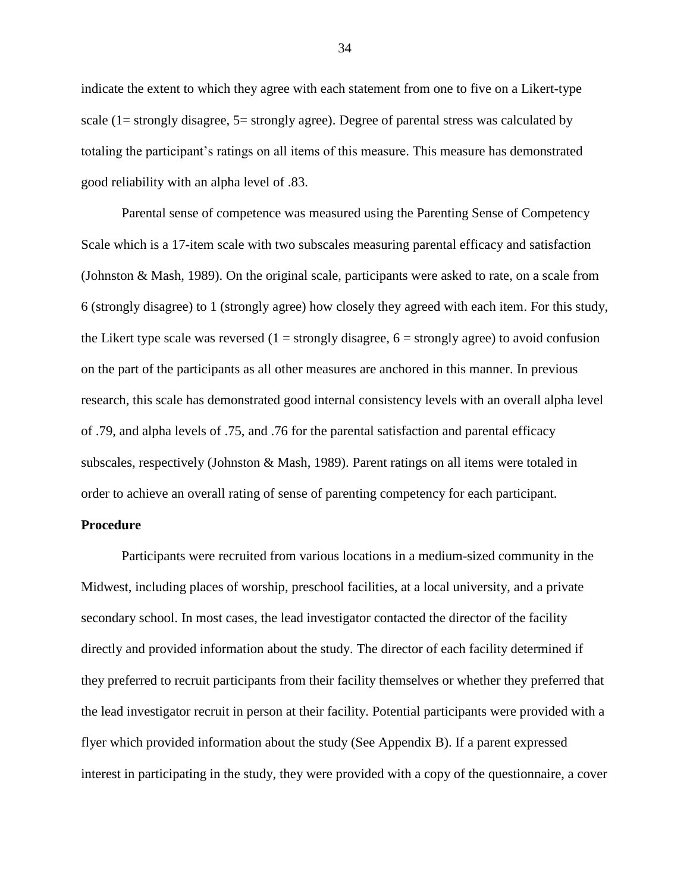indicate the extent to which they agree with each statement from one to five on a Likert-type scale (1= strongly disagree, 5= strongly agree). Degree of parental stress was calculated by totaling the participant's ratings on all items of this measure. This measure has demonstrated good reliability with an alpha level of .83.

Parental sense of competence was measured using the Parenting Sense of Competency Scale which is a 17-item scale with two subscales measuring parental efficacy and satisfaction (Johnston & Mash, 1989). On the original scale, participants were asked to rate, on a scale from 6 (strongly disagree) to 1 (strongly agree) how closely they agreed with each item. For this study, the Likert type scale was reversed (1 = strongly disagree, 6 = strongly agree) to avoid confusion on the part of the participants as all other measures are anchored in this manner. In previous research, this scale has demonstrated good internal consistency levels with an overall alpha level of .79, and alpha levels of .75, and .76 for the parental satisfaction and parental efficacy subscales, respectively (Johnston & Mash, 1989). Parent ratings on all items were totaled in order to achieve an overall rating of sense of parenting competency for each participant.

**Procedure**

Participants were recruited from various locations in a medium-sized community in the Midwest, including places of worship, preschool facilities, at a local university, and a private secondary school. In most cases, the lead investigator contacted the director of the facility directly and provided information about the study. The director of each facility determined if they preferred to recruit participants from their facility themselves or whether they preferred that the lead investigator recruit in person at their facility. Potential participants were provided with a flyer which provided information about the study (See Appendix B). If a parent expressed interest in participating in the study, they were provided with a copy of the questionnaire, a cover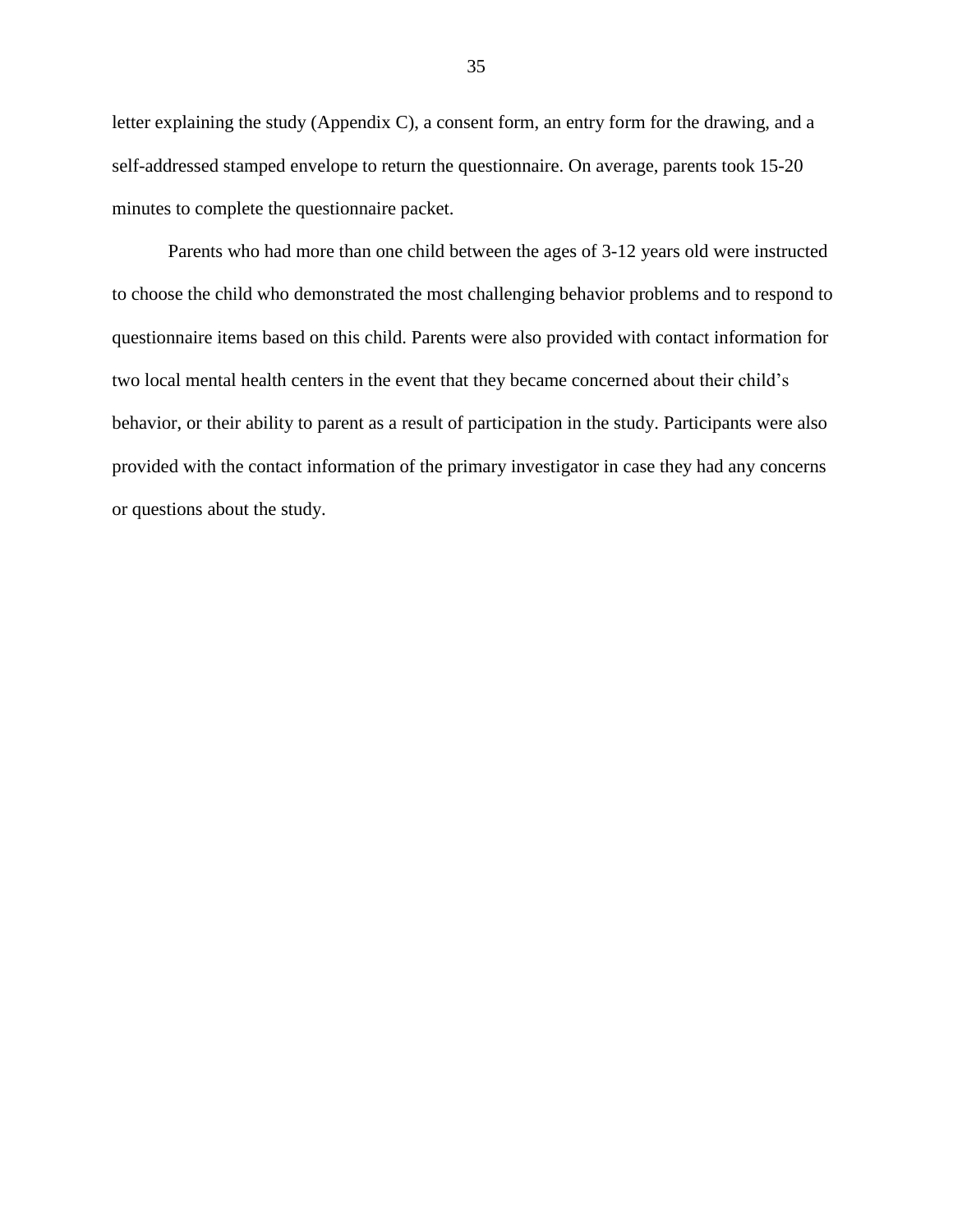letter explaining the study (Appendix C), a consent form, an entry form for the drawing, and a self-addressed stamped envelope to return the questionnaire. On average, parents took 15-20 minutes to complete the questionnaire packet.

Parents who had more than one child between the ages of 3-12 years old were instructed to choose the child who demonstrated the most challenging behavior problems and to respond to questionnaire items based on this child. Parents were also provided with contact information for two local mental health centers in the event that they became concerned about their child's behavior, or their ability to parent as a result of participation in the study. Participants were also provided with the contact information of the primary investigator in case they had any concerns or questions about the study.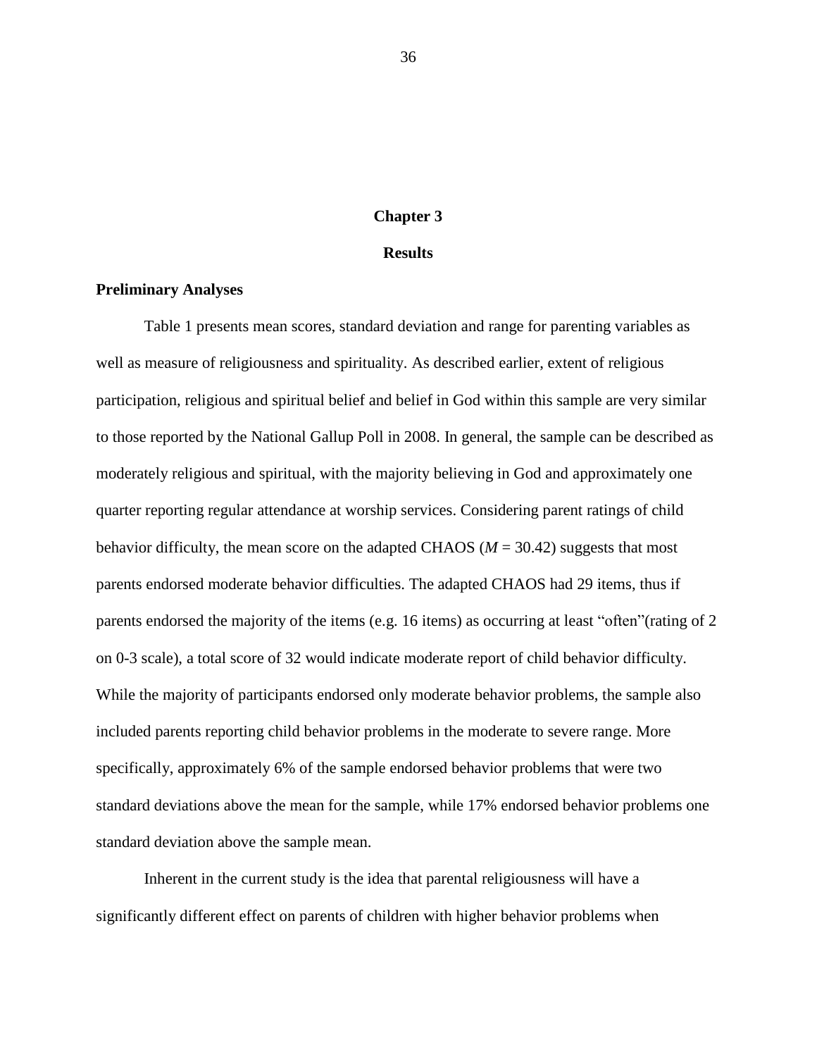# Chapter 3

## Results

### Preliminary Analyses

Table 1 presents mean scores, standard deviation and range for parenting variables as well as measure of religiousness and spirituality. As described earlier, extent of religious participation, religious and spiritual belief and belief in God within this sample are very similar to those reported by the National Gallup Poll in 2008. In general, the sample can be described as moderately religious and spiritual, with the majority believing in God and approximately one quarter reporting regular attendance at worship services. Considering parent ratings of child behavior difficulty, the mean score on the adapted CHAOS ($M$ = 30.42) suggests that most parents endorsed moderate behavior difficulties. The adapted CHAOS had 29 items, thus if parents endorsed the majority of the items (e.g. 16 items) as occurring at least "often"(rating of 2 on 0-3 scale), a total score of 32 would indicate moderate report of child behavior difficulty. While the majority of participants endorsed only moderate behavior problems, the sample also included parents reporting child behavior problems in the moderate to severe range. More specifically, approximately 6% of the sample endorsed behavior problems that were two standard deviations above the mean for the sample, while 17% endorsed behavior problems one standard deviation above the sample mean.

Inherent in the current study is the idea that parental religiousness will have a significantly different effect on parents of children with higher behavior problems when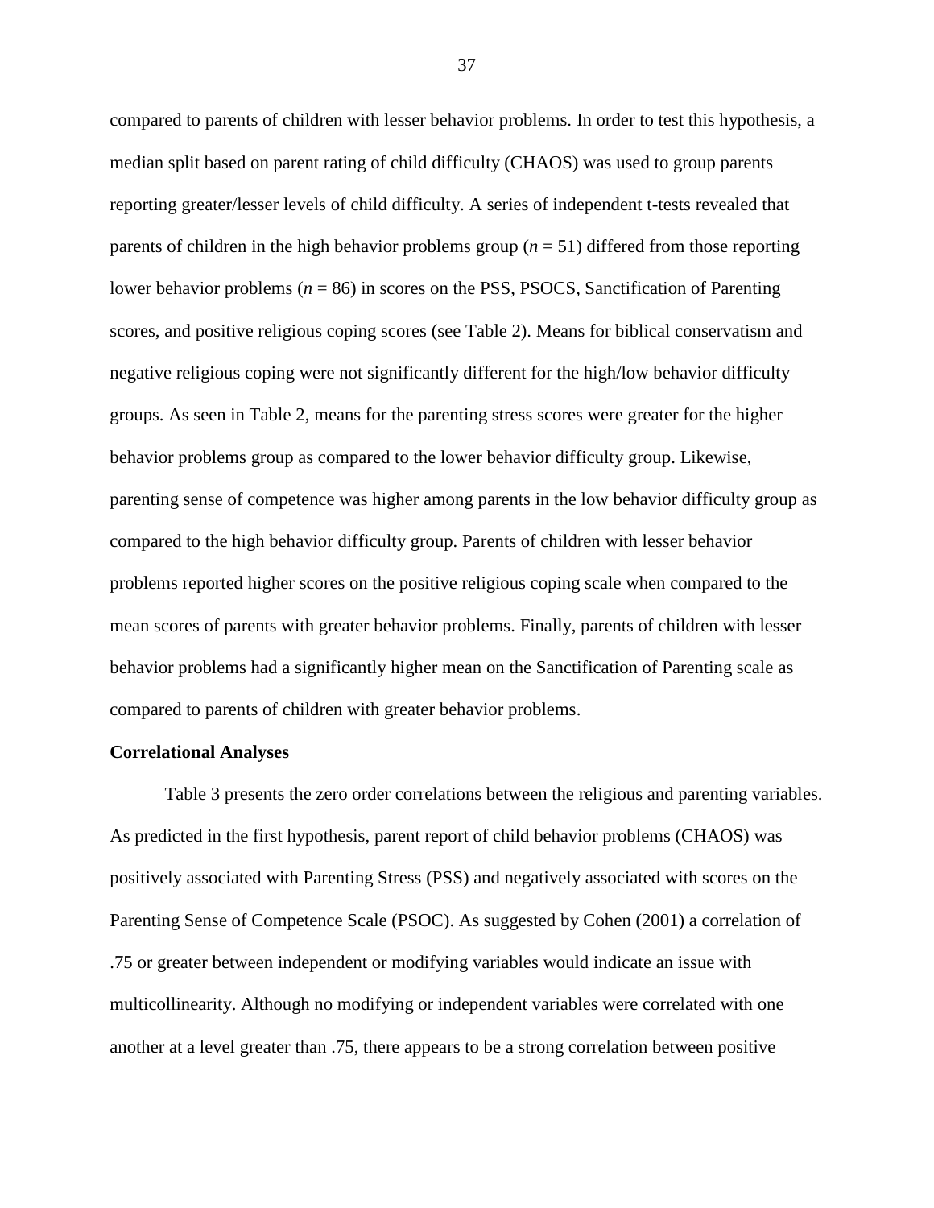compared to parents of children with lesser behavior problems. In order to test this hypothesis, a median split based on parent rating of child difficulty (CHAOS) was used to group parents reporting greater/lesser levels of child difficulty. A series of independent t-tests revealed that parents of children in the high behavior problems group ($n$ = 51) differed from those reporting lower behavior problems ($n$ = 86) in scores on the PSS, PSOCS, Sanctification of Parenting scores, and positive religious coping scores (see Table 2). Means for biblical conservatism and negative religious coping were not significantly different for the high/low behavior difficulty groups. As seen in Table 2, means for the parenting stress scores were greater for the higher behavior problems group as compared to the lower behavior difficulty group. Likewise, parenting sense of competence was higher among parents in the low behavior difficulty group as compared to the high behavior difficulty group. Parents of children with lesser behavior problems reported higher scores on the positive religious coping scale when compared to the mean scores of parents with greater behavior problems. Finally, parents of children with lesser behavior problems had a significantly higher mean on the Sanctification of Parenting scale as compared to parents of children with greater behavior problems.

**Correlational Analyses**

Table 3 presents the zero order correlations between the religious and parenting variables. As predicted in the first hypothesis, parent report of child behavior problems (CHAOS) was positively associated with Parenting Stress (PSS) and negatively associated with scores on the Parenting Sense of Competence Scale (PSOC). As suggested by Cohen (2001) a correlation of .75 or greater between independent or modifying variables would indicate an issue with multicollinearity. Although no modifying or independent variables were correlated with one another at a level greater than .75, there appears to be a strong correlation between positive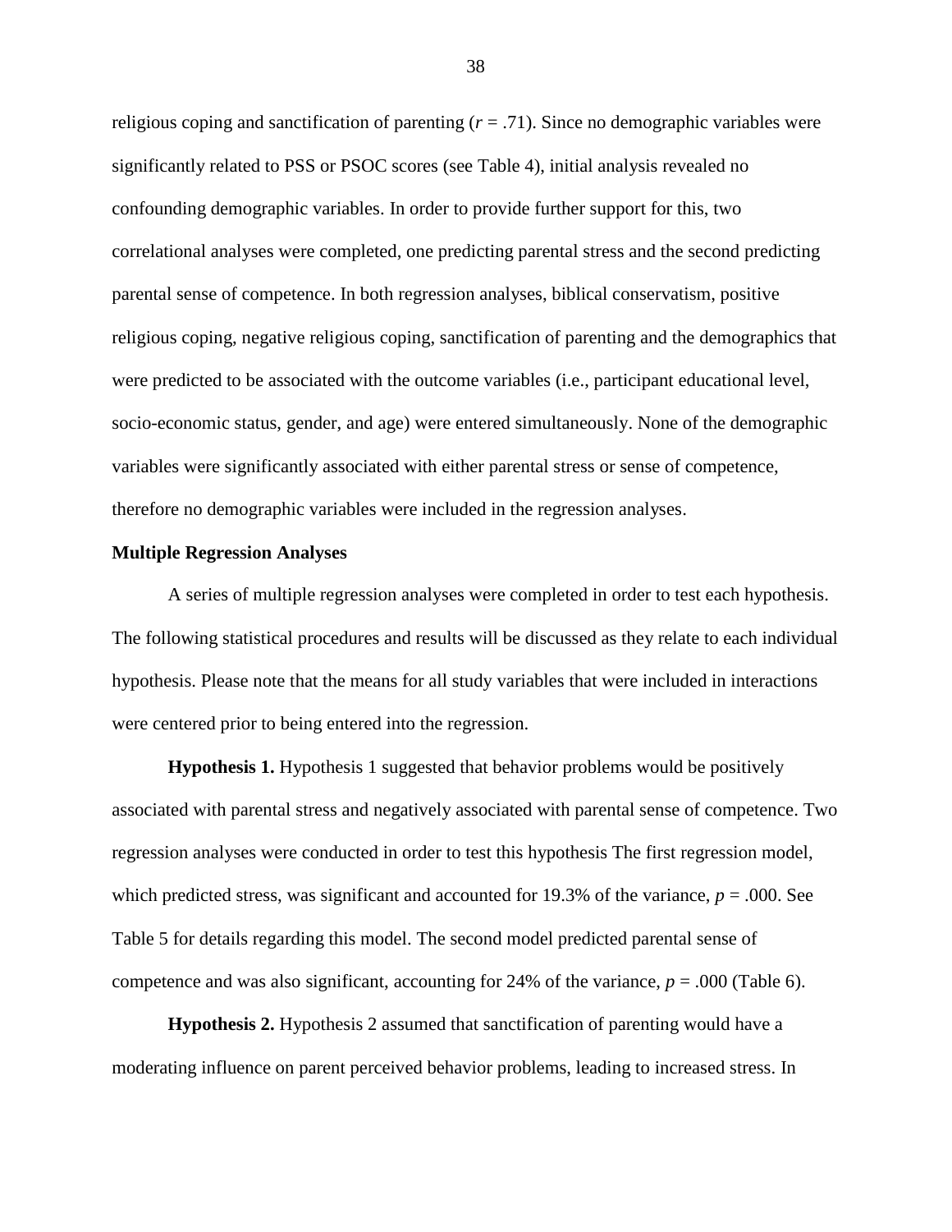religious coping and sanctification of parenting ($r = .71$). Since no demographic variables were significantly related to PSS or PSOC scores (see Table 4), initial analysis revealed no confounding demographic variables. In order to provide further support for this, two correlational analyses were completed, one predicting parental stress and the second predicting parental sense of competence. In both regression analyses, biblical conservatism, positive religious coping, negative religious coping, sanctification of parenting and the demographics that were predicted to be associated with the outcome variables (i.e., participant educational level, socio-economic status, gender, and age) were entered simultaneously. None of the demographic variables were significantly associated with either parental stress or sense of competence, therefore no demographic variables were included in the regression analyses.

**Multiple Regression Analyses**

A series of multiple regression analyses were completed in order to test each hypothesis. The following statistical procedures and results will be discussed as they relate to each individual hypothesis. Please note that the means for all study variables that were included in interactions were centered prior to being entered into the regression.

**Hypothesis 1.** Hypothesis 1 suggested that behavior problems would be positively associated with parental stress and negatively associated with parental sense of competence. Two regression analyses were conducted in order to test this hypothesis The first regression model, which predicted stress, was significant and accounted for 19.3% of the variance, $p = .000$. See Table 5 for details regarding this model. The second model predicted parental sense of competence and was also significant, accounting for 24% of the variance, $p = .000$ (Table 6).

**Hypothesis 2.** Hypothesis 2 assumed that sanctification of parenting would have a moderating influence on parent perceived behavior problems, leading to increased stress. In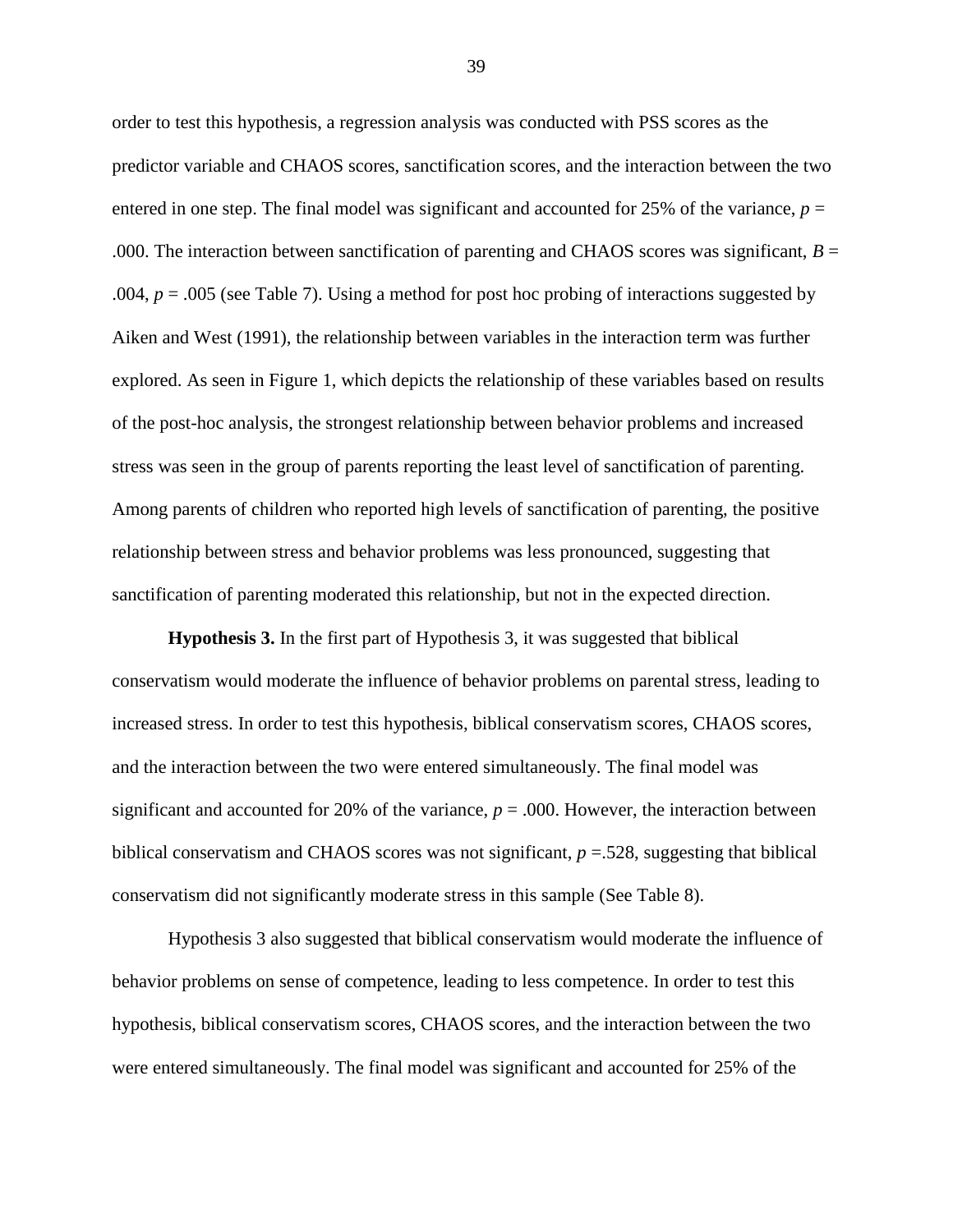order to test this hypothesis, a regression analysis was conducted with PSS scores as the predictor variable and CHAOS scores, sanctification scores, and the interaction between the two entered in one step. The final model was significant and accounted for 25% of the variance, $p$ = .000. The interaction between sanctification of parenting and CHAOS scores was significant, $B$ = .004, $p$ = .005 (see Table 7). Using a method for post hoc probing of interactions suggested by Aiken and West (1991), the relationship between variables in the interaction term was further explored. As seen in Figure 1, which depicts the relationship of these variables based on results of the post-hoc analysis, the strongest relationship between behavior problems and increased stress was seen in the group of parents reporting the least level of sanctification of parenting. Among parents of children who reported high levels of sanctification of parenting, the positive relationship between stress and behavior problems was less pronounced, suggesting that sanctification of parenting moderated this relationship, but not in the expected direction.

**Hypothesis 3.** In the first part of Hypothesis 3, it was suggested that biblical conservatism would moderate the influence of behavior problems on parental stress, leading to increased stress. In order to test this hypothesis, biblical conservatism scores, CHAOS scores, and the interaction between the two were entered simultaneously. The final model was significant and accounted for 20% of the variance, $p$ = .000. However, the interaction between biblical conservatism and CHAOS scores was not significant, $p$ =.528, suggesting that biblical conservatism did not significantly moderate stress in this sample (See Table 8).

Hypothesis 3 also suggested that biblical conservatism would moderate the influence of behavior problems on sense of competence, leading to less competence. In order to test this hypothesis, biblical conservatism scores, CHAOS scores, and the interaction between the two were entered simultaneously. The final model was significant and accounted for 25% of the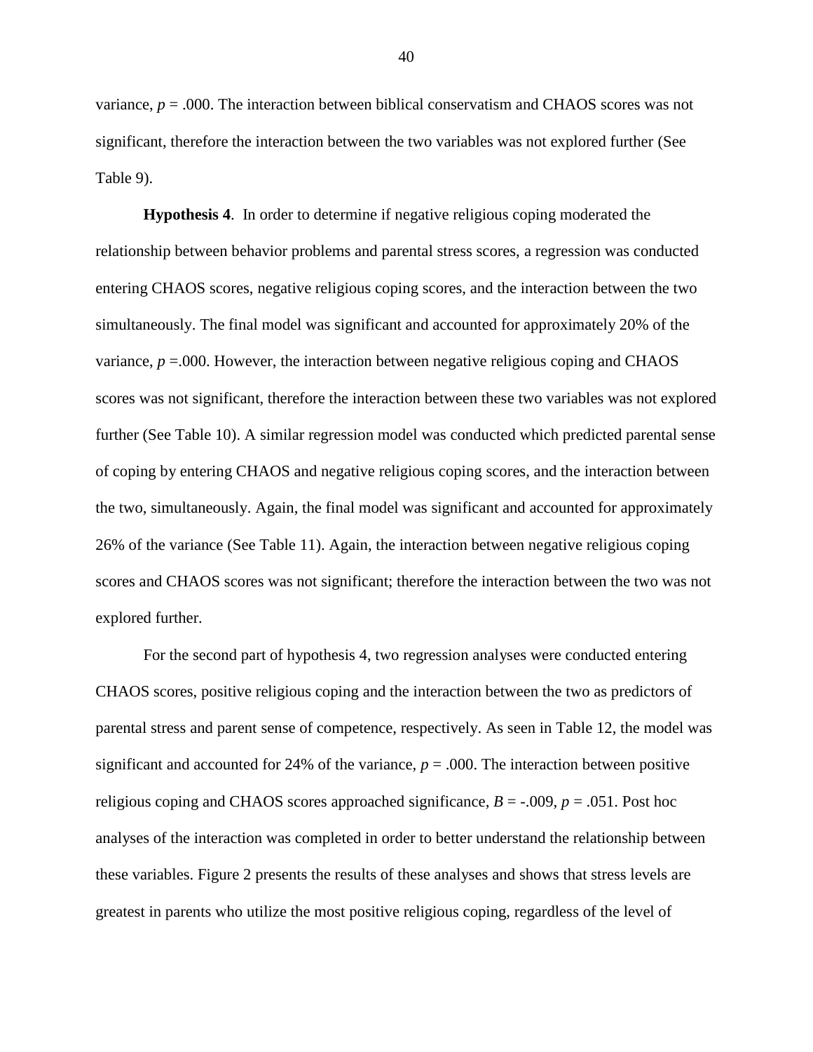variance, $p = .000$. The interaction between biblical conservatism and CHAOS scores was not significant, therefore the interaction between the two variables was not explored further (See Table 9).

**Hypothesis 4**. In order to determine if negative religious coping moderated the relationship between behavior problems and parental stress scores, a regression was conducted entering CHAOS scores, negative religious coping scores, and the interaction between the two simultaneously. The final model was significant and accounted for approximately 20% of the variance, $p = .000$. However, the interaction between negative religious coping and CHAOS scores was not significant, therefore the interaction between these two variables was not explored further (See Table 10). A similar regression model was conducted which predicted parental sense of coping by entering CHAOS and negative religious coping scores, and the interaction between the two, simultaneously. Again, the final model was significant and accounted for approximately 26% of the variance (See Table 11). Again, the interaction between negative religious coping scores and CHAOS scores was not significant; therefore the interaction between the two was not explored further.

For the second part of hypothesis 4, two regression analyses were conducted entering CHAOS scores, positive religious coping and the interaction between the two as predictors of parental stress and parent sense of competence, respectively. As seen in Table 12, the model was significant and accounted for 24% of the variance, $p = .000$. The interaction between positive religious coping and CHAOS scores approached significance, $B = -.009$, $p = .051$. Post hoc analyses of the interaction was completed in order to better understand the relationship between these variables. Figure 2 presents the results of these analyses and shows that stress levels are greatest in parents who utilize the most positive religious coping, regardless of the level of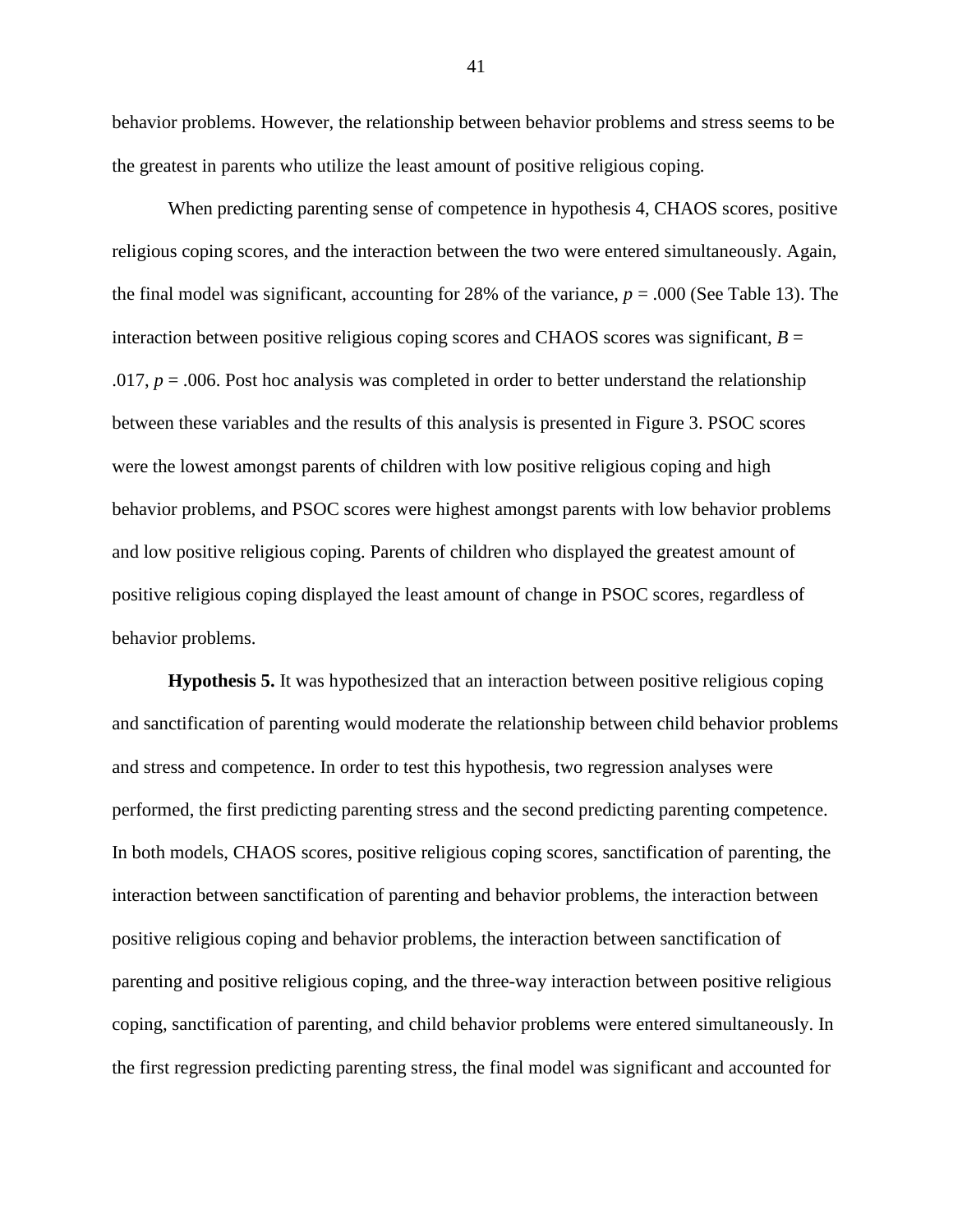behavior problems. However, the relationship between behavior problems and stress seems to be the greatest in parents who utilize the least amount of positive religious coping.

When predicting parenting sense of competence in hypothesis 4, CHAOS scores, positive religious coping scores, and the interaction between the two were entered simultaneously. Again, the final model was significant, accounting for 28% of the variance, $p = .000$ (See Table 13). The interaction between positive religious coping scores and CHAOS scores was significant, $B = .017$, $p = .006$. Post hoc analysis was completed in order to better understand the relationship between these variables and the results of this analysis is presented in Figure 3. PSOC scores were the lowest amongst parents of children with low positive religious coping and high behavior problems, and PSOC scores were highest amongst parents with low behavior problems and low positive religious coping. Parents of children who displayed the greatest amount of positive religious coping displayed the least amount of change in PSOC scores, regardless of behavior problems.

**Hypothesis 5.** It was hypothesized that an interaction between positive religious coping and sanctification of parenting would moderate the relationship between child behavior problems and stress and competence. In order to test this hypothesis, two regression analyses were performed, the first predicting parenting stress and the second predicting parenting competence. In both models, CHAOS scores, positive religious coping scores, sanctification of parenting, the interaction between sanctification of parenting and behavior problems, the interaction between positive religious coping and behavior problems, the interaction between sanctification of parenting and positive religious coping, and the three-way interaction between positive religious coping, sanctification of parenting, and child behavior problems were entered simultaneously. In the first regression predicting parenting stress, the final model was significant and accounted for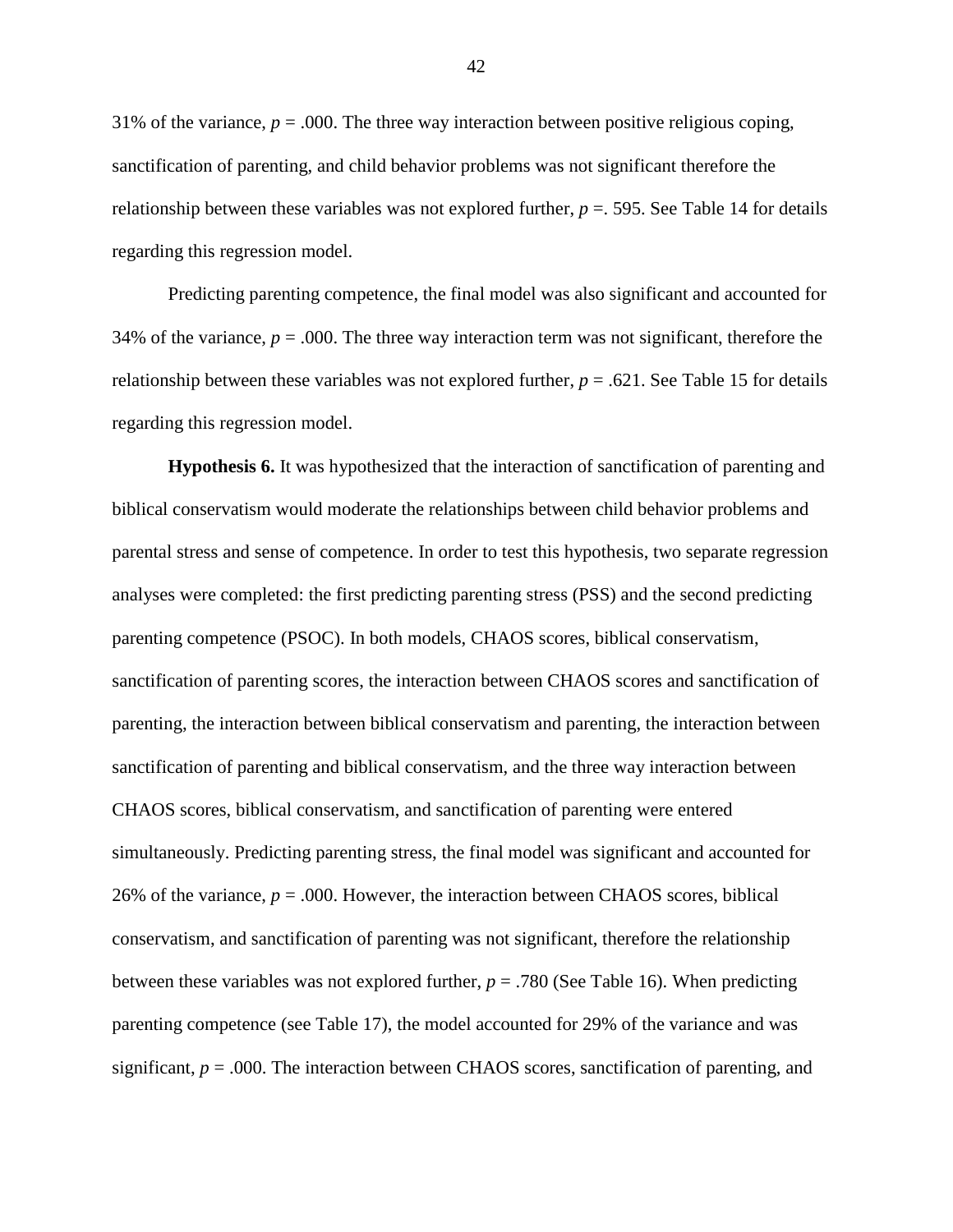31% of the variance, $p = .000$. The three way interaction between positive religious coping, sanctification of parenting, and child behavior problems was not significant therefore the relationship between these variables was not explored further, $p =. 595$. See Table 14 for details regarding this regression model.

Predicting parenting competence, the final model was also significant and accounted for 34% of the variance, $p = .000$. The three way interaction term was not significant, therefore the relationship between these variables was not explored further, $p = .621$. See Table 15 for details regarding this regression model.

**Hypothesis 6.** It was hypothesized that the interaction of sanctification of parenting and biblical conservatism would moderate the relationships between child behavior problems and parental stress and sense of competence. In order to test this hypothesis, two separate regression analyses were completed: the first predicting parenting stress (PSS) and the second predicting parenting competence (PSOC). In both models, CHAOS scores, biblical conservatism, sanctification of parenting scores, the interaction between CHAOS scores and sanctification of parenting, the interaction between biblical conservatism and parenting, the interaction between sanctification of parenting and biblical conservatism, and the three way interaction between CHAOS scores, biblical conservatism, and sanctification of parenting were entered simultaneously. Predicting parenting stress, the final model was significant and accounted for 26% of the variance, $p = .000$. However, the interaction between CHAOS scores, biblical conservatism, and sanctification of parenting was not significant, therefore the relationship between these variables was not explored further, $p = .780$ (See Table 16). When predicting parenting competence (see Table 17), the model accounted for 29% of the variance and was significant, $p = .000$. The interaction between CHAOS scores, sanctification of parenting, and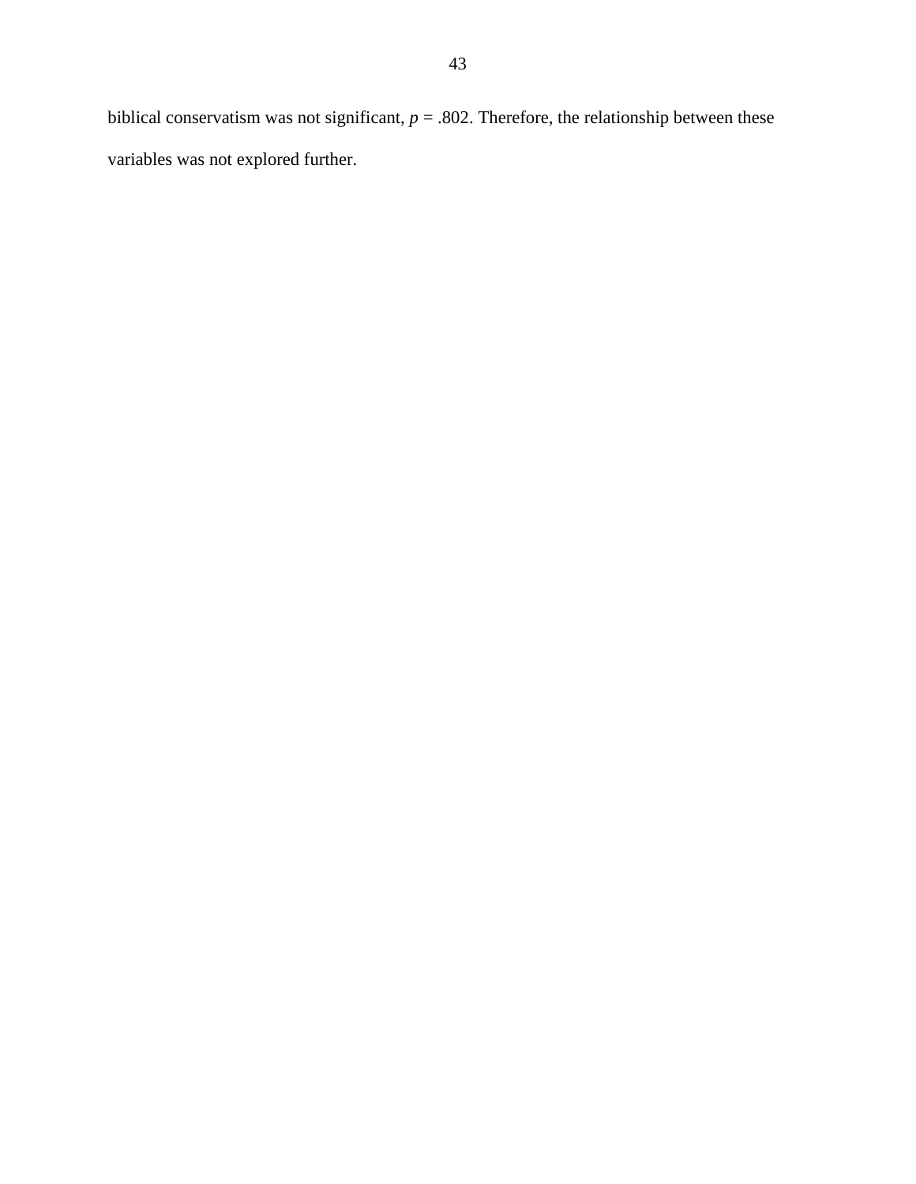biblical conservatism was not significant, $p = .802$. Therefore, the relationship between these variables was not explored further.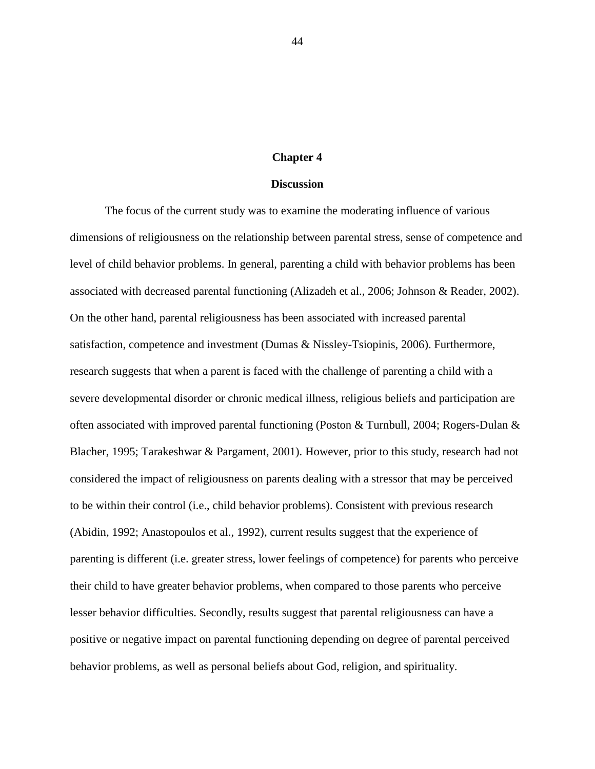# Chapter 4

## Discussion

The focus of the current study was to examine the moderating influence of various dimensions of religiousness on the relationship between parental stress, sense of competence and level of child behavior problems. In general, parenting a child with behavior problems has been associated with decreased parental functioning (Alizadeh et al., 2006; Johnson & Reader, 2002). On the other hand, parental religiousness has been associated with increased parental satisfaction, competence and investment (Dumas & Nissley-Tsiopinis, 2006). Furthermore, research suggests that when a parent is faced with the challenge of parenting a child with a severe developmental disorder or chronic medical illness, religious beliefs and participation are often associated with improved parental functioning (Poston & Turnbull, 2004; Rogers-Dulan & Blacher, 1995; Tarakeshwar & Pargament, 2001). However, prior to this study, research had not considered the impact of religiousness on parents dealing with a stressor that may be perceived to be within their control (i.e., child behavior problems). Consistent with previous research (Abidin, 1992; Anastopoulos et al., 1992), current results suggest that the experience of parenting is different (i.e. greater stress, lower feelings of competence) for parents who perceive their child to have greater behavior problems, when compared to those parents who perceive lesser behavior difficulties. Secondly, results suggest that parental religiousness can have a positive or negative impact on parental functioning depending on degree of parental perceived behavior problems, as well as personal beliefs about God, religion, and spirituality.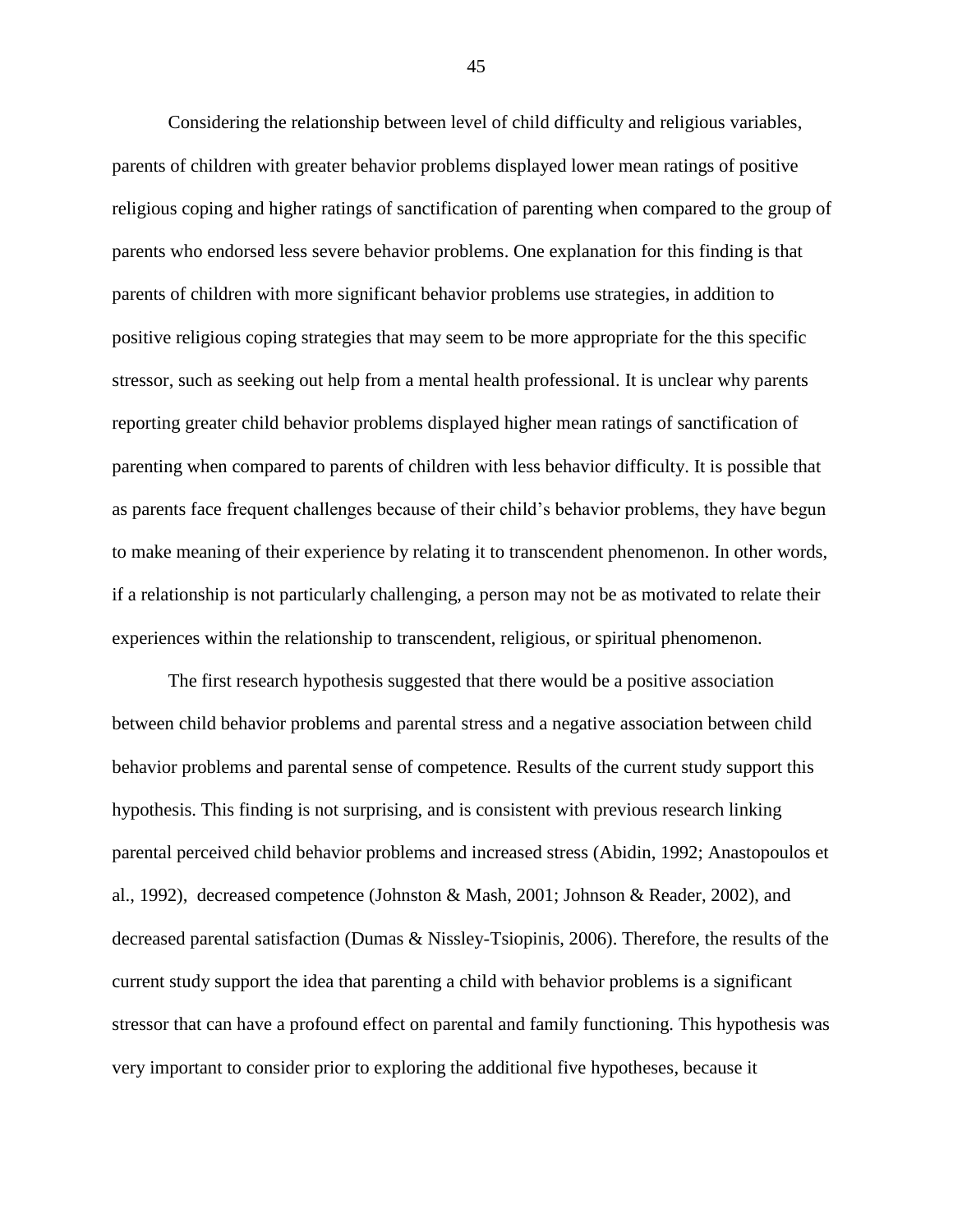Considering the relationship between level of child difficulty and religious variables, parents of children with greater behavior problems displayed lower mean ratings of positive religious coping and higher ratings of sanctification of parenting when compared to the group of parents who endorsed less severe behavior problems. One explanation for this finding is that parents of children with more significant behavior problems use strategies, in addition to positive religious coping strategies that may seem to be more appropriate for the this specific stressor, such as seeking out help from a mental health professional. It is unclear why parents reporting greater child behavior problems displayed higher mean ratings of sanctification of parenting when compared to parents of children with less behavior difficulty. It is possible that as parents face frequent challenges because of their child's behavior problems, they have begun to make meaning of their experience by relating it to transcendent phenomenon. In other words, if a relationship is not particularly challenging, a person may not be as motivated to relate their experiences within the relationship to transcendent, religious, or spiritual phenomenon.

The first research hypothesis suggested that there would be a positive association between child behavior problems and parental stress and a negative association between child behavior problems and parental sense of competence. Results of the current study support this hypothesis. This finding is not surprising, and is consistent with previous research linking parental perceived child behavior problems and increased stress (Abidin, 1992; Anastopoulos et al., 1992), decreased competence (Johnston & Mash, 2001; Johnson & Reader, 2002), and decreased parental satisfaction (Dumas & Nissley-Tsiopinis, 2006). Therefore, the results of the current study support the idea that parenting a child with behavior problems is a significant stressor that can have a profound effect on parental and family functioning. This hypothesis was very important to consider prior to exploring the additional five hypotheses, because it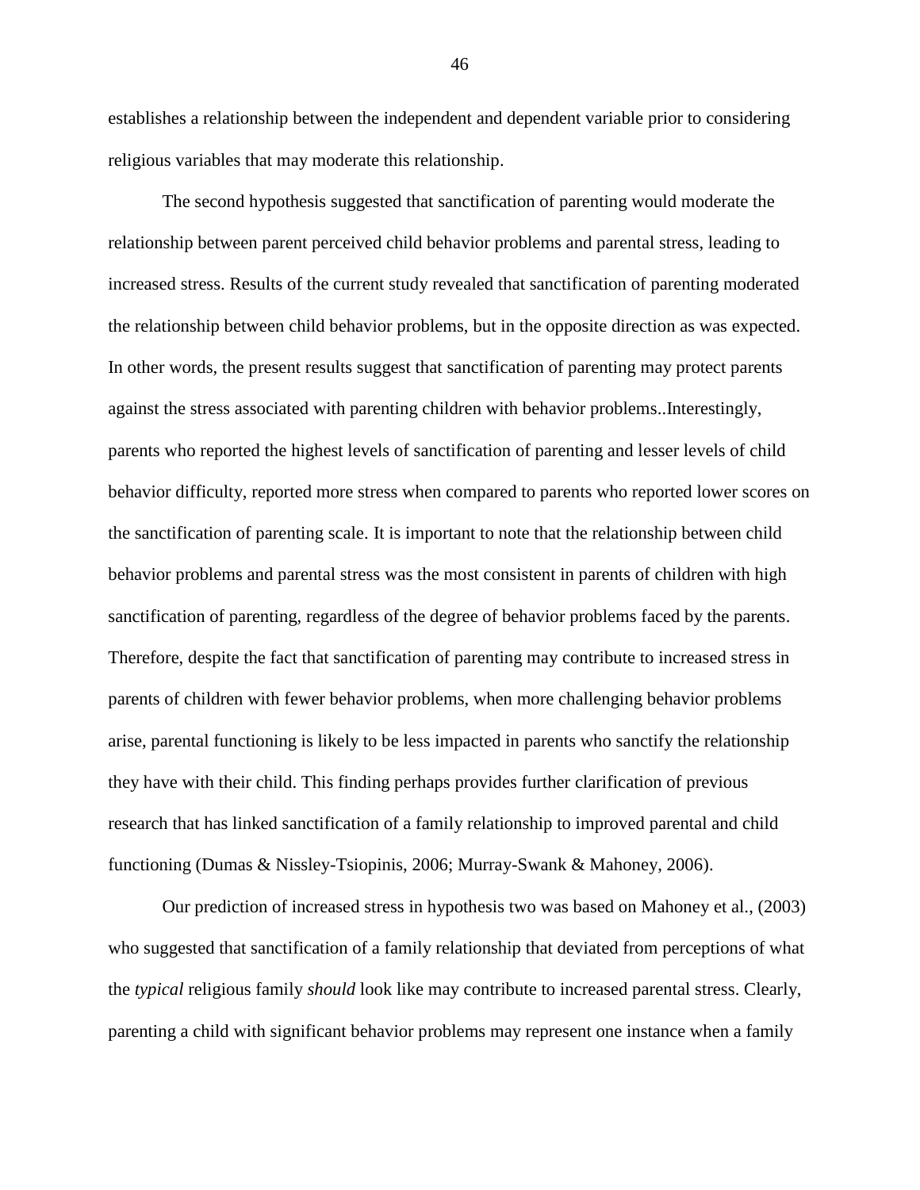establishes a relationship between the independent and dependent variable prior to considering religious variables that may moderate this relationship.

The second hypothesis suggested that sanctification of parenting would moderate the relationship between parent perceived child behavior problems and parental stress, leading to increased stress. Results of the current study revealed that sanctification of parenting moderated the relationship between child behavior problems, but in the opposite direction as was expected. In other words, the present results suggest that sanctification of parenting may protect parents against the stress associated with parenting children with behavior problems..Interestingly, parents who reported the highest levels of sanctification of parenting and lesser levels of child behavior difficulty, reported more stress when compared to parents who reported lower scores on the sanctification of parenting scale. It is important to note that the relationship between child behavior problems and parental stress was the most consistent in parents of children with high sanctification of parenting, regardless of the degree of behavior problems faced by the parents. Therefore, despite the fact that sanctification of parenting may contribute to increased stress in parents of children with fewer behavior problems, when more challenging behavior problems arise, parental functioning is likely to be less impacted in parents who sanctify the relationship they have with their child. This finding perhaps provides further clarification of previous research that has linked sanctification of a family relationship to improved parental and child functioning (Dumas & Nissley-Tsiopinis, 2006; Murray-Swank & Mahoney, 2006).

Our prediction of increased stress in hypothesis two was based on Mahoney et al., (2003) who suggested that sanctification of a family relationship that deviated from perceptions of what the *typical* religious family *should* look like may contribute to increased parental stress. Clearly, parenting a child with significant behavior problems may represent one instance when a family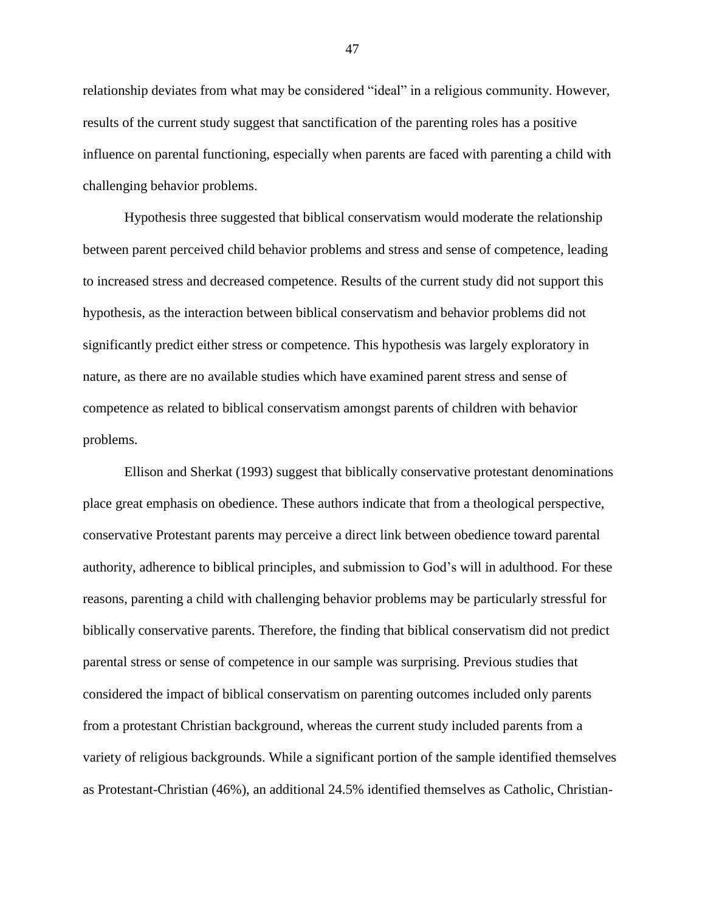relationship deviates from what may be considered "ideal" in a religious community. However, results of the current study suggest that sanctification of the parenting roles has a positive influence on parental functioning, especially when parents are faced with parenting a child with challenging behavior problems.

Hypothesis three suggested that biblical conservatism would moderate the relationship between parent perceived child behavior problems and stress and sense of competence, leading to increased stress and decreased competence. Results of the current study did not support this hypothesis, as the interaction between biblical conservatism and behavior problems did not significantly predict either stress or competence. This hypothesis was largely exploratory in nature, as there are no available studies which have examined parent stress and sense of competence as related to biblical conservatism amongst parents of children with behavior problems.

Ellison and Sherkat (1993) suggest that biblically conservative protestant denominations place great emphasis on obedience. These authors indicate that from a theological perspective, conservative Protestant parents may perceive a direct link between obedience toward parental authority, adherence to biblical principles, and submission to God's will in adulthood. For these reasons, parenting a child with challenging behavior problems may be particularly stressful for biblically conservative parents. Therefore, the finding that biblical conservatism did not predict parental stress or sense of competence in our sample was surprising. Previous studies that considered the impact of biblical conservatism on parenting outcomes included only parents from a protestant Christian background, whereas the current study included parents from a variety of religious backgrounds. While a significant portion of the sample identified themselves as Protestant-Christian (46%), an additional 24.5% identified themselves as Catholic, Christian-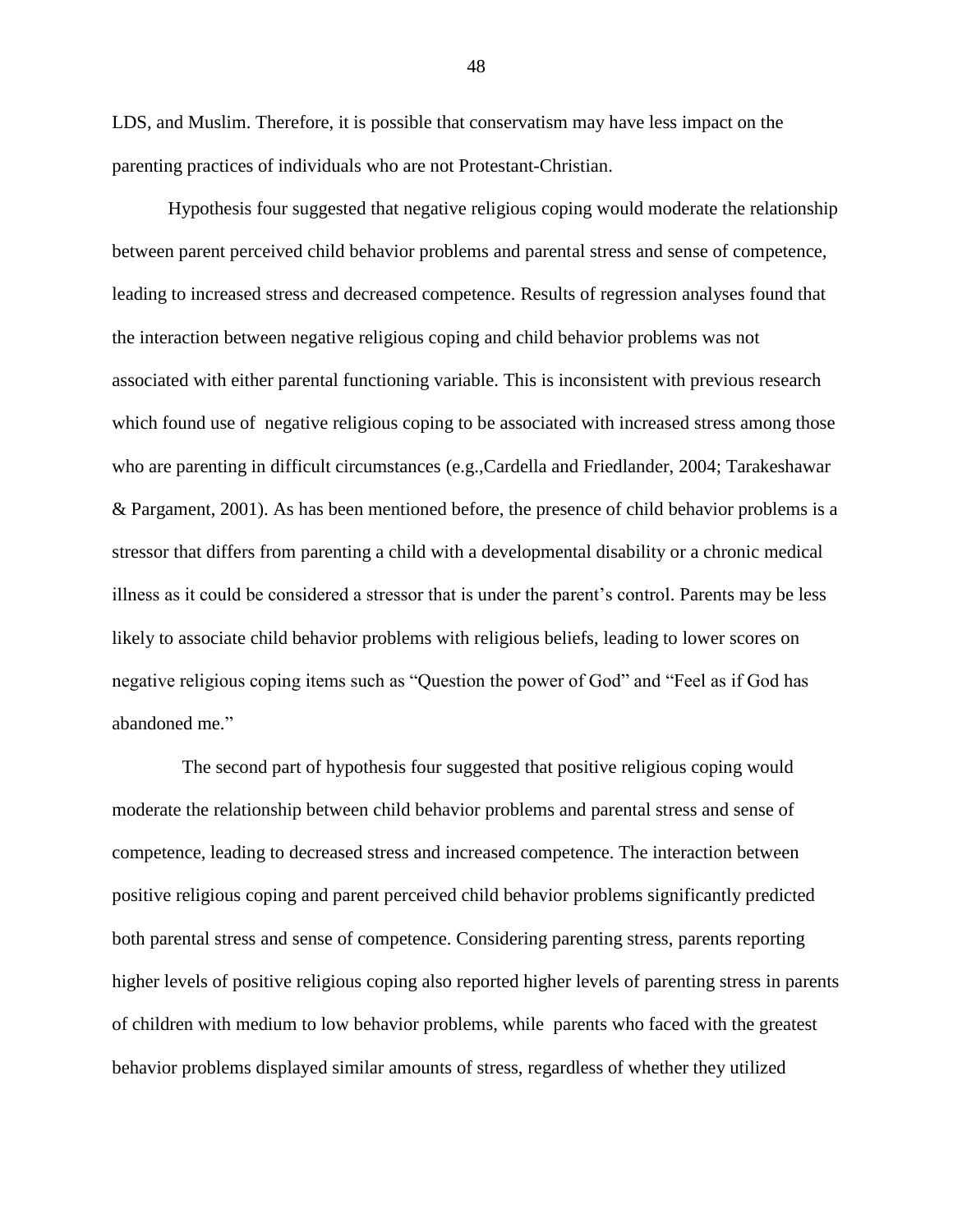LDS, and Muslim. Therefore, it is possible that conservatism may have less impact on the parenting practices of individuals who are not Protestant-Christian.

Hypothesis four suggested that negative religious coping would moderate the relationship between parent perceived child behavior problems and parental stress and sense of competence, leading to increased stress and decreased competence. Results of regression analyses found that the interaction between negative religious coping and child behavior problems was not associated with either parental functioning variable. This is inconsistent with previous research which found use of negative religious coping to be associated with increased stress among those who are parenting in difficult circumstances (e.g.,Cardella and Friedlander, 2004; Tarakeshawar & Pargament, 2001). As has been mentioned before, the presence of child behavior problems is a stressor that differs from parenting a child with a developmental disability or a chronic medical illness as it could be considered a stressor that is under the parent's control. Parents may be less likely to associate child behavior problems with religious beliefs, leading to lower scores on negative religious coping items such as "Question the power of God" and "Feel as if God has abandoned me."

The second part of hypothesis four suggested that positive religious coping would moderate the relationship between child behavior problems and parental stress and sense of competence, leading to decreased stress and increased competence. The interaction between positive religious coping and parent perceived child behavior problems significantly predicted both parental stress and sense of competence. Considering parenting stress, parents reporting higher levels of positive religious coping also reported higher levels of parenting stress in parents of children with medium to low behavior problems, while parents who faced with the greatest behavior problems displayed similar amounts of stress, regardless of whether they utilized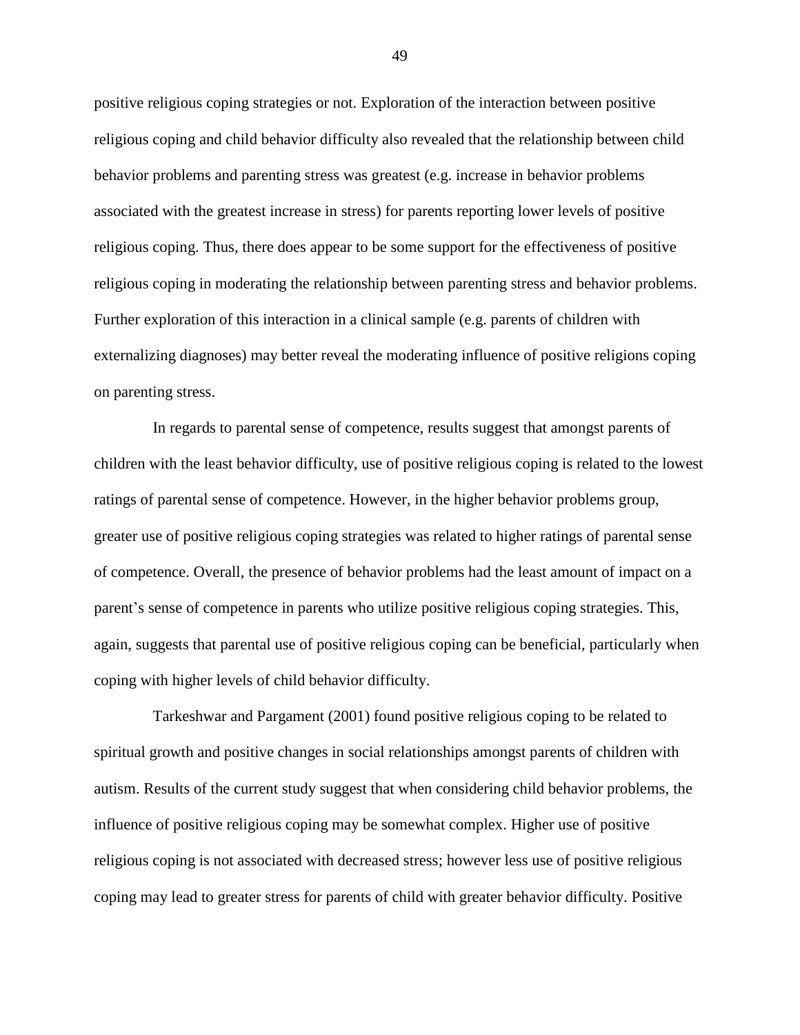positive religious coping strategies or not. Exploration of the interaction between positive religious coping and child behavior difficulty also revealed that the relationship between child behavior problems and parenting stress was greatest (e.g. increase in behavior problems associated with the greatest increase in stress) for parents reporting lower levels of positive religious coping. Thus, there does appear to be some support for the effectiveness of positive religious coping in moderating the relationship between parenting stress and behavior problems. Further exploration of this interaction in a clinical sample (e.g. parents of children with externalizing diagnoses) may better reveal the moderating influence of positive religions coping on parenting stress.

In regards to parental sense of competence, results suggest that amongst parents of children with the least behavior difficulty, use of positive religious coping is related to the lowest ratings of parental sense of competence. However, in the higher behavior problems group, greater use of positive religious coping strategies was related to higher ratings of parental sense of competence. Overall, the presence of behavior problems had the least amount of impact on a parent's sense of competence in parents who utilize positive religious coping strategies. This, again, suggests that parental use of positive religious coping can be beneficial, particularly when coping with higher levels of child behavior difficulty.

Tarkeshwar and Pargament (2001) found positive religious coping to be related to spiritual growth and positive changes in social relationships amongst parents of children with autism. Results of the current study suggest that when considering child behavior problems, the influence of positive religious coping may be somewhat complex. Higher use of positive religious coping is not associated with decreased stress; however less use of positive religious coping may lead to greater stress for parents of child with greater behavior difficulty. Positive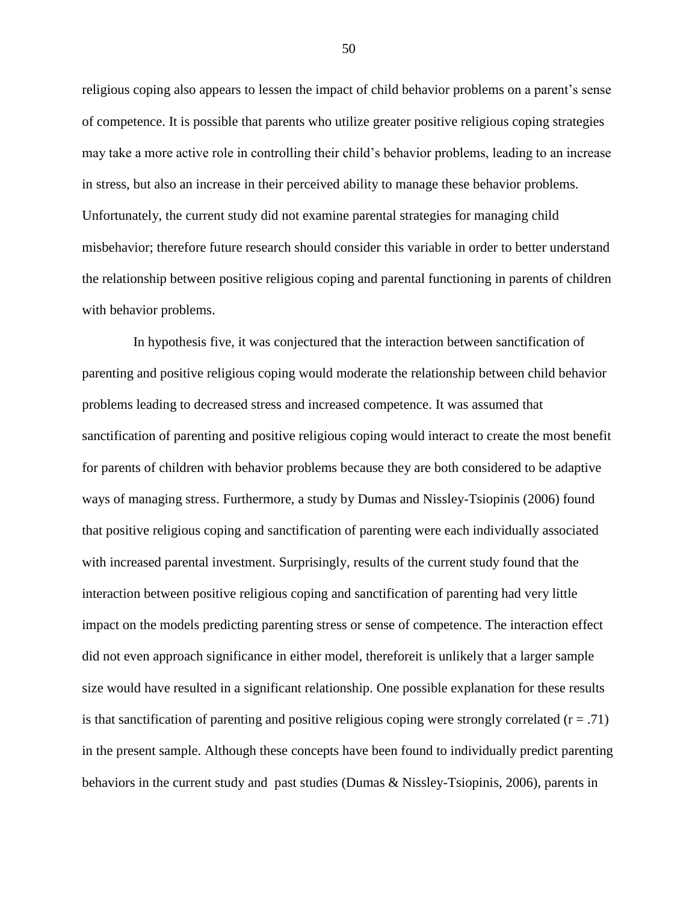religious coping also appears to lessen the impact of child behavior problems on a parent's sense of competence. It is possible that parents who utilize greater positive religious coping strategies may take a more active role in controlling their child's behavior problems, leading to an increase in stress, but also an increase in their perceived ability to manage these behavior problems. Unfortunately, the current study did not examine parental strategies for managing child misbehavior; therefore future research should consider this variable in order to better understand the relationship between positive religious coping and parental functioning in parents of children with behavior problems.

In hypothesis five, it was conjectured that the interaction between sanctification of parenting and positive religious coping would moderate the relationship between child behavior problems leading to decreased stress and increased competence. It was assumed that sanctification of parenting and positive religious coping would interact to create the most benefit for parents of children with behavior problems because they are both considered to be adaptive ways of managing stress. Furthermore, a study by Dumas and Nissley-Tsiopinis (2006) found that positive religious coping and sanctification of parenting were each individually associated with increased parental investment. Surprisingly, results of the current study found that the interaction between positive religious coping and sanctification of parenting had very little impact on the models predicting parenting stress or sense of competence. The interaction effect did not even approach significance in either model, thereforeit is unlikely that a larger sample size would have resulted in a significant relationship. One possible explanation for these results is that sanctification of parenting and positive religious coping were strongly correlated ($r = .71$) in the present sample. Although these concepts have been found to individually predict parenting behaviors in the current study and past studies (Dumas & Nissley-Tsiopinis, 2006), parents in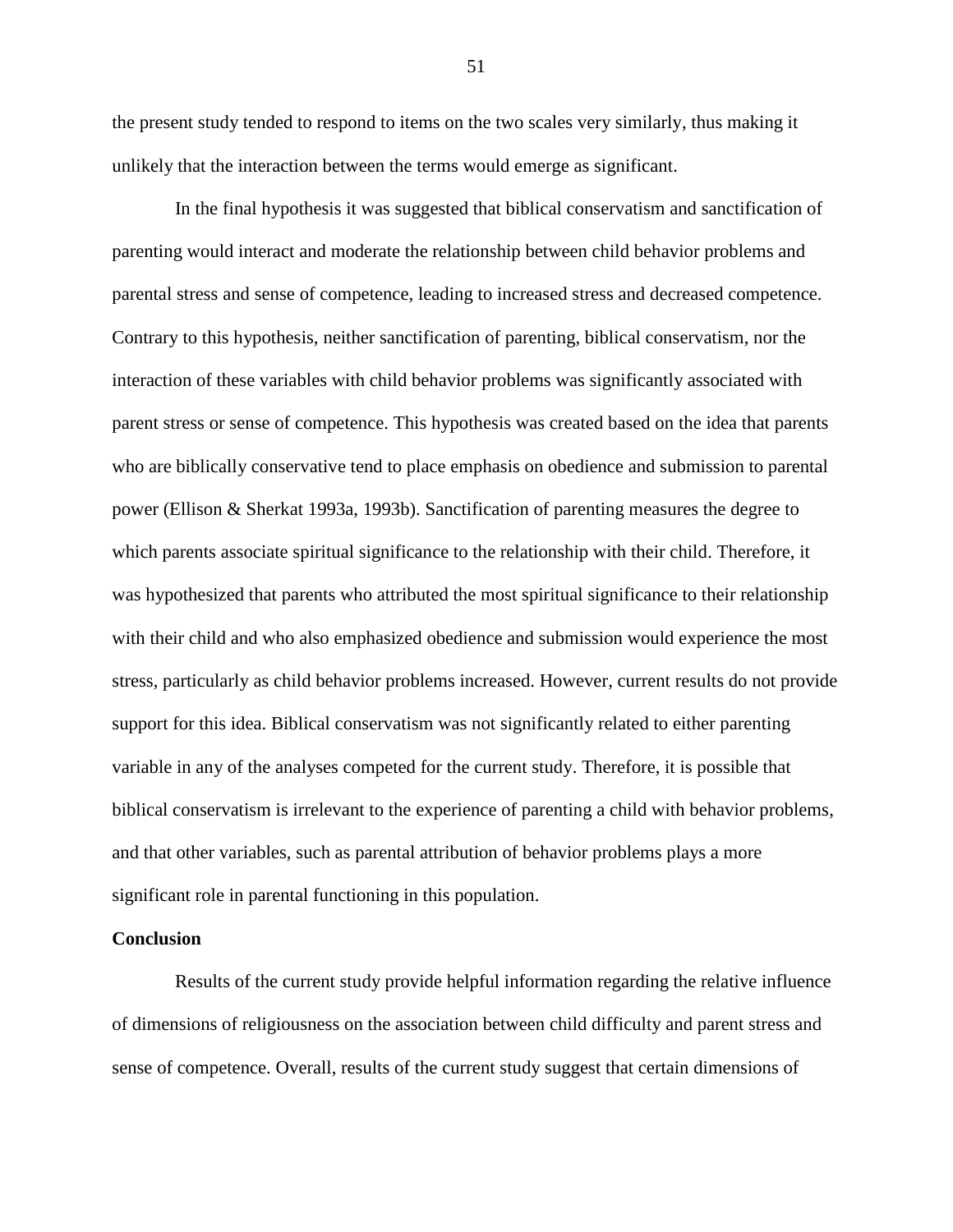the present study tended to respond to items on the two scales very similarly, thus making it unlikely that the interaction between the terms would emerge as significant.

In the final hypothesis it was suggested that biblical conservatism and sanctification of parenting would interact and moderate the relationship between child behavior problems and parental stress and sense of competence, leading to increased stress and decreased competence. Contrary to this hypothesis, neither sanctification of parenting, biblical conservatism, nor the interaction of these variables with child behavior problems was significantly associated with parent stress or sense of competence. This hypothesis was created based on the idea that parents who are biblically conservative tend to place emphasis on obedience and submission to parental power (Ellison & Sherkat 1993a, 1993b). Sanctification of parenting measures the degree to which parents associate spiritual significance to the relationship with their child. Therefore, it was hypothesized that parents who attributed the most spiritual significance to their relationship with their child and who also emphasized obedience and submission would experience the most stress, particularly as child behavior problems increased. However, current results do not provide support for this idea. Biblical conservatism was not significantly related to either parenting variable in any of the analyses competed for the current study. Therefore, it is possible that biblical conservatism is irrelevant to the experience of parenting a child with behavior problems, and that other variables, such as parental attribution of behavior problems plays a more significant role in parental functioning in this population.

**Conclusion**

Results of the current study provide helpful information regarding the relative influence of dimensions of religiousness on the association between child difficulty and parent stress and sense of competence. Overall, results of the current study suggest that certain dimensions of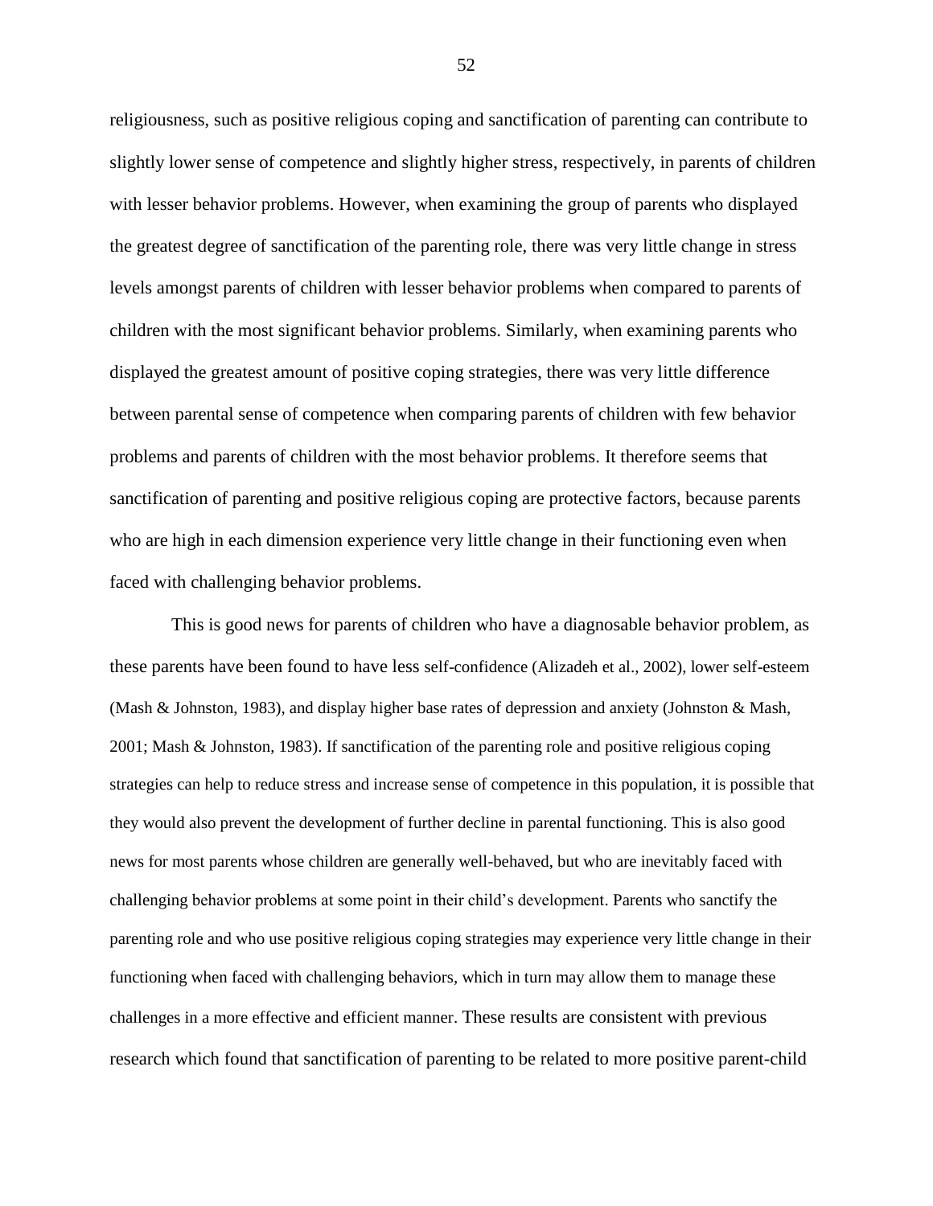religiousness, such as positive religious coping and sanctification of parenting can contribute to slightly lower sense of competence and slightly higher stress, respectively, in parents of children with lesser behavior problems. However, when examining the group of parents who displayed the greatest degree of sanctification of the parenting role, there was very little change in stress levels amongst parents of children with lesser behavior problems when compared to parents of children with the most significant behavior problems. Similarly, when examining parents who displayed the greatest amount of positive coping strategies, there was very little difference between parental sense of competence when comparing parents of children with few behavior problems and parents of children with the most behavior problems. It therefore seems that sanctification of parenting and positive religious coping are protective factors, because parents who are high in each dimension experience very little change in their functioning even when faced with challenging behavior problems.

This is good news for parents of children who have a diagnosable behavior problem, as these parents have been found to have less self-confidence (Alizadeh et al., 2002), lower self-esteem (Mash & Johnston, 1983), and display higher base rates of depression and anxiety (Johnston & Mash, 2001; Mash & Johnston, 1983). If sanctification of the parenting role and positive religious coping strategies can help to reduce stress and increase sense of competence in this population, it is possible that they would also prevent the development of further decline in parental functioning. This is also good news for most parents whose children are generally well-behaved, but who are inevitably faced with challenging behavior problems at some point in their child's development. Parents who sanctify the parenting role and who use positive religious coping strategies may experience very little change in their functioning when faced with challenging behaviors, which in turn may allow them to manage these challenges in a more effective and efficient manner. These results are consistent with previous research which found that sanctification of parenting to be related to more positive parent-child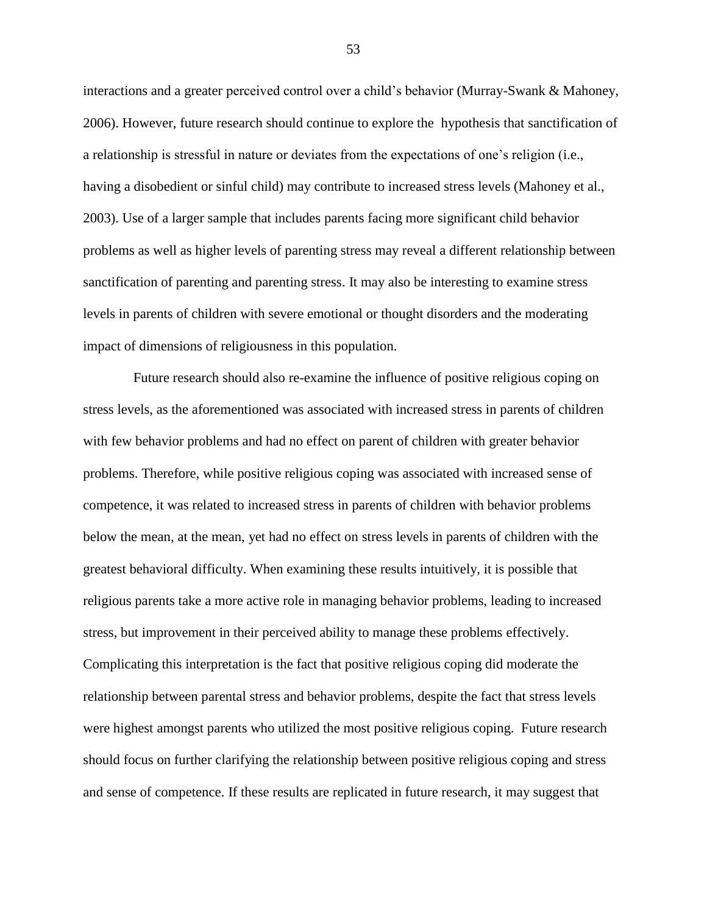interactions and a greater perceived control over a child's behavior (Murray-Swank & Mahoney, 2006). However, future research should continue to explore the hypothesis that sanctification of a relationship is stressful in nature or deviates from the expectations of one's religion (i.e., having a disobedient or sinful child) may contribute to increased stress levels (Mahoney et al., 2003). Use of a larger sample that includes parents facing more significant child behavior problems as well as higher levels of parenting stress may reveal a different relationship between sanctification of parenting and parenting stress. It may also be interesting to examine stress levels in parents of children with severe emotional or thought disorders and the moderating impact of dimensions of religiousness in this population.

Future research should also re-examine the influence of positive religious coping on stress levels, as the aforementioned was associated with increased stress in parents of children with few behavior problems and had no effect on parent of children with greater behavior problems. Therefore, while positive religious coping was associated with increased sense of competence, it was related to increased stress in parents of children with behavior problems below the mean, at the mean, yet had no effect on stress levels in parents of children with the greatest behavioral difficulty. When examining these results intuitively, it is possible that religious parents take a more active role in managing behavior problems, leading to increased stress, but improvement in their perceived ability to manage these problems effectively. Complicating this interpretation is the fact that positive religious coping did moderate the relationship between parental stress and behavior problems, despite the fact that stress levels were highest amongst parents who utilized the most positive religious coping. Future research should focus on further clarifying the relationship between positive religious coping and stress and sense of competence. If these results are replicated in future research, it may suggest that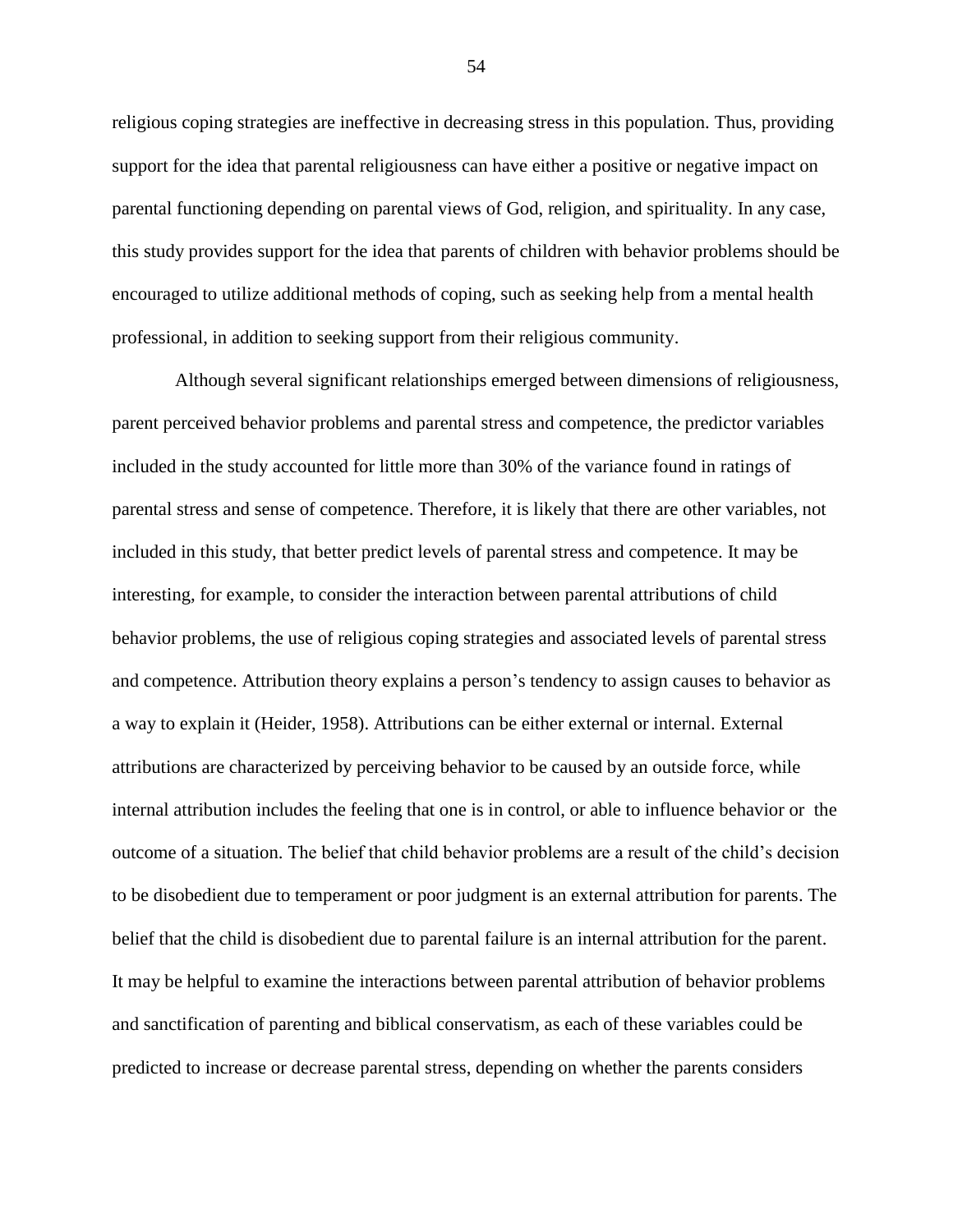religious coping strategies are ineffective in decreasing stress in this population. Thus, providing support for the idea that parental religiousness can have either a positive or negative impact on parental functioning depending on parental views of God, religion, and spirituality. In any case, this study provides support for the idea that parents of children with behavior problems should be encouraged to utilize additional methods of coping, such as seeking help from a mental health professional, in addition to seeking support from their religious community.

Although several significant relationships emerged between dimensions of religiousness, parent perceived behavior problems and parental stress and competence, the predictor variables included in the study accounted for little more than 30% of the variance found in ratings of parental stress and sense of competence. Therefore, it is likely that there are other variables, not included in this study, that better predict levels of parental stress and competence. It may be interesting, for example, to consider the interaction between parental attributions of child behavior problems, the use of religious coping strategies and associated levels of parental stress and competence. Attribution theory explains a person's tendency to assign causes to behavior as a way to explain it (Heider, 1958). Attributions can be either external or internal. External attributions are characterized by perceiving behavior to be caused by an outside force, while internal attribution includes the feeling that one is in control, or able to influence behavior or the outcome of a situation. The belief that child behavior problems are a result of the child's decision to be disobedient due to temperament or poor judgment is an external attribution for parents. The belief that the child is disobedient due to parental failure is an internal attribution for the parent. It may be helpful to examine the interactions between parental attribution of behavior problems and sanctification of parenting and biblical conservatism, as each of these variables could be predicted to increase or decrease parental stress, depending on whether the parents considers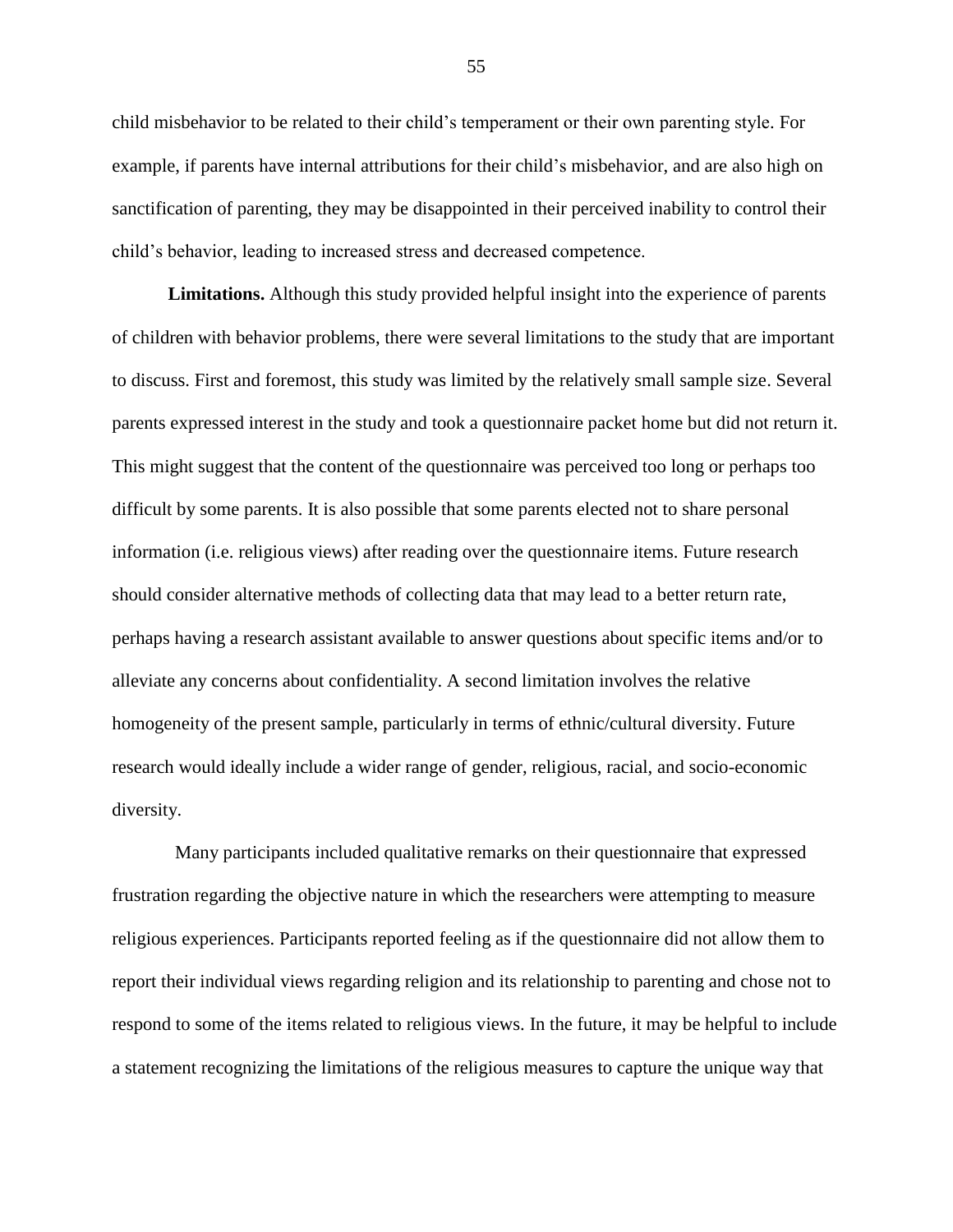child misbehavior to be related to their child's temperament or their own parenting style. For example, if parents have internal attributions for their child's misbehavior, and are also high on sanctification of parenting, they may be disappointed in their perceived inability to control their child's behavior, leading to increased stress and decreased competence.

**Limitations.** Although this study provided helpful insight into the experience of parents of children with behavior problems, there were several limitations to the study that are important to discuss. First and foremost, this study was limited by the relatively small sample size. Several parents expressed interest in the study and took a questionnaire packet home but did not return it. This might suggest that the content of the questionnaire was perceived too long or perhaps too difficult by some parents. It is also possible that some parents elected not to share personal information (i.e. religious views) after reading over the questionnaire items. Future research should consider alternative methods of collecting data that may lead to a better return rate, perhaps having a research assistant available to answer questions about specific items and/or to alleviate any concerns about confidentiality. A second limitation involves the relative homogeneity of the present sample, particularly in terms of ethnic/cultural diversity. Future research would ideally include a wider range of gender, religious, racial, and socio-economic diversity.

Many participants included qualitative remarks on their questionnaire that expressed frustration regarding the objective nature in which the researchers were attempting to measure religious experiences. Participants reported feeling as if the questionnaire did not allow them to report their individual views regarding religion and its relationship to parenting and chose not to respond to some of the items related to religious views. In the future, it may be helpful to include a statement recognizing the limitations of the religious measures to capture the unique way that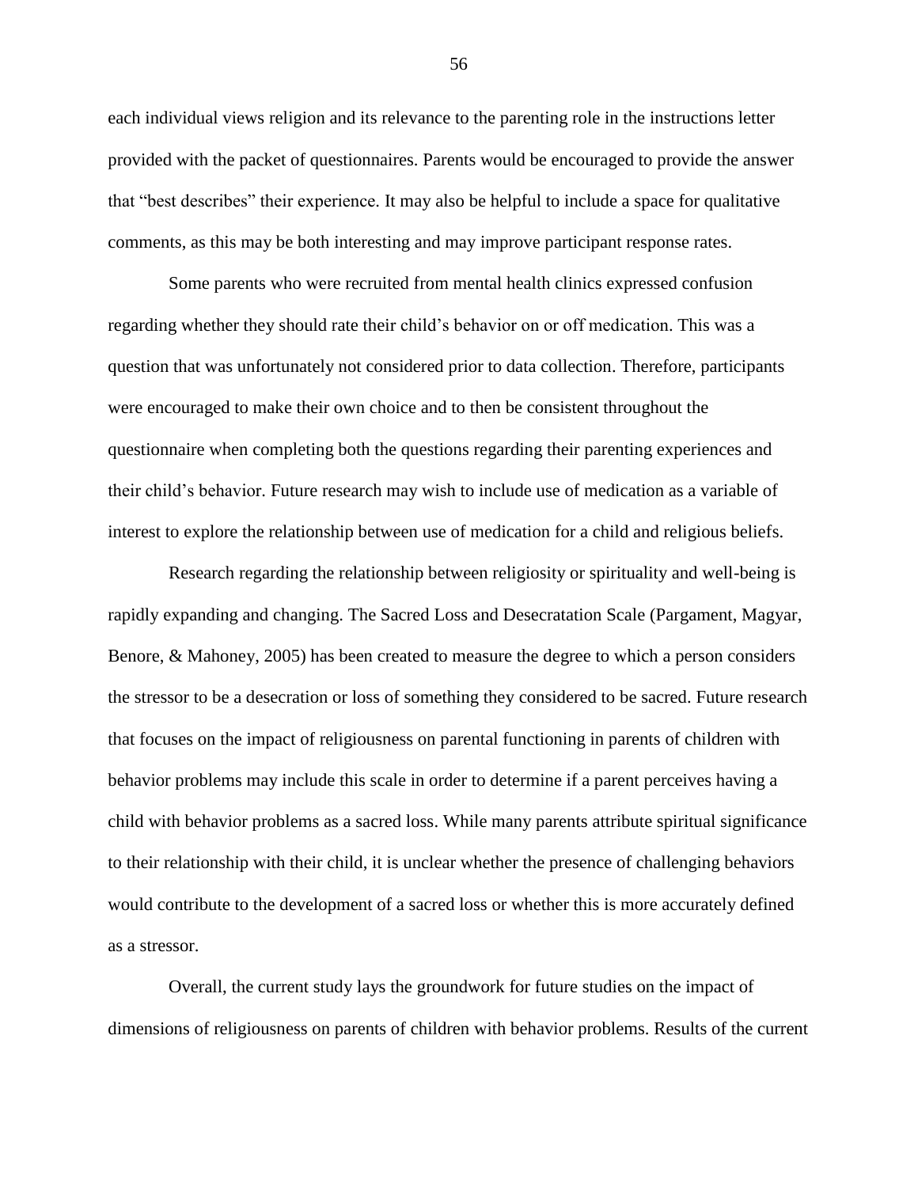each individual views religion and its relevance to the parenting role in the instructions letter provided with the packet of questionnaires. Parents would be encouraged to provide the answer that "best describes" their experience. It may also be helpful to include a space for qualitative comments, as this may be both interesting and may improve participant response rates.

Some parents who were recruited from mental health clinics expressed confusion regarding whether they should rate their child's behavior on or off medication. This was a question that was unfortunately not considered prior to data collection. Therefore, participants were encouraged to make their own choice and to then be consistent throughout the questionnaire when completing both the questions regarding their parenting experiences and their child's behavior. Future research may wish to include use of medication as a variable of interest to explore the relationship between use of medication for a child and religious beliefs.

Research regarding the relationship between religiosity or spirituality and well-being is rapidly expanding and changing. The Sacred Loss and Desecratation Scale (Pargament, Magyar, Benore, & Mahoney, 2005) has been created to measure the degree to which a person considers the stressor to be a desecration or loss of something they considered to be sacred. Future research that focuses on the impact of religiousness on parental functioning in parents of children with behavior problems may include this scale in order to determine if a parent perceives having a child with behavior problems as a sacred loss. While many parents attribute spiritual significance to their relationship with their child, it is unclear whether the presence of challenging behaviors would contribute to the development of a sacred loss or whether this is more accurately defined as a stressor.

Overall, the current study lays the groundwork for future studies on the impact of dimensions of religiousness on parents of children with behavior problems. Results of the current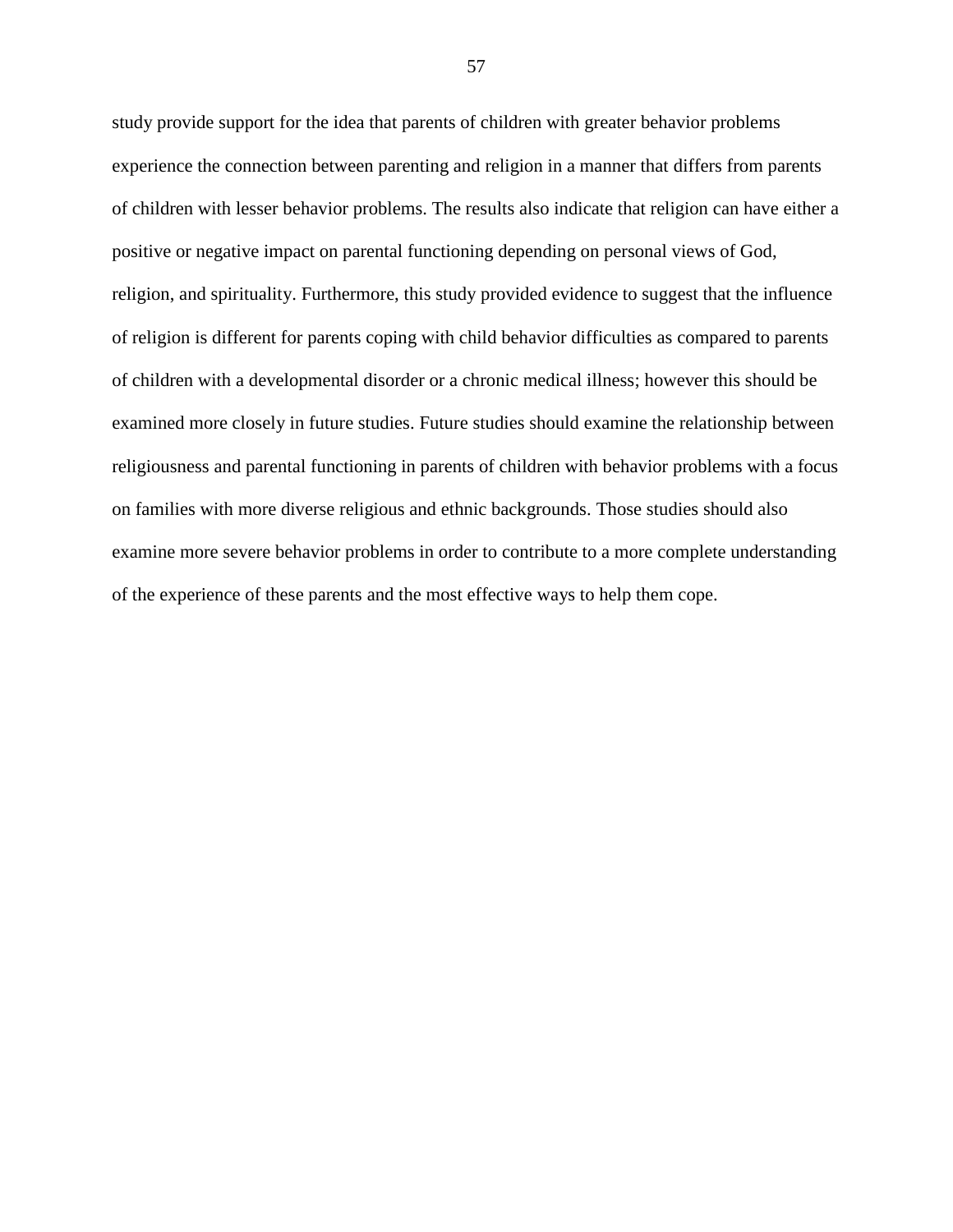study provide support for the idea that parents of children with greater behavior problems experience the connection between parenting and religion in a manner that differs from parents of children with lesser behavior problems. The results also indicate that religion can have either a positive or negative impact on parental functioning depending on personal views of God, religion, and spirituality. Furthermore, this study provided evidence to suggest that the influence of religion is different for parents coping with child behavior difficulties as compared to parents of children with a developmental disorder or a chronic medical illness; however this should be examined more closely in future studies. Future studies should examine the relationship between religiousness and parental functioning in parents of children with behavior problems with a focus on families with more diverse religious and ethnic backgrounds. Those studies should also examine more severe behavior problems in order to contribute to a more complete understanding of the experience of these parents and the most effective ways to help them cope.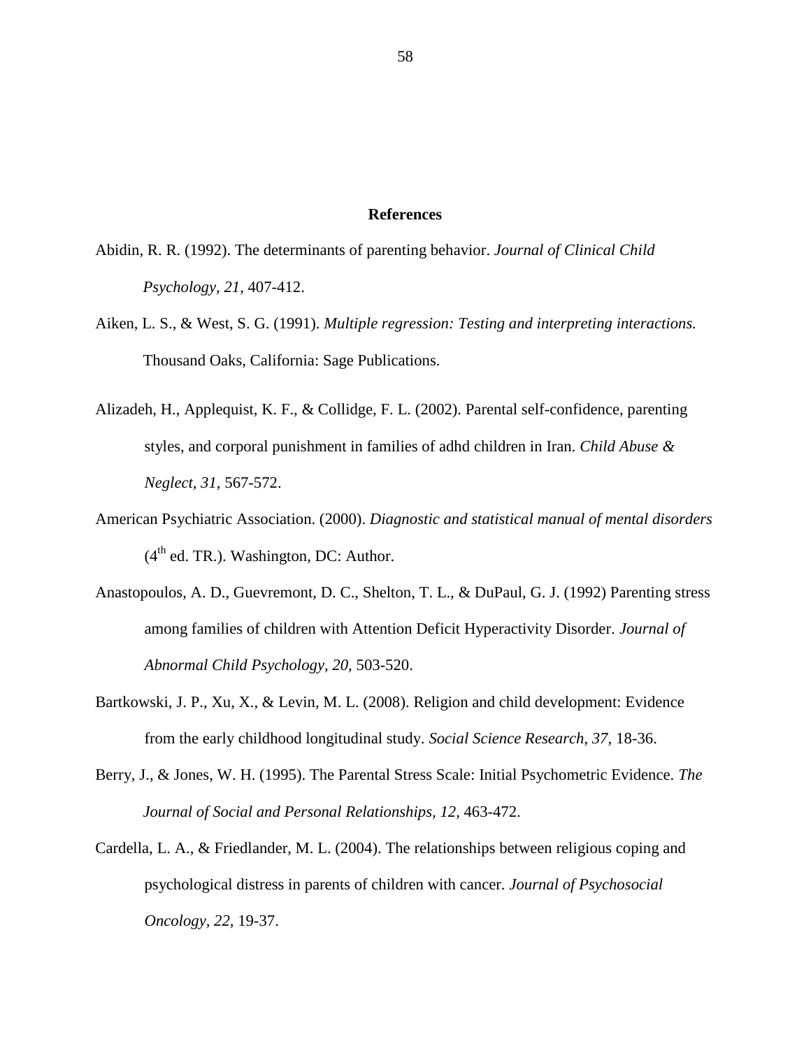# References

Abidin, R. R. (1992). The determinants of parenting behavior. *Journal of Clinical Child Psychology, 21*, 407-412.

Aiken, L. S., & West, S. G. (1991). *Multiple regression: Testing and interpreting interactions.* Thousand Oaks, California: Sage Publications.

Alizadeh, H., Applequist, K. F., & Collidge, F. L. (2002). Parental self-confidence, parenting styles, and corporal punishment in families of adhd children in Iran. *Child Abuse & Neglect, 31,* 567-572.

American Psychiatric Association. (2000). *Diagnostic and statistical manual of mental disorders* ($4^{th}$ ed. TR.). Washington, DC: Author.

Anastopoulos, A. D., Guevremont, D. C., Shelton, T. L., & DuPaul, G. J. (1992) Parenting stress among families of children with Attention Deficit Hyperactivity Disorder. *Journal of Abnormal Child Psychology, 20,* 503-520.

Bartkowski, J. P., Xu, X., & Levin, M. L. (2008). Religion and child development: Evidence from the early childhood longitudinal study. *Social Science Research, 37,* 18-36.

Berry, J., & Jones, W. H. (1995). The Parental Stress Scale: Initial Psychometric Evidence. *The Journal of Social and Personal Relationships, 12*, 463-472.

Cardella, L. A., & Friedlander, M. L. (2004). The relationships between religious coping and psychological distress in parents of children with cancer. *Journal of Psychosocial Oncology, 22,* 19-37.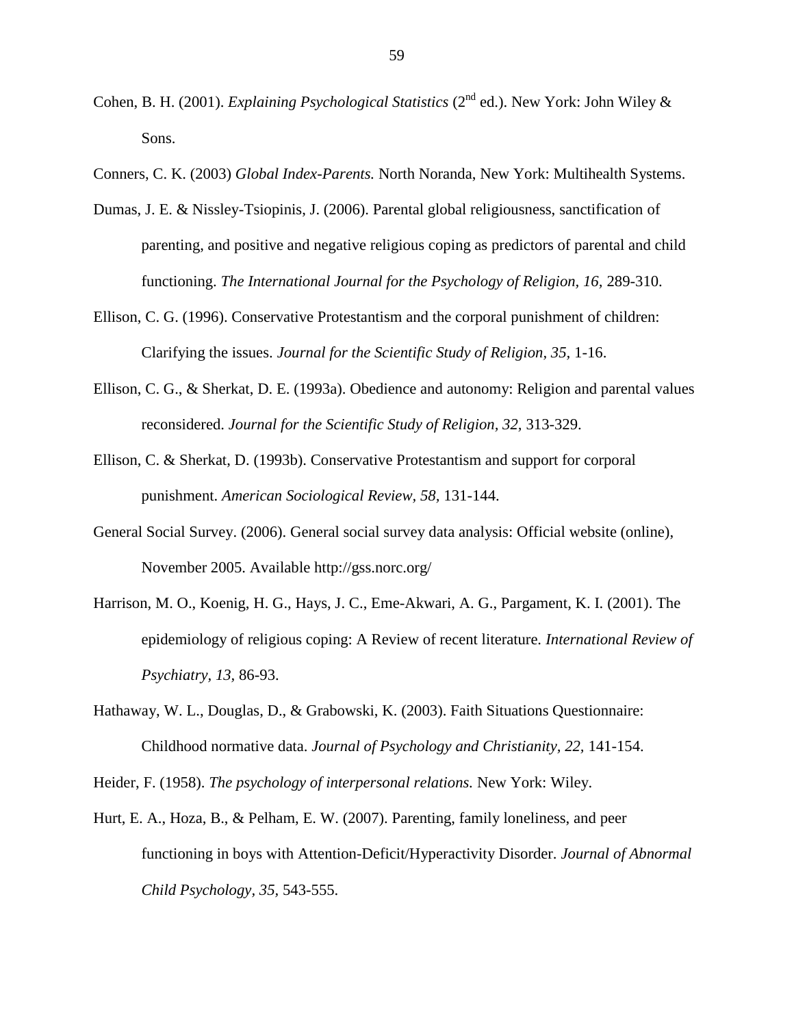Cohen, B. H. (2001). *Explaining Psychological Statistics* (2nd ed.). New York: John Wiley & Sons.

Conners, C. K. (2003) *Global Index-Parents.* North Noranda, New York: Multihealth Systems.

Dumas, J. E. & Nissley-Tsiopinis, J. (2006). Parental global religiousness, sanctification of parenting, and positive and negative religious coping as predictors of parental and child functioning. *The International Journal for the Psychology of Religion, 16,* 289-310.

Ellison, C. G. (1996). Conservative Protestantism and the corporal punishment of children: Clarifying the issues. *Journal for the Scientific Study of Religion, 35,* 1-16.

Ellison, C. G., & Sherkat, D. E. (1993a). Obedience and autonomy: Religion and parental values reconsidered. *Journal for the Scientific Study of Religion, 32,* 313-329.

Ellison, C. & Sherkat, D. (1993b). Conservative Protestantism and support for corporal punishment. *American Sociological Review, 58,* 131-144.

General Social Survey. (2006). General social survey data analysis: Official website (online), November 2005. Available http://gss.norc.org/

Harrison, M. O., Koenig, H. G., Hays, J. C., Eme-Akwari, A. G., Pargament, K. I. (2001). The epidemiology of religious coping: A Review of recent literature. *International Review of Psychiatry, 13,* 86-93.

Hathaway, W. L., Douglas, D., & Grabowski, K. (2003). Faith Situations Questionnaire: Childhood normative data. *Journal of Psychology and Christianity, 22,* 141-154.

Heider, F. (1958). *The psychology of interpersonal relations.* New York: Wiley.

Hurt, E. A., Hoza, B., & Pelham, E. W. (2007). Parenting, family loneliness, and peer functioning in boys with Attention-Deficit/Hyperactivity Disorder. *Journal of Abnormal Child Psychology, 35,* 543-555.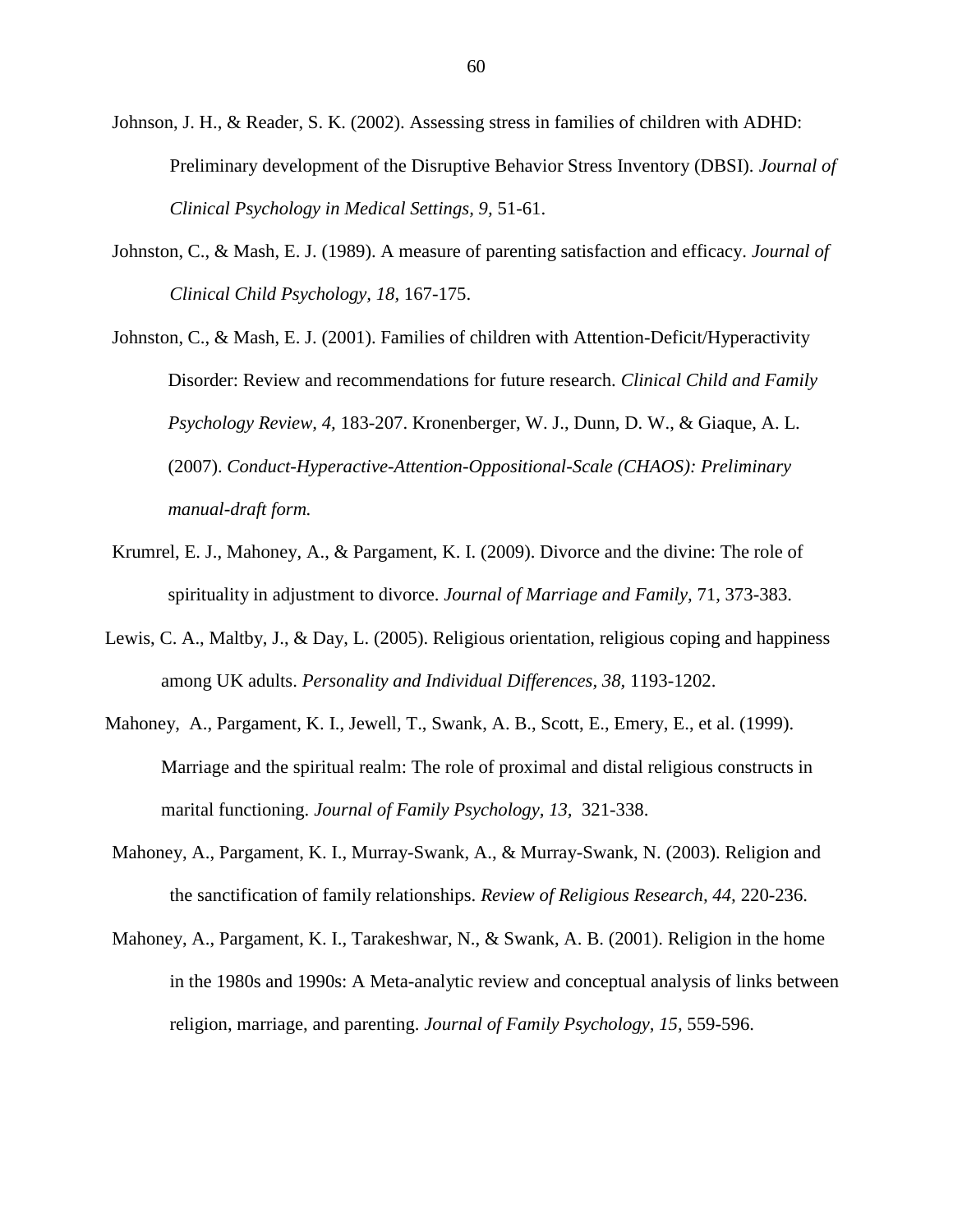Johnson, J. H., & Reader, S. K. (2002). Assessing stress in families of children with ADHD: Preliminary development of the Disruptive Behavior Stress Inventory (DBSI). *Journal of Clinical Psychology in Medical Settings, 9*, 51-61.

Johnston, C., & Mash, E. J. (1989). A measure of parenting satisfaction and efficacy. *Journal of Clinical Child Psychology, 18,* 167-175.

Johnston, C., & Mash, E. J. (2001). Families of children with Attention-Deficit/Hyperactivity Disorder: Review and recommendations for future research. *Clinical Child and Family Psychology Review, 4,* 183-207. Kronenberger, W. J., Dunn, D. W., & Giaque, A. L. (2007). *Conduct-Hyperactive-Attention-Oppositional-Scale (CHAOS): Preliminary manual-draft form.*

Krumrel, E. J., Mahoney, A., & Pargament, K. I. (2009). Divorce and the divine: The role of spirituality in adjustment to divorce. *Journal of Marriage and Family*, 71, 373-383.

Lewis, C. A., Maltby, J., & Day, L. (2005). Religious orientation, religious coping and happiness among UK adults. *Personality and Individual Differences, 38,* 1193-1202.

Mahoney, A., Pargament, K. I., Jewell, T., Swank, A. B., Scott, E., Emery, E., et al. (1999). Marriage and the spiritual realm: The role of proximal and distal religious constructs in marital functioning. *Journal of Family Psychology, 13*, 321-338.

Mahoney, A., Pargament, K. I., Murray-Swank, A., & Murray-Swank, N. (2003). Religion and the sanctification of family relationships. *Review of Religious Research, 44*, 220-236.

Mahoney, A., Pargament, K. I., Tarakeshwar, N., & Swank, A. B. (2001). Religion in the home in the 1980s and 1990s: A Meta-analytic review and conceptual analysis of links between religion, marriage, and parenting. *Journal of Family Psychology, 15,* 559-596.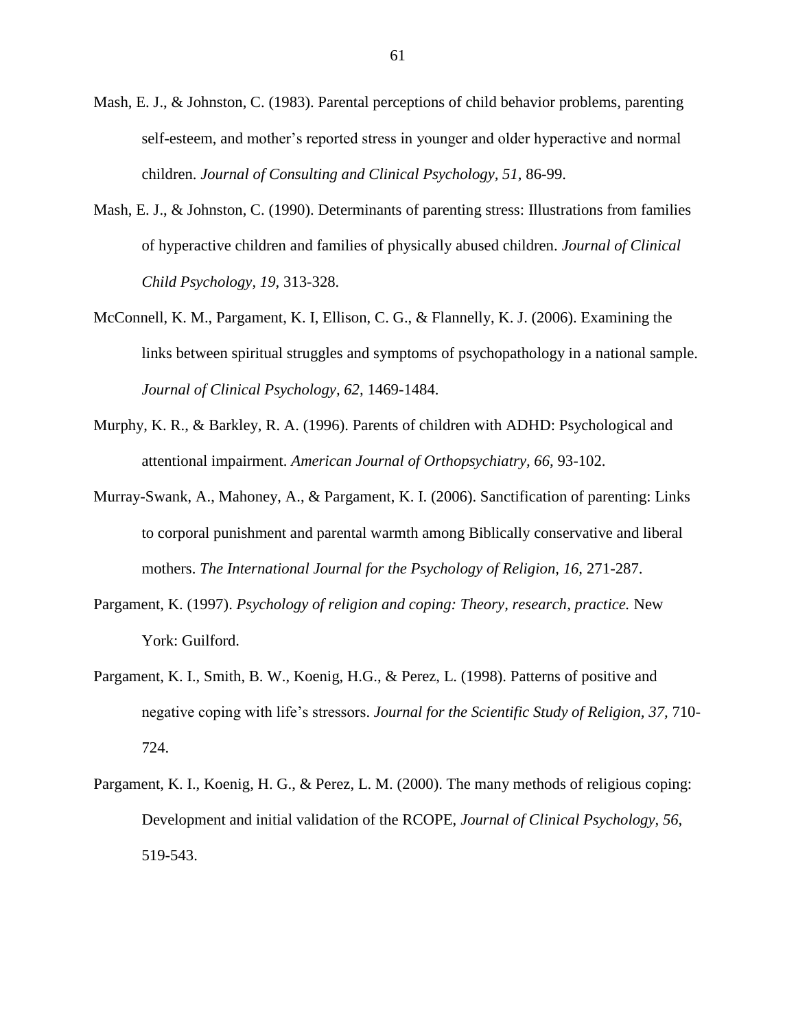Mash, E. J., & Johnston, C. (1983). Parental perceptions of child behavior problems, parenting self-esteem, and mother's reported stress in younger and older hyperactive and normal children. *Journal of Consulting and Clinical Psychology, 51,* 86-99.

Mash, E. J., & Johnston, C. (1990). Determinants of parenting stress: Illustrations from families of hyperactive children and families of physically abused children. *Journal of Clinical Child Psychology, 19,* 313-328.

McConnell, K. M., Pargament, K. I, Ellison, C. G., & Flannelly, K. J. (2006). Examining the links between spiritual struggles and symptoms of psychopathology in a national sample. *Journal of Clinical Psychology, 62,* 1469-1484.

Murphy, K. R., & Barkley, R. A. (1996). Parents of children with ADHD: Psychological and attentional impairment. *American Journal of Orthopsychiatry, 66,* 93-102.

Murray-Swank, A., Mahoney, A., & Pargament, K. I. (2006). Sanctification of parenting: Links to corporal punishment and parental warmth among Biblically conservative and liberal mothers. *The International Journal for the Psychology of Religion, 16,* 271-287.

Pargament, K. (1997). *Psychology of religion and coping: Theory, research, practice.* New York: Guilford.

Pargament, K. I., Smith, B. W., Koenig, H.G., & Perez, L. (1998). Patterns of positive and negative coping with life's stressors. *Journal for the Scientific Study of Religion, 37,* 710-724.

Pargament, K. I., Koenig, H. G., & Perez, L. M. (2000). The many methods of religious coping: Development and initial validation of the RCOPE, *Journal of Clinical Psychology, 56,* 519-543.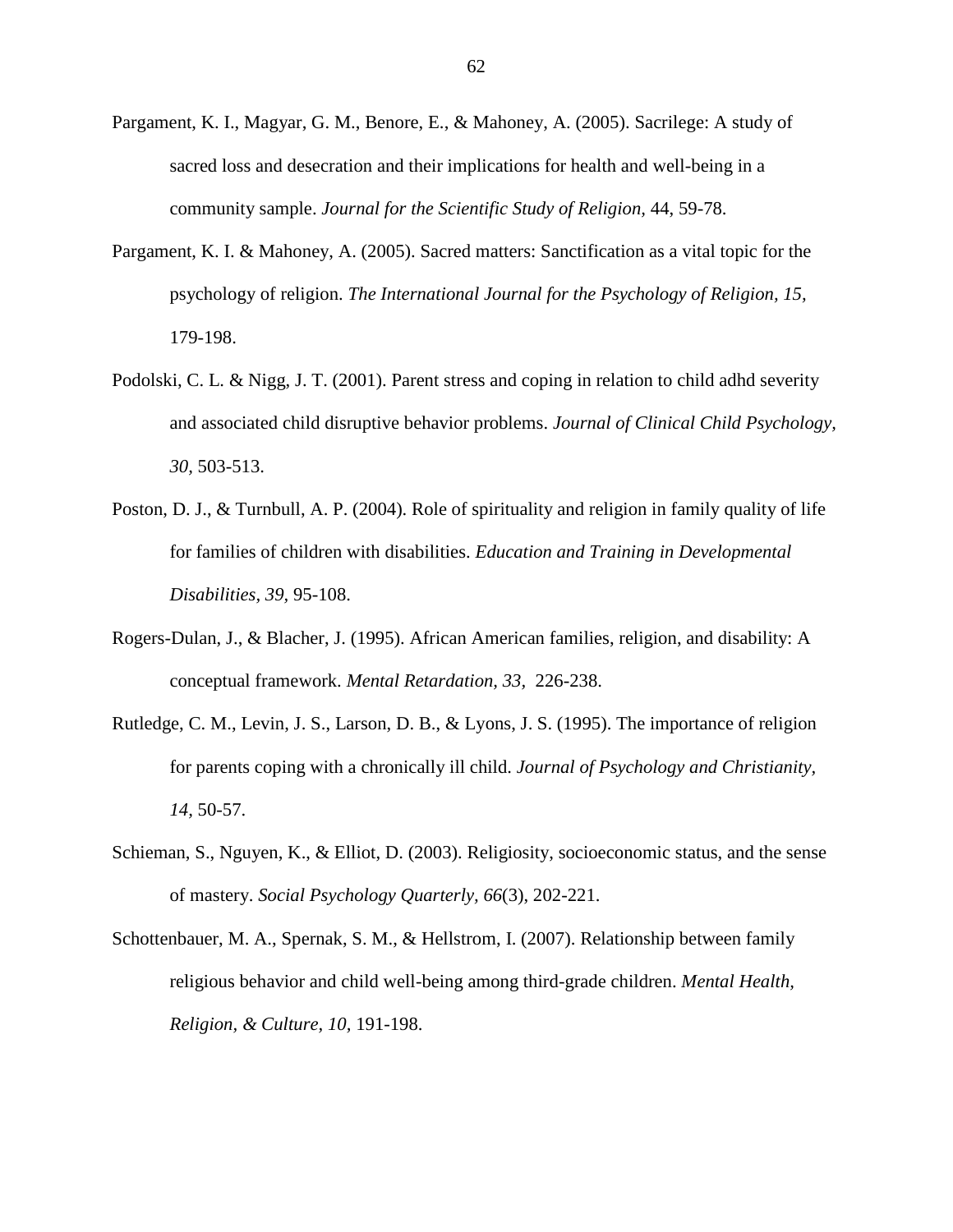Pargament, K. I., Magyar, G. M., Benore, E., & Mahoney, A. (2005). Sacrilege: A study of sacred loss and desecration and their implications for health and well-being in a community sample. *Journal for the Scientific Study of Religion,* 44, 59-78.

Pargament, K. I. & Mahoney, A. (2005). Sacred matters: Sanctification as a vital topic for the psychology of religion. *The International Journal for the Psychology of Religion, 15,* 179-198.

Podolski, C. L. & Nigg, J. T. (2001). Parent stress and coping in relation to child adhd severity and associated child disruptive behavior problems. *Journal of Clinical Child Psychology, 30,* 503-513.

Poston, D. J., & Turnbull, A. P. (2004). Role of spirituality and religion in family quality of life for families of children with disabilities. *Education and Training in Developmental Disabilities, 39,* 95-108.

Rogers-Dulan, J., & Blacher, J. (1995). African American families, religion, and disability: A conceptual framework. *Mental Retardation, 33,* 226-238.

Rutledge, C. M., Levin, J. S., Larson, D. B., & Lyons, J. S. (1995). The importance of religion for parents coping with a chronically ill child. *Journal of Psychology and Christianity, 14,* 50-57.

Schieman, S., Nguyen, K., & Elliot, D. (2003). Religiosity, socioeconomic status, and the sense of mastery. *Social Psychology Quarterly, 66*(3), 202-221.

Schottenbauer, M. A., Spernak, S. M., & Hellstrom, I. (2007). Relationship between family religious behavior and child well-being among third-grade children. *Mental Health, Religion, & Culture, 10,* 191-198.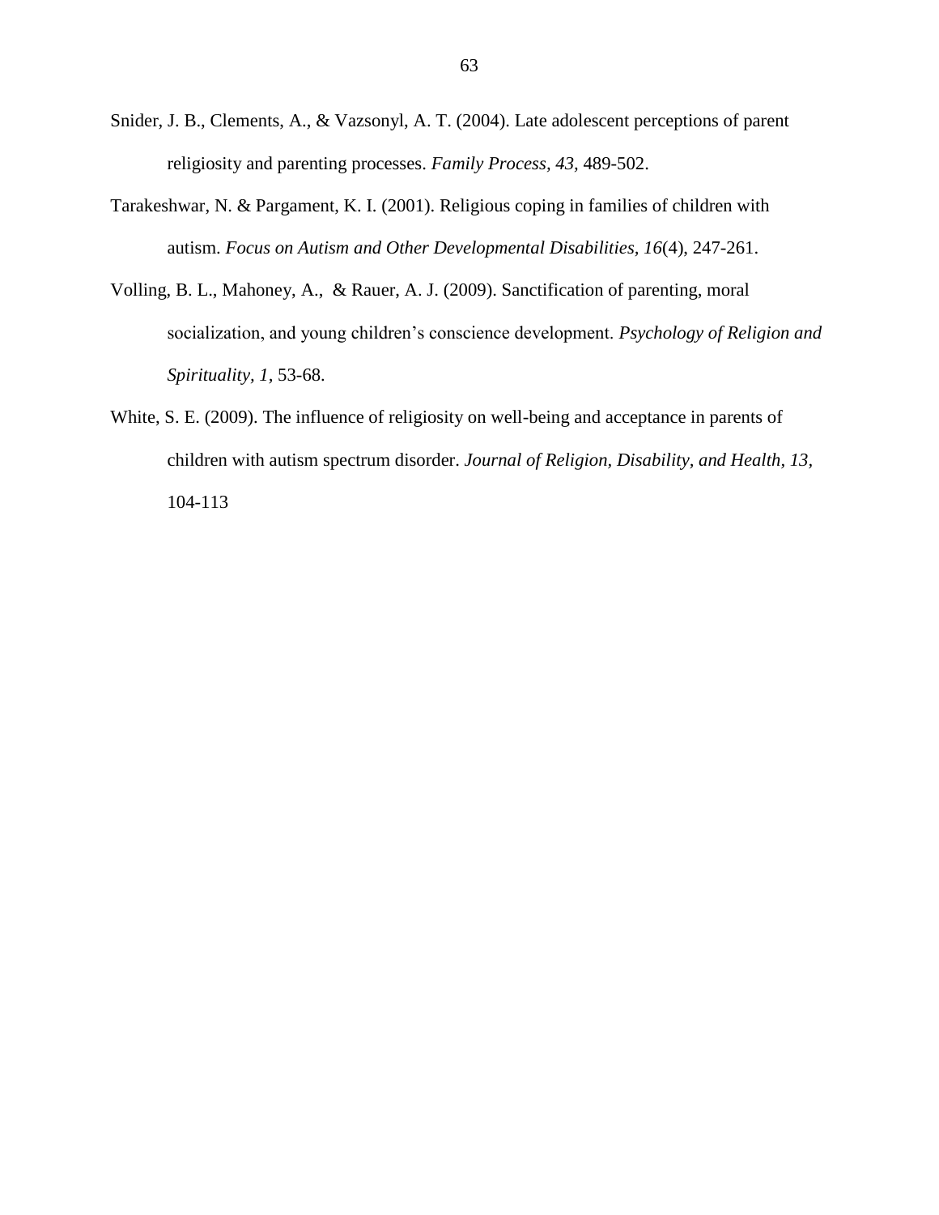Snider, J. B., Clements, A., & Vazsonyl, A. T. (2004). Late adolescent perceptions of parent religiosity and parenting processes. *Family Process, 43,* 489-502.

Tarakeshwar, N. & Pargament, K. I. (2001). Religious coping in families of children with autism. *Focus on Autism and Other Developmental Disabilities*, *16*(4), 247-261.

Volling, B. L., Mahoney, A., & Rauer, A. J. (2009). Sanctification of parenting, moral socialization, and young children's conscience development. *Psychology of Religion and Spirituality, 1,* 53-68.

White, S. E. (2009). The influence of religiosity on well-being and acceptance in parents of children with autism spectrum disorder. *Journal of Religion, Disability, and Health, 13,* 104-113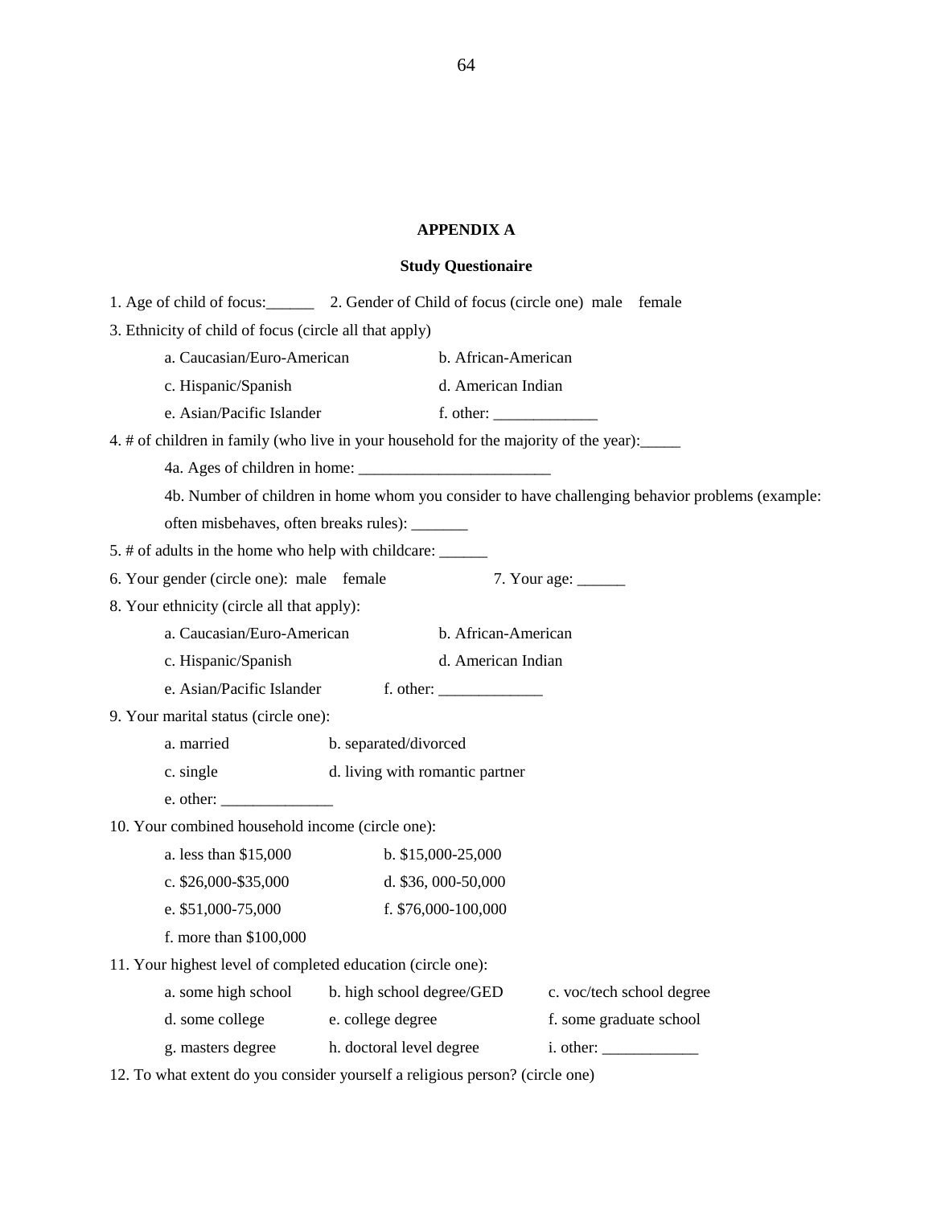# APPENDIX A

## Study Questionaire

1. Age of child of focus:______ 2. Gender of Child of focus (circle one) male female

3. Ethnicity of child of focus (circle all that apply)

   a. Caucasian/Euro-American b. African-American

   c. Hispanic/Spanish d. American Indian

   e. Asian/Pacific Islander f. other: _____________

4. # of children in family (who live in your household for the majority of the year):_____

   4a. Ages of children in home: ________________________

   4b. Number of children in home whom you consider to have challenging behavior problems (example: often misbehaves, often breaks rules): _______

5. # of adults in the home who help with childcare: ______

6. Your gender (circle one): male female 7. Your age: ______

8. Your ethnicity (circle all that apply):

   a. Caucasian/Euro-American b. African-American

   c. Hispanic/Spanish d. American Indian

   e. Asian/Pacific Islander f. other: _____________

9. Your marital status (circle one):

   a. married b. separated/divorced

   c. single d. living with romantic partner

   e. other: ______________

10. Your combined household income (circle one):

   a. less than $15,000 b. $15,000-25,000

   c. $26,000-$35,000 d. $36, 000-50,000

   e. $51,000-75,000 f. $76,000-100,000

   f. more than $100,000

11. Your highest level of completed education (circle one):

   a. some high school b. high school degree/GED c. voc/tech school degree

   d. some college e. college degree f. some graduate school

   g. masters degree h. doctoral level degree i. other: ____________

12. To what extent do you consider yourself a religious person? (circle one)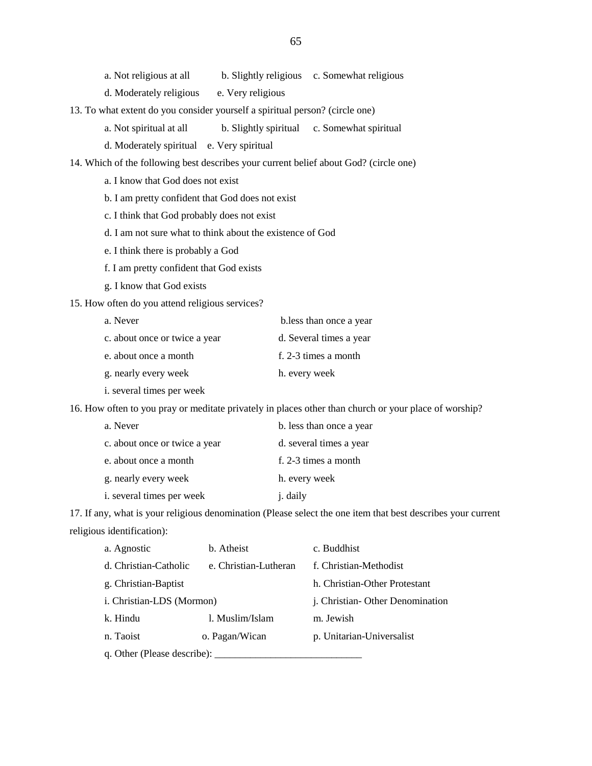a. Not religious at all     b. Slightly religious     c. Somewhat religious

d. Moderately religious     e. Very religious

13. To what extent do you consider yourself a spiritual person? (circle one)

a. Not spiritual at all     b. Slightly spiritual     c. Somewhat spiritual

d. Moderately spiritual     e. Very spiritual

14. Which of the following best describes your current belief about God? (circle one)

a. I know that God does not exist

b. I am pretty confident that God does not exist

c. I think that God probably does not exist

d. I am not sure what to think about the existence of God

e. I think there is probably a God

f. I am pretty confident that God exists

g. I know that God exists

15. How often do you attend religious services?

a. Never     b.less than once a year

c. about once or twice a year     d. Several times a year

e. about once a month     f. 2-3 times a month

g. nearly every week     h. every week

i. several times per week

16. How often to you pray or meditate privately in places other than church or your place of worship?

a. Never     b. less than once a year

c. about once or twice a year     d. several times a year

e. about once a month     f. 2-3 times a month

g. nearly every week     h. every week

i. several times per week     j. daily

17. If any, what is your religious denomination (Please select the one item that best describes your current religious identification):

a. Agnostic     b. Atheist     c. Buddhist

d. Christian-Catholic     e. Christian-Lutheran     f. Christian-Methodist

g. Christian-Baptist     h. Christian-Other Protestant

i. Christian-LDS (Mormon)     j. Christian- Other Denomination

k. Hindu     l. Muslim/Islam     m. Jewish

n. Taoist     o. Pagan/Wican     p. Unitarian-Universalist

q. Other (Please describe): ____________________________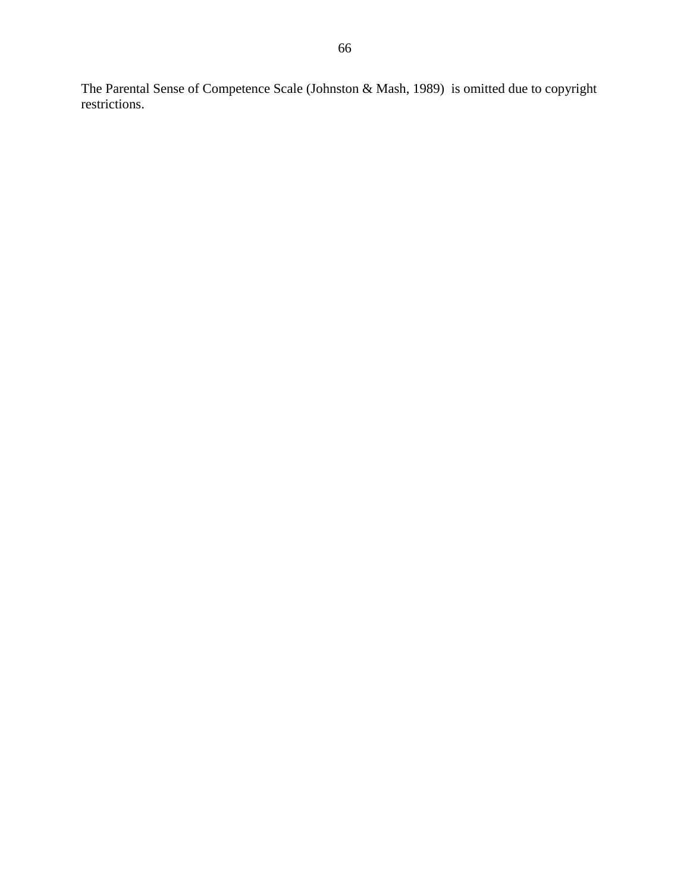The Parental Sense of Competence Scale (Johnston & Mash, 1989) is omitted due to copyright restrictions.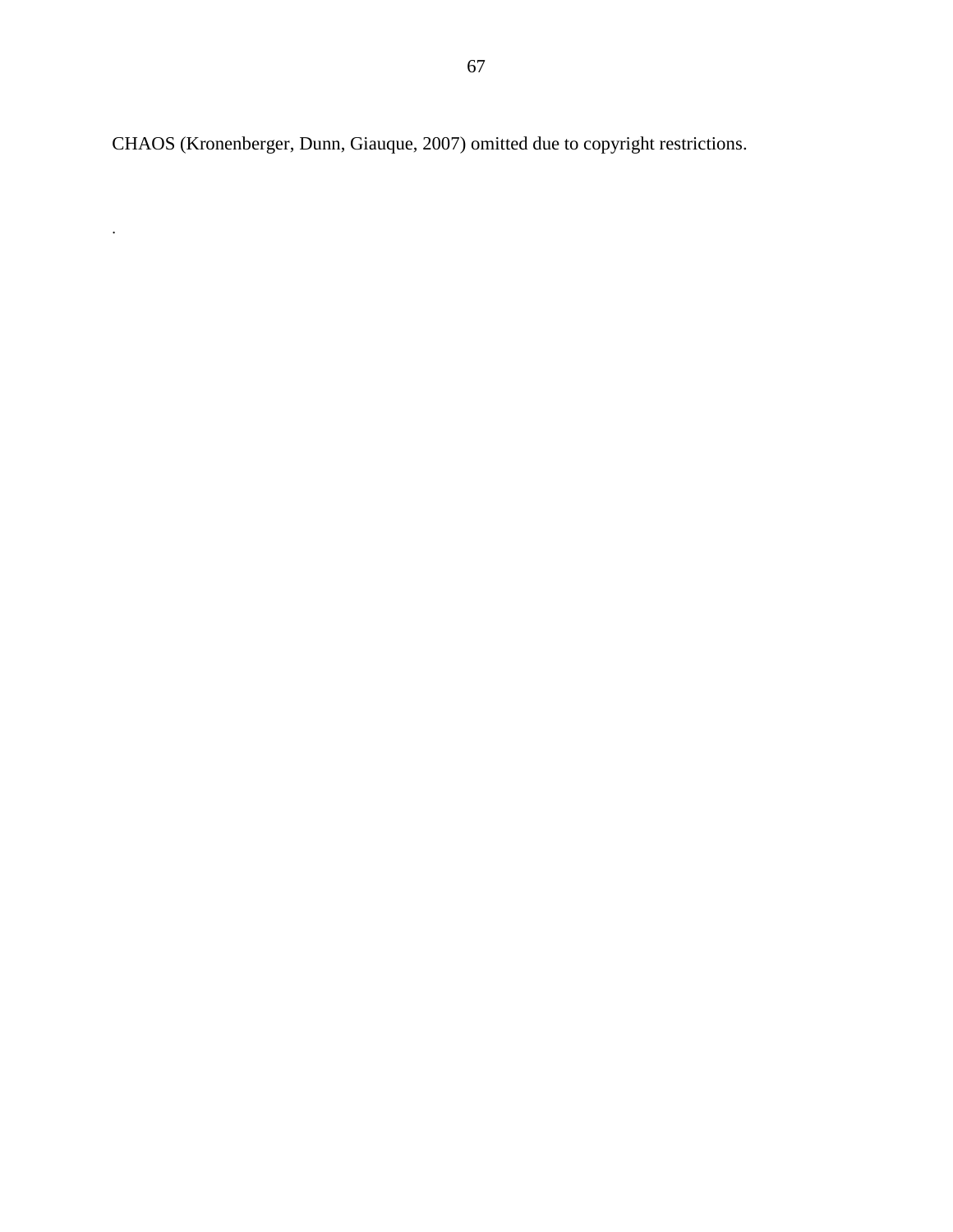CHAOS (Kronenberger, Dunn, Giauque, 2007) omitted due to copyright restrictions.

.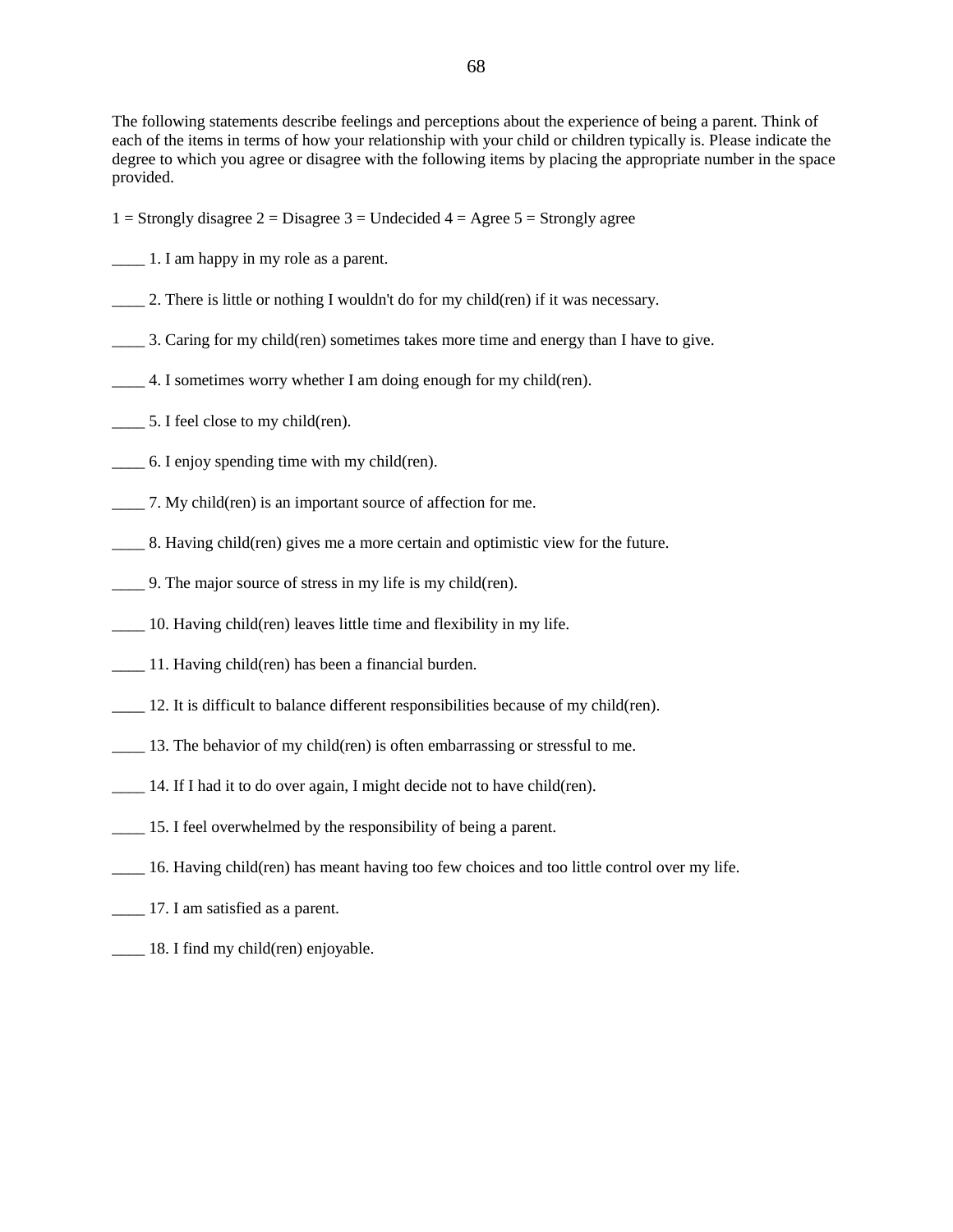The following statements describe feelings and perceptions about the experience of being a parent. Think of each of the items in terms of how your relationship with your child or children typically is. Please indicate the degree to which you agree or disagree with the following items by placing the appropriate number in the space provided.

1 = Strongly disagree 2 = Disagree 3 = Undecided 4 = Agree 5 = Strongly agree

____ 1. I am happy in my role as a parent.

____ 2. There is little or nothing I wouldn't do for my child(ren) if it was necessary.

____ 3. Caring for my child(ren) sometimes takes more time and energy than I have to give.

____ 4. I sometimes worry whether I am doing enough for my child(ren).

____ 5. I feel close to my child(ren).

____ 6. I enjoy spending time with my child(ren).

____ 7. My child(ren) is an important source of affection for me.

____ 8. Having child(ren) gives me a more certain and optimistic view for the future.

____ 9. The major source of stress in my life is my child(ren).

____ 10. Having child(ren) leaves little time and flexibility in my life.

____ 11. Having child(ren) has been a financial burden.

____ 12. It is difficult to balance different responsibilities because of my child(ren).

____ 13. The behavior of my child(ren) is often embarrassing or stressful to me.

____ 14. If I had it to do over again, I might decide not to have child(ren).

____ 15. I feel overwhelmed by the responsibility of being a parent.

____ 16. Having child(ren) has meant having too few choices and too little control over my life.

____ 17. I am satisfied as a parent.

____ 18. I find my child(ren) enjoyable.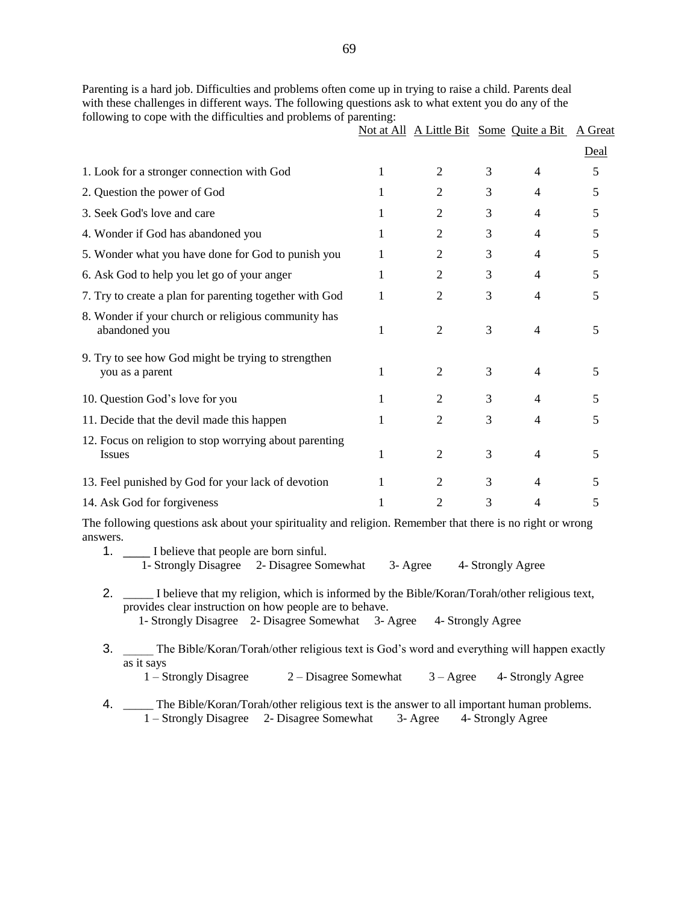Parenting is a hard job. Difficulties and problems often come up in trying to raise a child. Parents deal with these challenges in different ways. The following questions ask to what extent you do any of the following to cope with the difficulties and problems of parenting:

| | Not at All | A Little Bit | Some | Quite a Bit | A Great Deal |
|---|---|---|---|---|---|
| 1. Look for a stronger connection with God | 1 | 2 | 3 | 4 | 5 |
| 2. Question the power of God | 1 | 2 | 3 | 4 | 5 |
| 3. Seek God's love and care | 1 | 2 | 3 | 4 | 5 |
| 4. Wonder if God has abandoned you | 1 | 2 | 3 | 4 | 5 |
| 5. Wonder what you have done for God to punish you | 1 | 2 | 3 | 4 | 5 |
| 6. Ask God to help you let go of your anger | 1 | 2 | 3 | 4 | 5 |
| 7. Try to create a plan for parenting together with God | 1 | 2 | 3 | 4 | 5 |
| 8. Wonder if your church or religious community has abandoned you | 1 | 2 | 3 | 4 | 5 |
| 9. Try to see how God might be trying to strengthen you as a parent | 1 | 2 | 3 | 4 | 5 |
| 10. Question God's love for you | 1 | 2 | 3 | 4 | 5 |
| 11. Decide that the devil made this happen | 1 | 2 | 3 | 4 | 5 |
| 12. Focus on religion to stop worrying about parenting Issues | 1 | 2 | 3 | 4 | 5 |
| 13. Feel punished by God for your lack of devotion | 1 | 2 | 3 | 4 | 5 |
| 14. Ask God for forgiveness | 1 | 2 | 3 | 4 | 5 |

The following questions ask about your spirituality and religion. Remember that there is no right or wrong answers.

1. ____ I believe that people are born sinful.
   1- Strongly Disagree   2- Disagree Somewhat   3- Agree   4- Strongly Agree

2. _____ I believe that my religion, which is informed by the Bible/Koran/Torah/other religious text, provides clear instruction on how people are to behave.
   1- Strongly Disagree   2- Disagree Somewhat   3- Agree   4- Strongly Agree

3. _____ The Bible/Koran/Torah/other religious text is God's word and everything will happen exactly as it says
   1 – Strongly Disagree   2 – Disagree Somewhat   3 – Agree   4- Strongly Agree

4. _____ The Bible/Koran/Torah/other religious text is the answer to all important human problems.
   1 – Strongly Disagree   2- Disagree Somewhat   3- Agree   4- Strongly Agree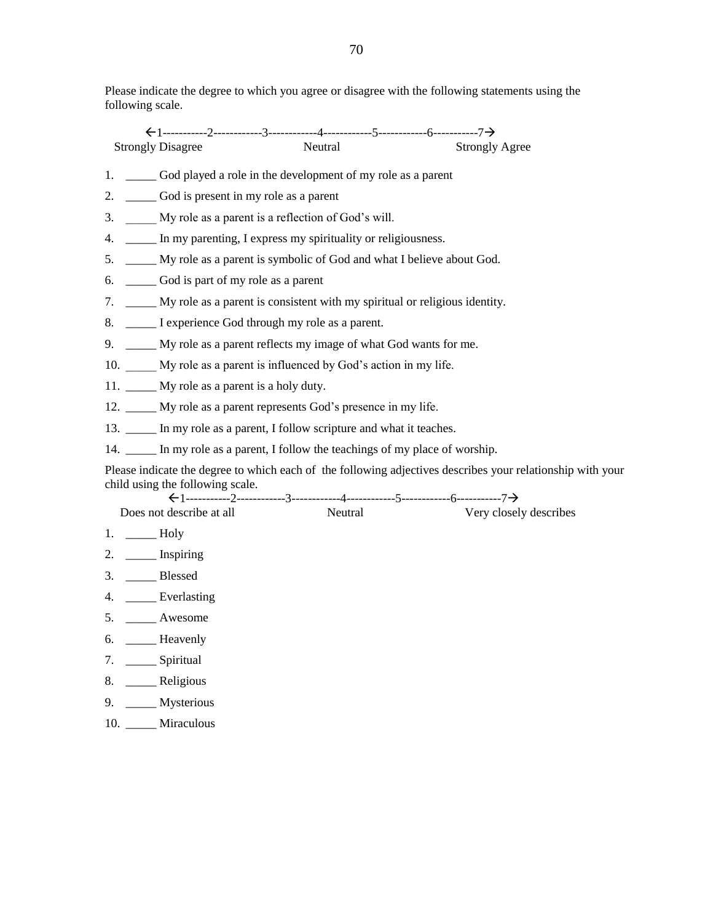Please indicate the degree to which you agree or disagree with the following statements using the following scale.

←1-----------2------------3------------4------------5------------6-----------7→
Strongly Disagree Neutral Strongly Agree

1. _____ God played a role in the development of my role as a parent
2. _____ God is present in my role as a parent
3. _____ My role as a parent is a reflection of God's will.
4. _____ In my parenting, I express my spirituality or religiousness.
5. _____ My role as a parent is symbolic of God and what I believe about God.
6. _____ God is part of my role as a parent
7. _____ My role as a parent is consistent with my spiritual or religious identity.
8. _____ I experience God through my role as a parent.
9. _____ My role as a parent reflects my image of what God wants for me.
10. _____ My role as a parent is influenced by God's action in my life.
11. _____ My role as a parent is a holy duty.
12. _____ My role as a parent represents God's presence in my life.
13. _____ In my role as a parent, I follow scripture and what it teaches.
14. _____ In my role as a parent, I follow the teachings of my place of worship.

Please indicate the degree to which each of the following adjectives describes your relationship with your child using the following scale.

←1-----------2------------3------------4------------5------------6-----------7→
Does not describe at all Neutral Very closely describes

1. _____ Holy
2. _____ Inspiring
3. _____ Blessed
4. _____ Everlasting
5. _____ Awesome
6. _____ Heavenly
7. _____ Spiritual
8. _____ Religious
9. _____ Mysterious
10. _____ Miraculous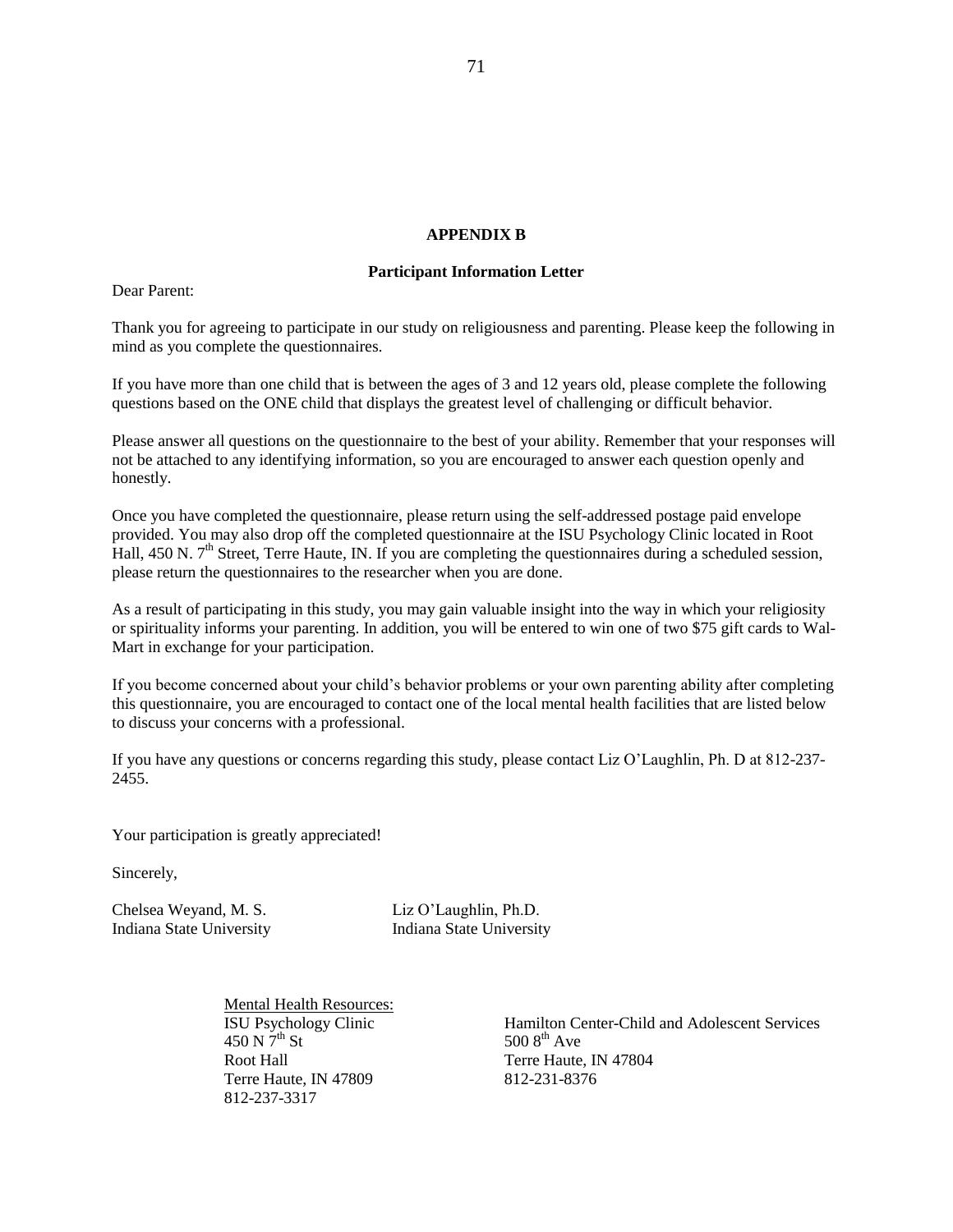## APPENDIX B

### Participant Information Letter

Dear Parent:

Thank you for agreeing to participate in our study on religiousness and parenting. Please keep the following in mind as you complete the questionnaires.

If you have more than one child that is between the ages of 3 and 12 years old, please complete the following questions based on the ONE child that displays the greatest level of challenging or difficult behavior.

Please answer all questions on the questionnaire to the best of your ability. Remember that your responses will not be attached to any identifying information, so you are encouraged to answer each question openly and honestly.

Once you have completed the questionnaire, please return using the self-addressed postage paid envelope provided. You may also drop off the completed questionnaire at the ISU Psychology Clinic located in Root Hall, 450 N. 7th Street, Terre Haute, IN. If you are completing the questionnaires during a scheduled session, please return the questionnaires to the researcher when you are done.

As a result of participating in this study, you may gain valuable insight into the way in which your religiosity or spirituality informs your parenting. In addition, you will be entered to win one of two $75 gift cards to Wal-Mart in exchange for your participation.

If you become concerned about your child's behavior problems or your own parenting ability after completing this questionnaire, you are encouraged to contact one of the local mental health facilities that are listed below to discuss your concerns with a professional.

If you have any questions or concerns regarding this study, please contact Liz O'Laughlin, Ph. D at 812-237-2455.

Your participation is greatly appreciated!

Sincerely,

Chelsea Weyand, M. S.
Indiana State University

Liz O'Laughlin, Ph.D.
Indiana State University

Mental Health Resources:

ISU Psychology Clinic
450 N 7th St
Root Hall
Terre Haute, IN 47809
812-237-3317

Hamilton Center-Child and Adolescent Services
500 8th Ave
Terre Haute, IN 47804
812-231-8376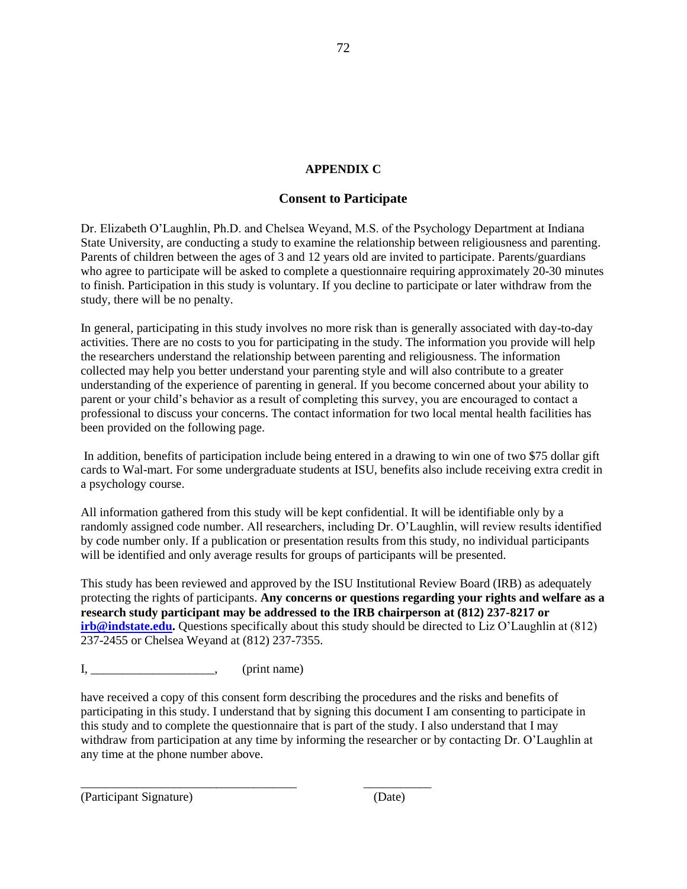# APPENDIX C

## Consent to Participate

Dr. Elizabeth O'Laughlin, Ph.D. and Chelsea Weyand, M.S. of the Psychology Department at Indiana State University, are conducting a study to examine the relationship between religiousness and parenting. Parents of children between the ages of 3 and 12 years old are invited to participate. Parents/guardians who agree to participate will be asked to complete a questionnaire requiring approximately 20-30 minutes to finish. Participation in this study is voluntary. If you decline to participate or later withdraw from the study, there will be no penalty.

In general, participating in this study involves no more risk than is generally associated with day-to-day activities. There are no costs to you for participating in the study. The information you provide will help the researchers understand the relationship between parenting and religiousness. The information collected may help you better understand your parenting style and will also contribute to a greater understanding of the experience of parenting in general. If you become concerned about your ability to parent or your child's behavior as a result of completing this survey, you are encouraged to contact a professional to discuss your concerns. The contact information for two local mental health facilities has been provided on the following page.

In addition, benefits of participation include being entered in a drawing to win one of two $75 dollar gift cards to Wal-mart. For some undergraduate students at ISU, benefits also include receiving extra credit in a psychology course.

All information gathered from this study will be kept confidential. It will be identifiable only by a randomly assigned code number. All researchers, including Dr. O'Laughlin, will review results identified by code number only. If a publication or presentation results from this study, no individual participants will be identified and only average results for groups of participants will be presented.

This study has been reviewed and approved by the ISU Institutional Review Board (IRB) as adequately protecting the rights of participants. **Any concerns or questions regarding your rights and welfare as a research study participant may be addressed to the IRB chairperson at (812) 237-8217 or irb@indstate.edu.** Questions specifically about this study should be directed to Liz O'Laughlin at (812) 237-2455 or Chelsea Weyand at (812) 237-7355.

I, ____________________, (print name)

have received a copy of this consent form describing the procedures and the risks and benefits of participating in this study. I understand that by signing this document I am consenting to participate in this study and to complete the questionnaire that is part of the study. I also understand that I may withdraw from participation at any time by informing the researcher or by contacting Dr. O'Laughlin at any time at the phone number above.

___________________________________ ___________

(Participant Signature) (Date)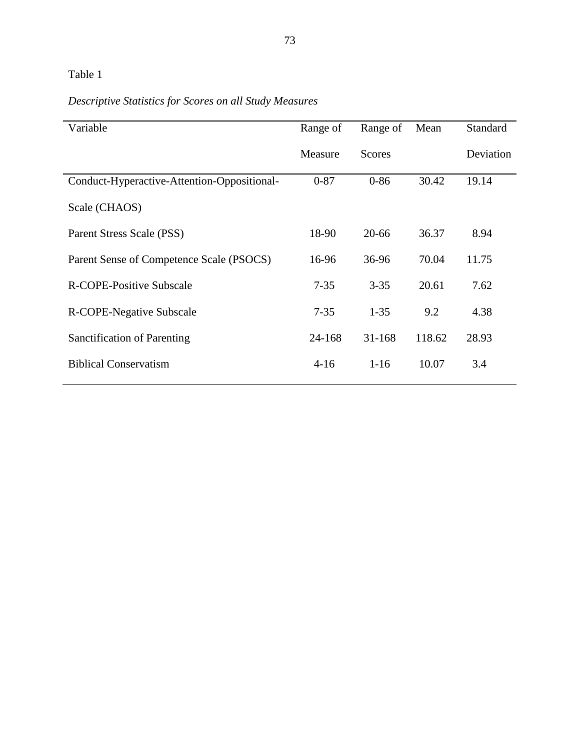Table 1

*Descriptive Statistics for Scores on all Study Measures*

| Variable | Range of Measure | Range of Scores | Mean | Standard Deviation |
|---|---|---|---|---|
| Conduct-Hyperactive-Attention-Oppositional-Scale (CHAOS) | 0-87 | 0-86 | 30.42 | 19.14 |
| Parent Stress Scale (PSS) | 18-90 | 20-66 | 36.37 | 8.94 |
| Parent Sense of Competence Scale (PSOCS) | 16-96 | 36-96 | 70.04 | 11.75 |
| R-COPE-Positive Subscale | 7-35 | 3-35 | 20.61 | 7.62 |
| R-COPE-Negative Subscale | 7-35 | 1-35 | 9.2 | 4.38 |
| Sanctification of Parenting | 24-168 | 31-168 | 118.62 | 28.93 |
| Biblical Conservatism | 4-16 | 1-16 | 10.07 | 3.4 |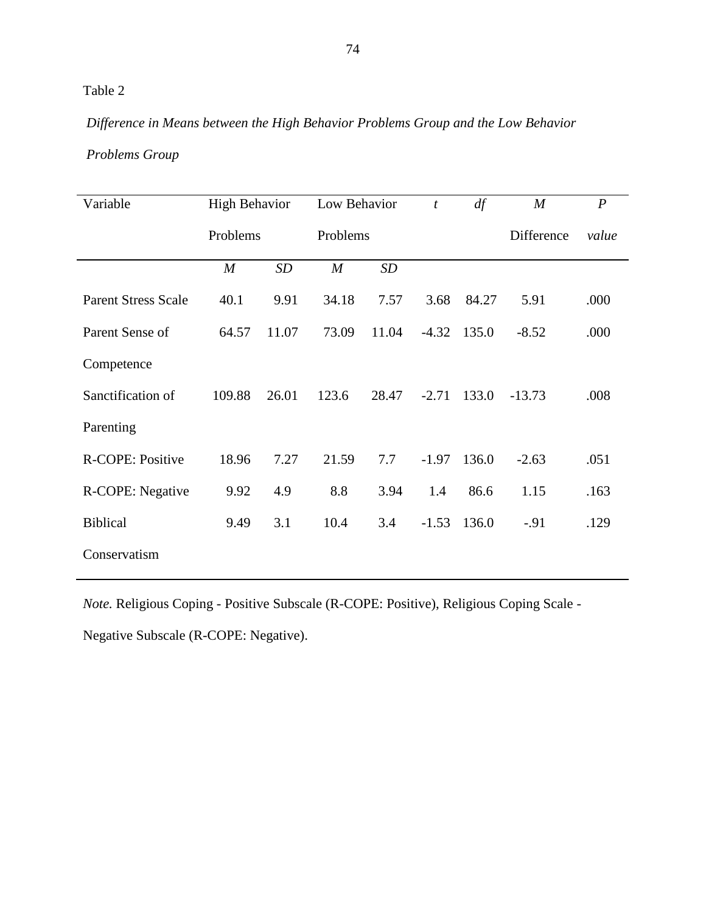Table 2

*Difference in Means between the High Behavior Problems Group and the Low Behavior Problems Group*

| Variable | High Behavior Problems | | Low Behavior Problems | | *t* | *df* | *M* Difference | *P value* |
|---|---|---|---|---|---|---|---|---|
| | *M* | *SD* | *M* | *SD* | | | | |
| Parent Stress Scale | 40.1 | 9.91 | 34.18 | 7.57 | 3.68 | 84.27 | 5.91 | .000 |
| Parent Sense of Competence | 64.57 | 11.07 | 73.09 | 11.04 | -4.32 | 135.0 | -8.52 | .000 |
| Sanctification of Parenting | 109.88 | 26.01 | 123.6 | 28.47 | -2.71 | 133.0 | -13.73 | .008 |
| R-COPE: Positive | 18.96 | 7.27 | 21.59 | 7.7 | -1.97 | 136.0 | -2.63 | .051 |
| R-COPE: Negative | 9.92 | 4.9 | 8.8 | 3.94 | 1.4 | 86.6 | 1.15 | .163 |
| Biblical Conservatism | 9.49 | 3.1 | 10.4 | 3.4 | -1.53 | 136.0 | -.91 | .129 |

*Note.* Religious Coping - Positive Subscale (R-COPE: Positive), Religious Coping Scale - Negative Subscale (R-COPE: Negative).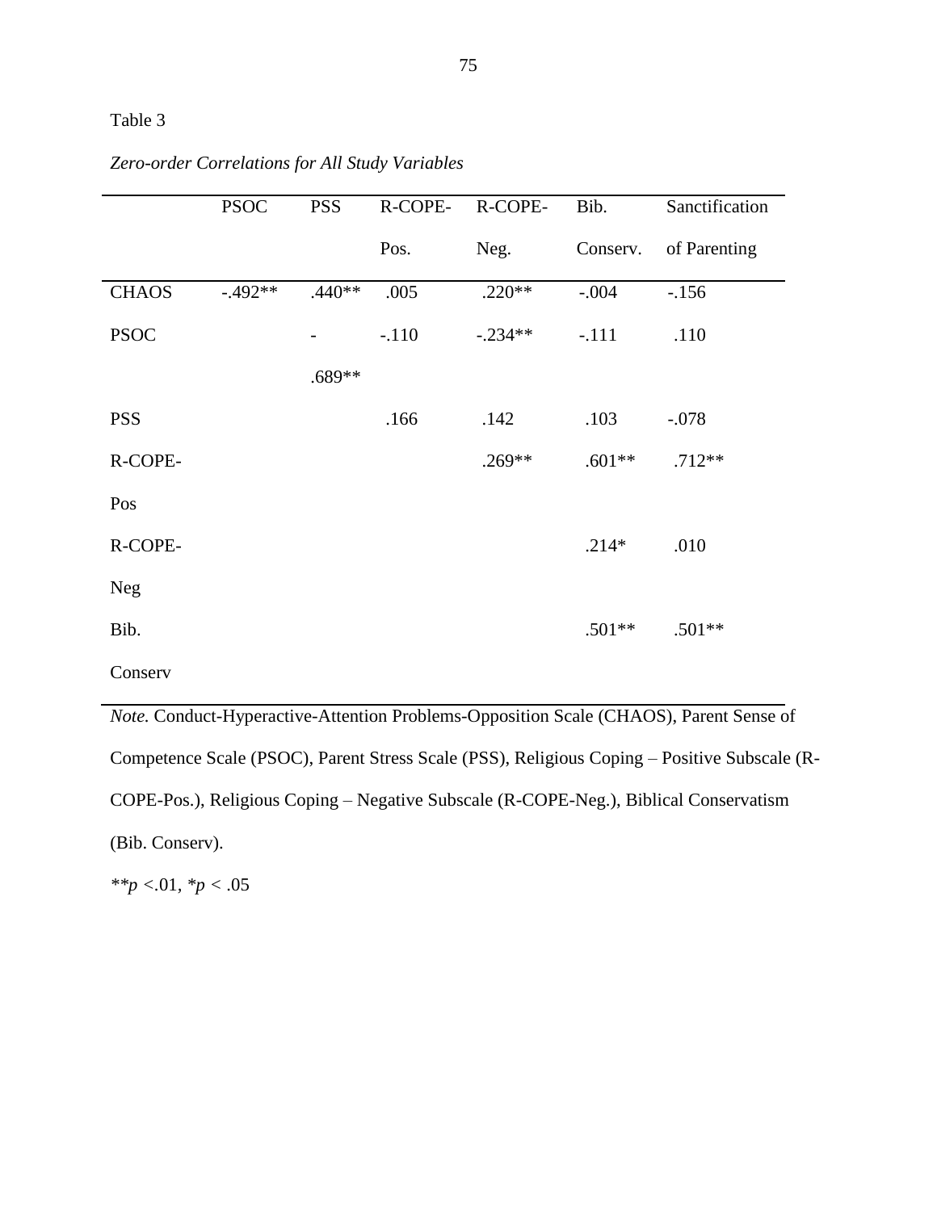Table 3

*Zero-order Correlations for All Study Variables*

| | PSOC | PSS | R-COPE-Pos. | R-COPE-Neg. | Bib. Conserv. | Sanctification of Parenting |
|---|---|---|---|---|---|---|
| CHAOS | -.492** | .440** | .005 | .220** | -.004 | -.156 |
| PSOC | | -.689** | -.110 | -.234** | -.111 | .110 |
| PSS | | | .166 | .142 | .103 | -.078 |
| R-COPE-Pos | | | | .269** | .601** | .712** |
| R-COPE-Neg | | | | | .214* | .010 |
| Bib. Conserv | | | | | .501** | .501** |

*Note.* Conduct-Hyperactive-Attention Problems-Opposition Scale (CHAOS), Parent Sense of Competence Scale (PSOC), Parent Stress Scale (PSS), Religious Coping – Positive Subscale (R-COPE-Pos.), Religious Coping – Negative Subscale (R-COPE-Neg.), Biblical Conservatism (Bib. Conserv).

**$p$ <.01, *$p$ < .05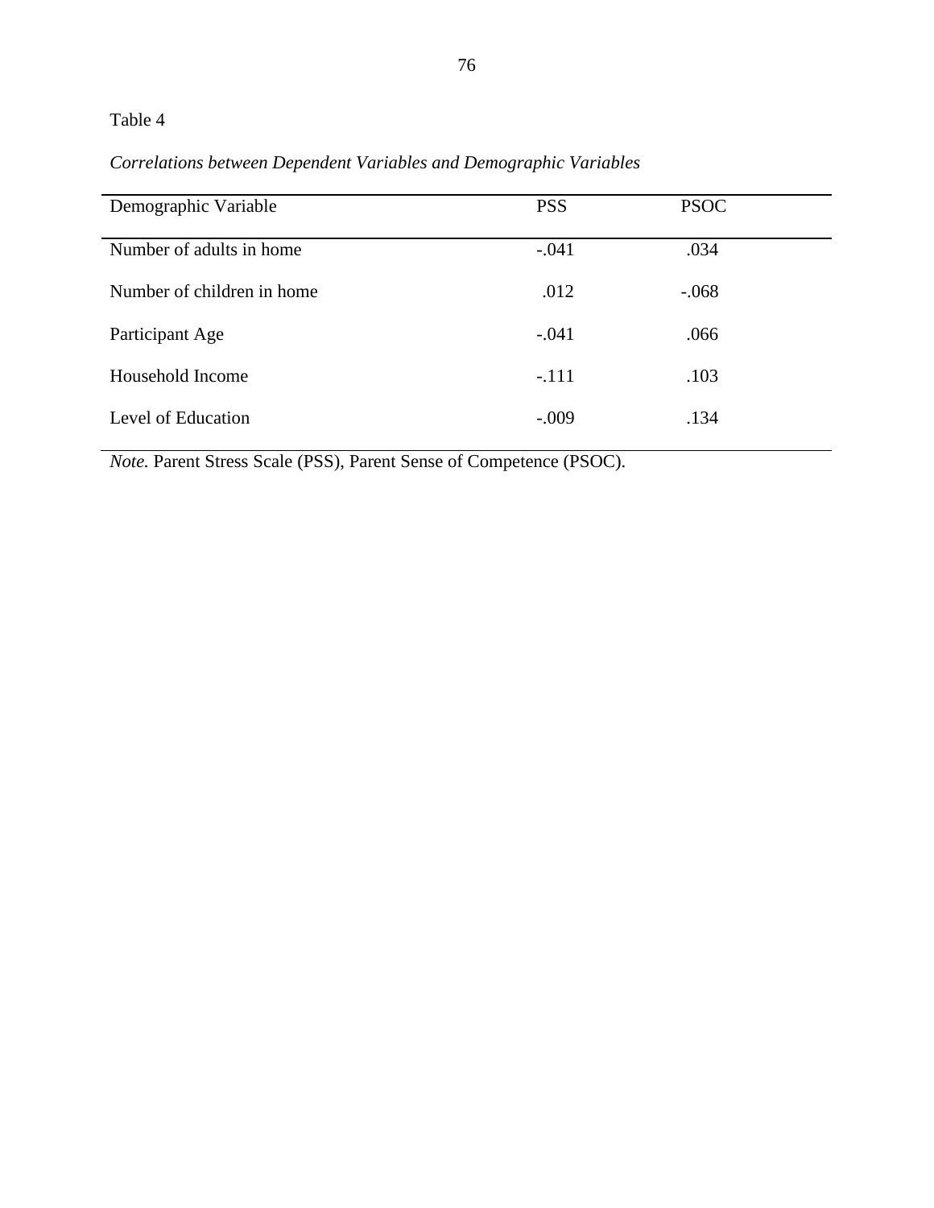Table 4

*Correlations between Dependent Variables and Demographic Variables*

| Demographic Variable | PSS | PSOC |
|---|---|---|
| Number of adults in home | -.041 | .034 |
| Number of children in home | .012 | -.068 |
| Participant Age | -.041 | .066 |
| Household Income | -.111 | .103 |
| Level of Education | -.009 | .134 |

*Note.* Parent Stress Scale (PSS), Parent Sense of Competence (PSOC).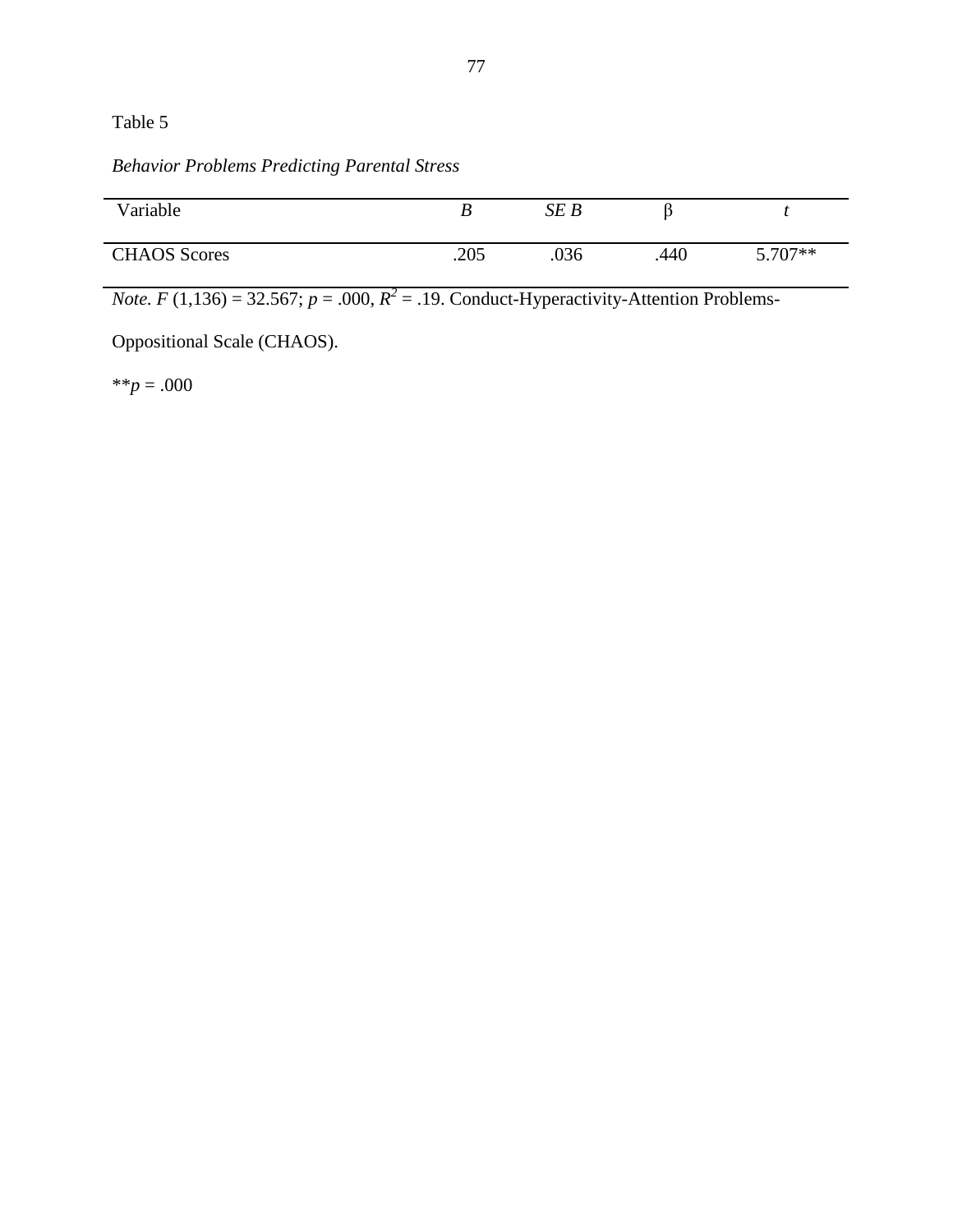Table 5

*Behavior Problems Predicting Parental Stress*

| Variable | *B* | *SE B* | β | *t* |
|---|---|---|---|---|
| CHAOS Scores | .205 | .036 | .440 | 5.707** |

*Note.* $F$ (1,136) = 32.567; $p$ = .000, $R^2$ = .19. Conduct-Hyperactivity-Attention Problems-Oppositional Scale (CHAOS).

**$p$ = .000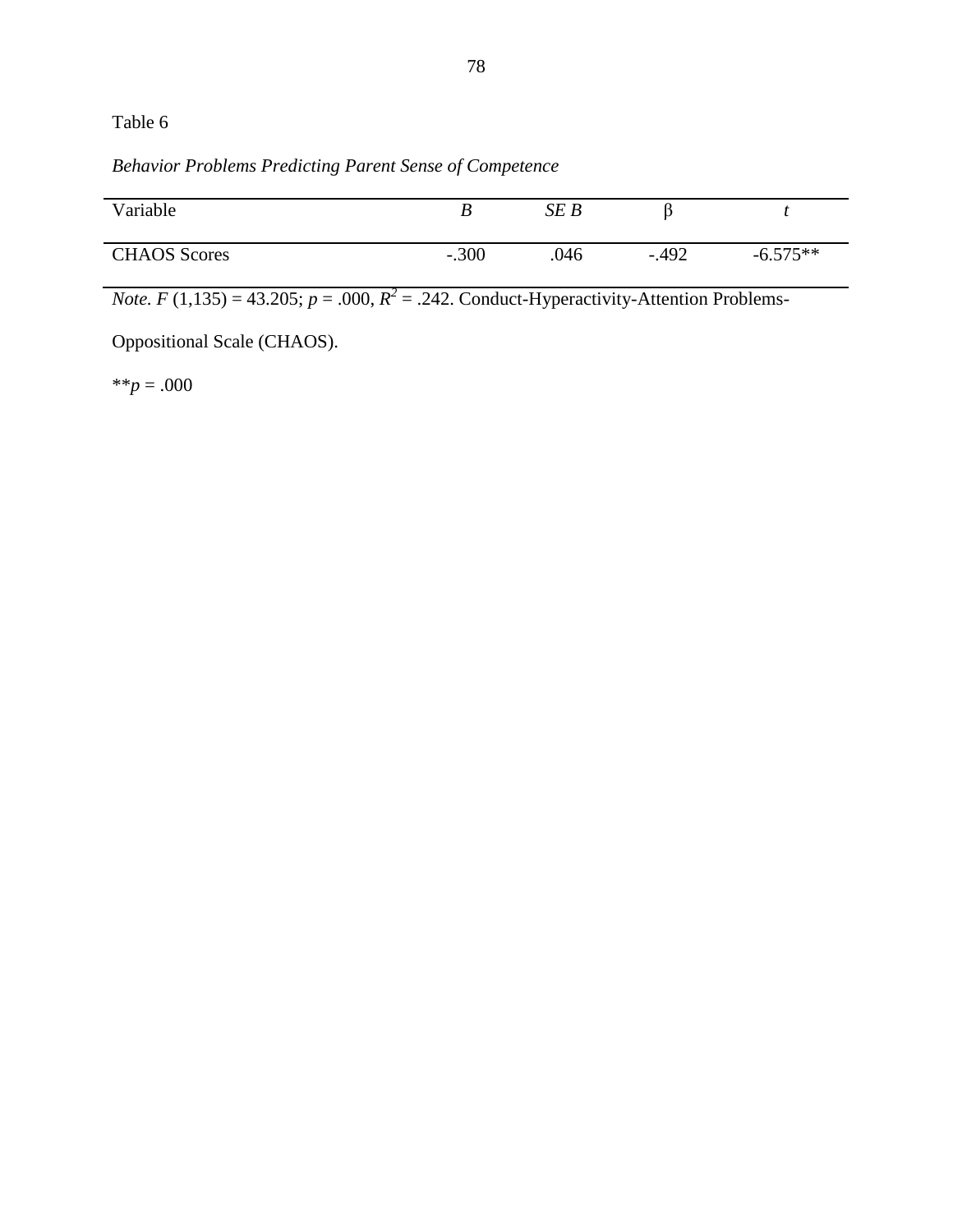Table 6

*Behavior Problems Predicting Parent Sense of Competence*

| Variable | *B* | *SE B* | β | *t* |
|---|---|---|---|---|
| CHAOS Scores | -.300 | .046 | -.492 | -6.575** |

*Note.* $F$ (1,135) = 43.205; $p$ = .000, $R^2$ = .242. Conduct-Hyperactivity-Attention Problems-Oppositional Scale (CHAOS).

**$p$ = .000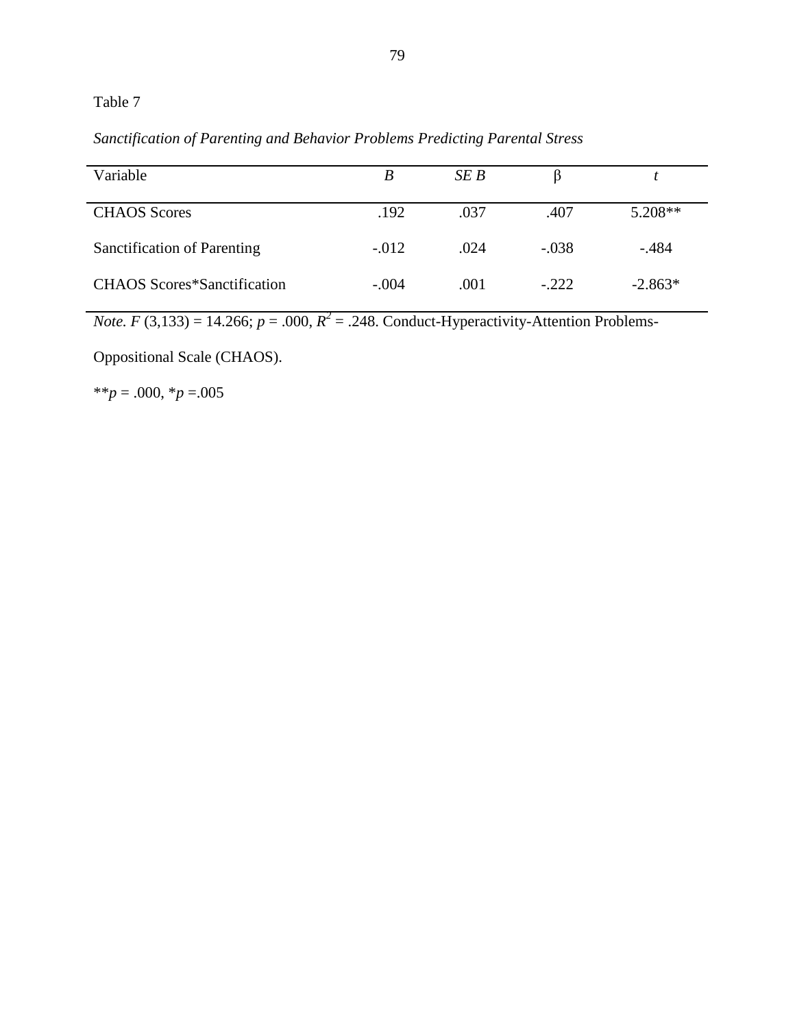Table 7

*Sanctification of Parenting and Behavior Problems Predicting Parental Stress*

| Variable | *B* | *SE B* | β | *t* |
|---|---|---|---|---|
| CHAOS Scores | .192 | .037 | .407 | 5.208** |
| Sanctification of Parenting | -.012 | .024 | -.038 | -.484 |
| CHAOS Scores*Sanctification | -.004 | .001 | -.222 | -2.863* |

*Note.* $F$ (3,133) = 14.266; $p$ = .000, $R^2$ = .248. Conduct-Hyperactivity-Attention Problems-Oppositional Scale (CHAOS).

**$p$ = .000, *$p$ =.005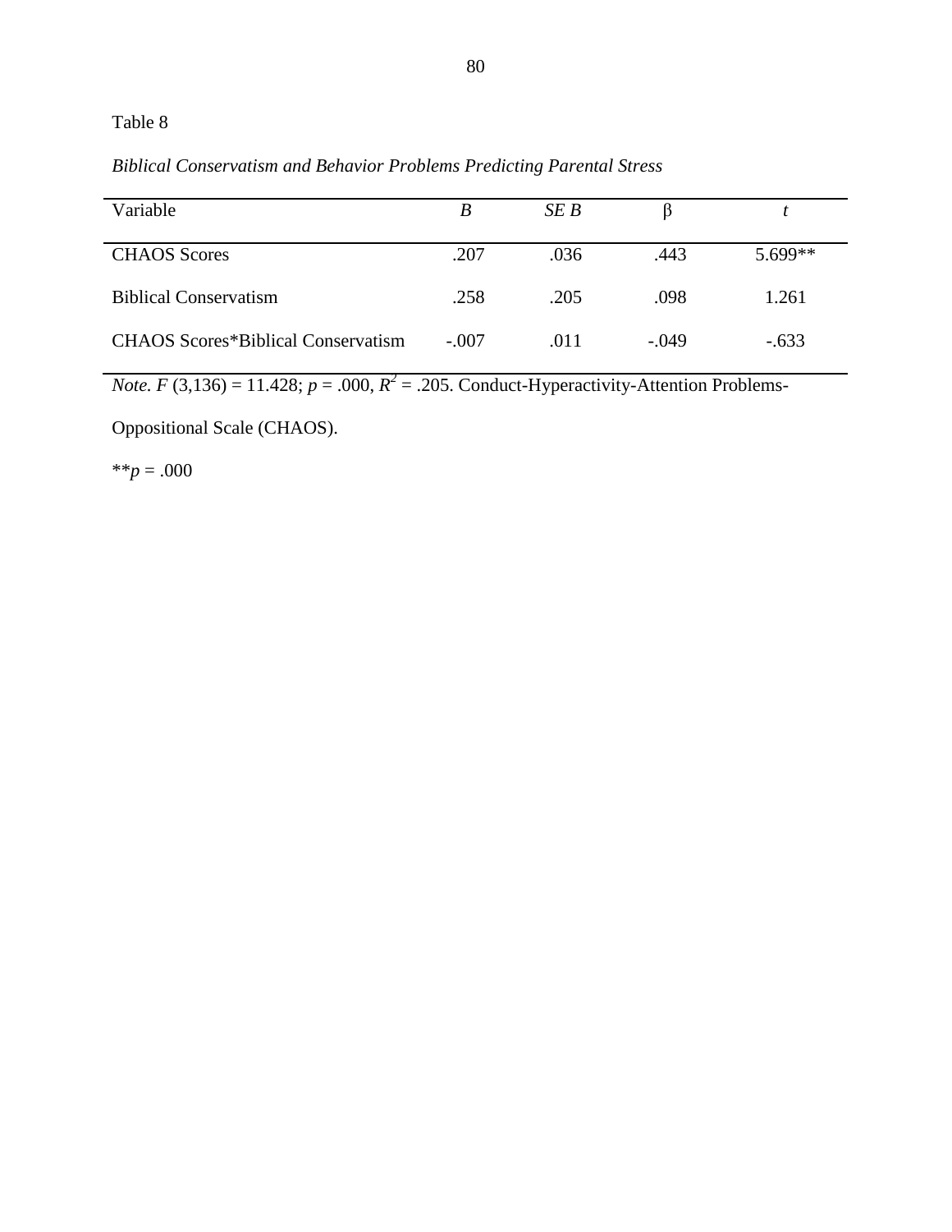Table 8

*Biblical Conservatism and Behavior Problems Predicting Parental Stress*

| Variable | *B* | *SE B* | β | *t* |
|---|---|---|---|---|
| CHAOS Scores | .207 | .036 | .443 | 5.699** |
| Biblical Conservatism | .258 | .205 | .098 | 1.261 |
| CHAOS Scores*Biblical Conservatism | -.007 | .011 | -.049 | -.633 |

*Note.* $F$ (3,136) = 11.428; $p$ = .000, $R^2$ = .205. Conduct-Hyperactivity-Attention Problems-Oppositional Scale (CHAOS).

**$p$ = .000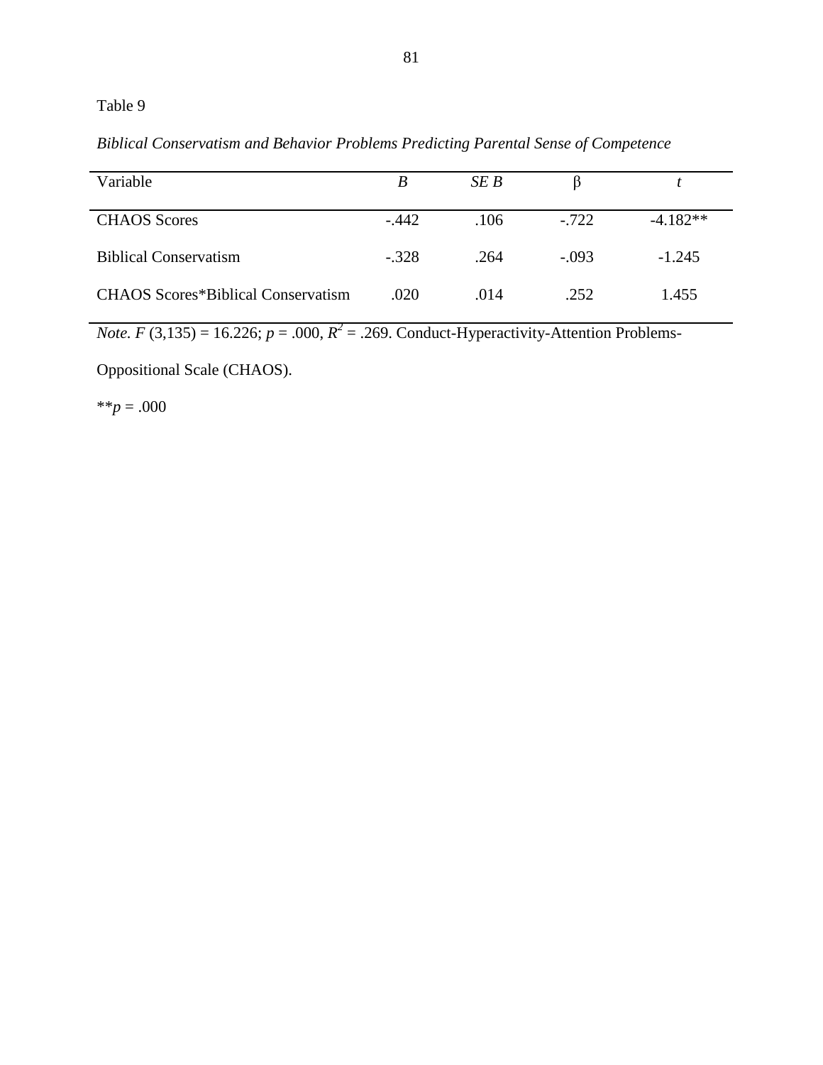Table 9

*Biblical Conservatism and Behavior Problems Predicting Parental Sense of Competence*

| Variable | *B* | *SE B* | β | *t* |
|---|---|---|---|---|
| CHAOS Scores | -.442 | .106 | -.722 | -4.182** |
| Biblical Conservatism | -.328 | .264 | -.093 | -1.245 |
| CHAOS Scores*Biblical Conservatism | .020 | .014 | .252 | 1.455 |

*Note.* $F$ (3,135) = 16.226; $p$ = .000, $R^2$ = .269. Conduct-Hyperactivity-Attention Problems-Oppositional Scale (CHAOS).

**$p$ = .000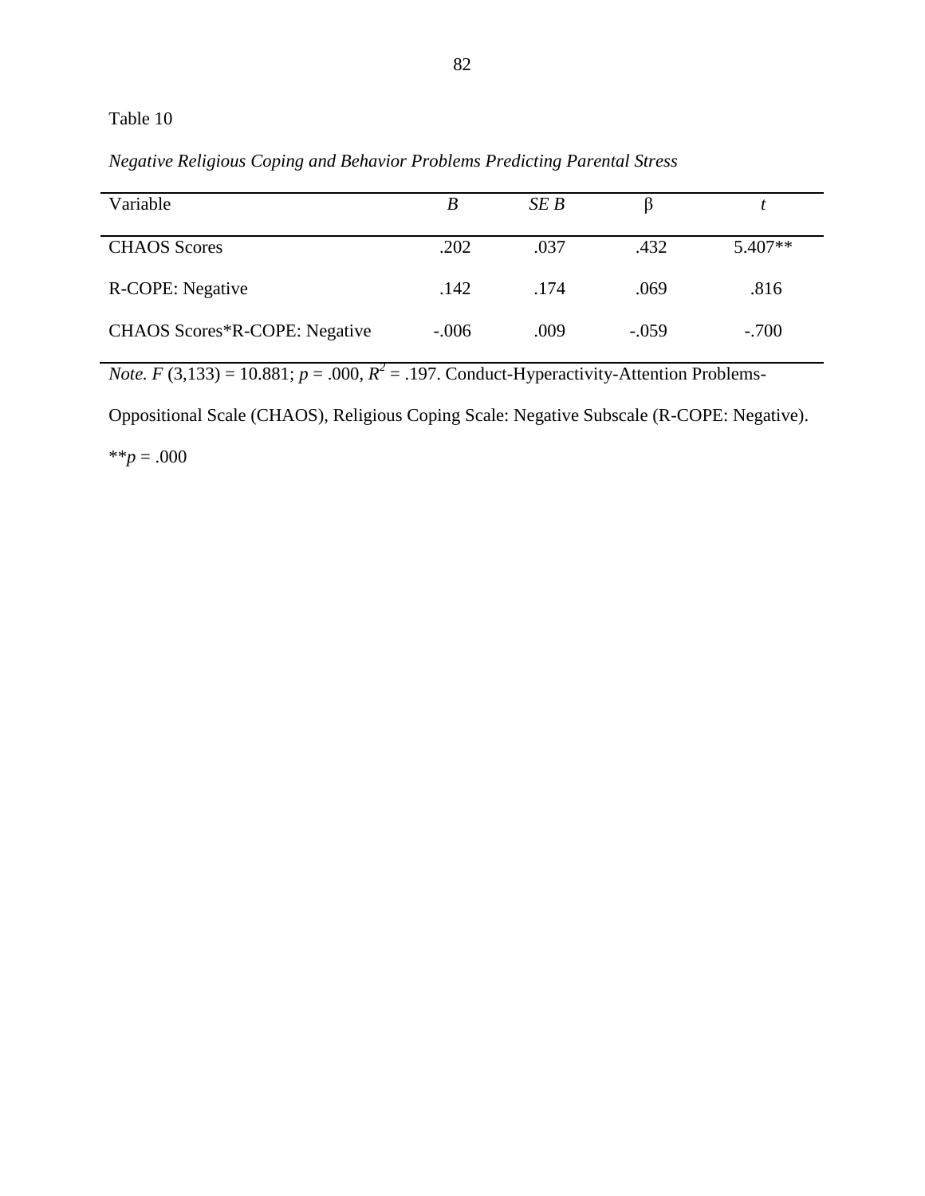Table 10

*Negative Religious Coping and Behavior Problems Predicting Parental Stress*

| Variable | *B* | *SE B* | β | *t* |
|---|---|---|---|---|
| CHAOS Scores | .202 | .037 | .432 | 5.407** |
| R-COPE: Negative | .142 | .174 | .069 | .816 |
| CHAOS Scores*R-COPE: Negative | -.006 | .009 | -.059 | -.700 |

*Note.* $F$ (3,133) = 10.881; $p$ = .000, $R^2$ = .197. Conduct-Hyperactivity-Attention Problems-Oppositional Scale (CHAOS), Religious Coping Scale: Negative Subscale (R-COPE: Negative).

**$p$ = .000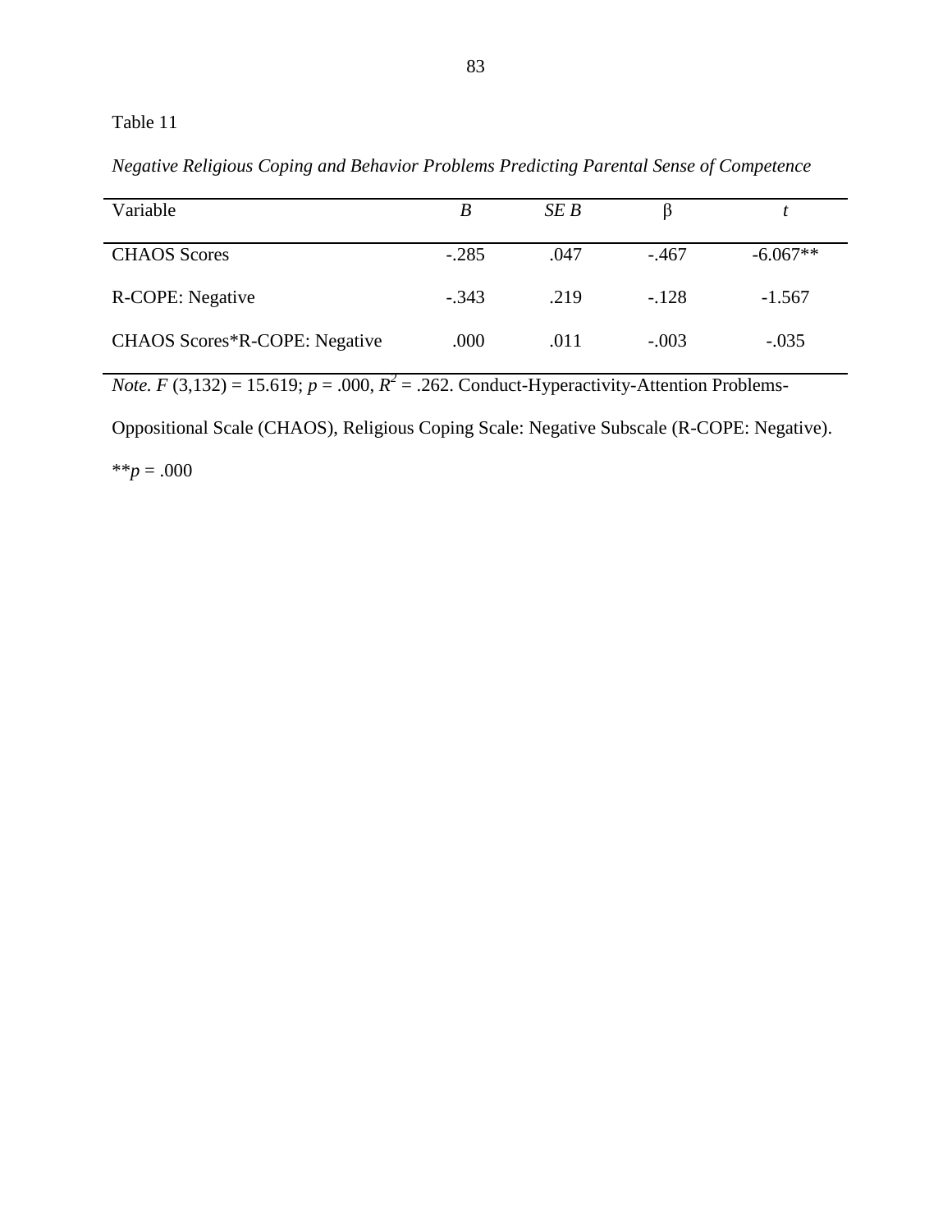Table 11

*Negative Religious Coping and Behavior Problems Predicting Parental Sense of Competence*

| Variable | *B* | *SE B* | β | *t* |
|---|---|---|---|---|
| CHAOS Scores | -.285 | .047 | -.467 | -6.067** |
| R-COPE: Negative | -.343 | .219 | -.128 | -1.567 |
| CHAOS Scores*R-COPE: Negative | .000 | .011 | -.003 | -.035 |

*Note.* $F$ (3,132) = 15.619; $p$ = .000, $R^2$ = .262. Conduct-Hyperactivity-Attention Problems-Oppositional Scale (CHAOS), Religious Coping Scale: Negative Subscale (R-COPE: Negative).

**$p$ = .000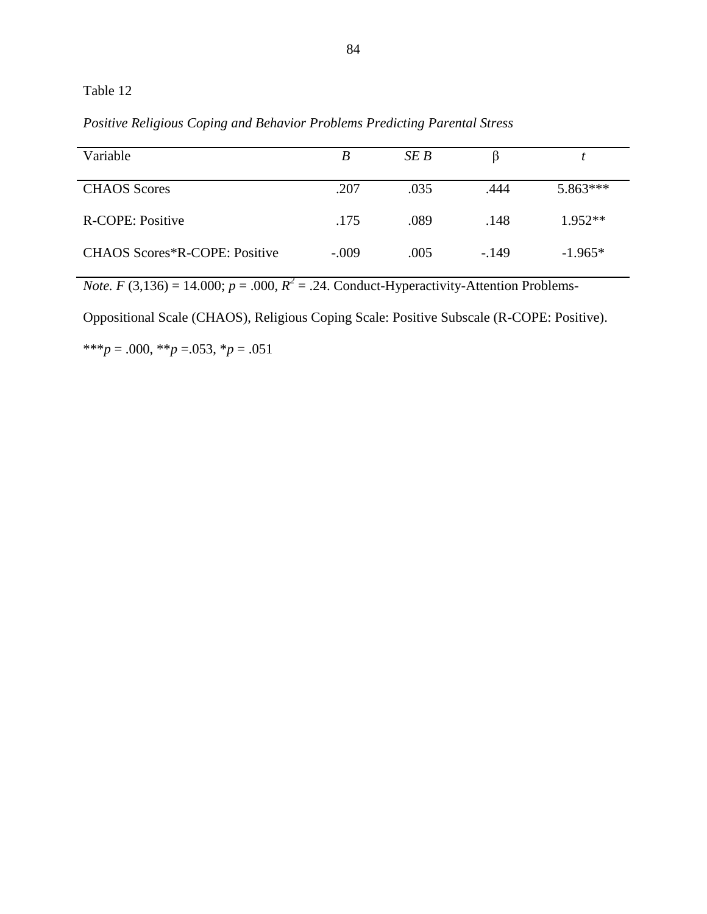Table 12

*Positive Religious Coping and Behavior Problems Predicting Parental Stress*

| Variable | *B* | *SE B* | β | *t* |
|---|---|---|---|---|
| CHAOS Scores | .207 | .035 | .444 | 5.863*** |
| R-COPE: Positive | .175 | .089 | .148 | 1.952** |
| CHAOS Scores*R-COPE: Positive | -.009 | .005 | -.149 | -1.965* |

*Note.* $F$ (3,136) = 14.000; $p$ = .000, $R^2$ = .24. Conduct-Hyperactivity-Attention Problems-Oppositional Scale (CHAOS), Religious Coping Scale: Positive Subscale (R-COPE: Positive).

***$p$ = .000, **$p$ =.053, *$p$ = .051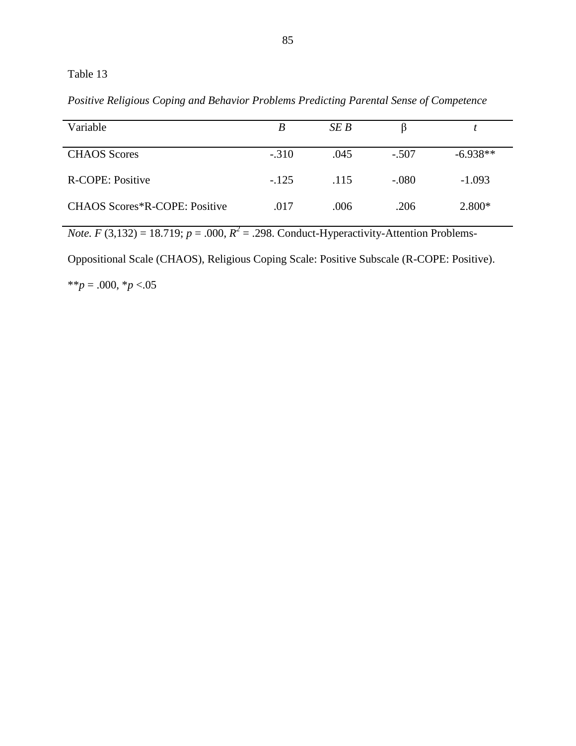Table 13

*Positive Religious Coping and Behavior Problems Predicting Parental Sense of Competence*

| Variable | *B* | *SE B* | β | *t* |
|---|---|---|---|---|
| CHAOS Scores | -.310 | .045 | -.507 | -6.938** |
| R-COPE: Positive | -.125 | .115 | -.080 | -1.093 |
| CHAOS Scores*R-COPE: Positive | .017 | .006 | .206 | 2.800* |

*Note.* $F$ (3,132) = 18.719; $p$ = .000, $R^2$ = .298. Conduct-Hyperactivity-Attention Problems-Oppositional Scale (CHAOS), Religious Coping Scale: Positive Subscale (R-COPE: Positive).

**$p$ = .000, *$p$ <.05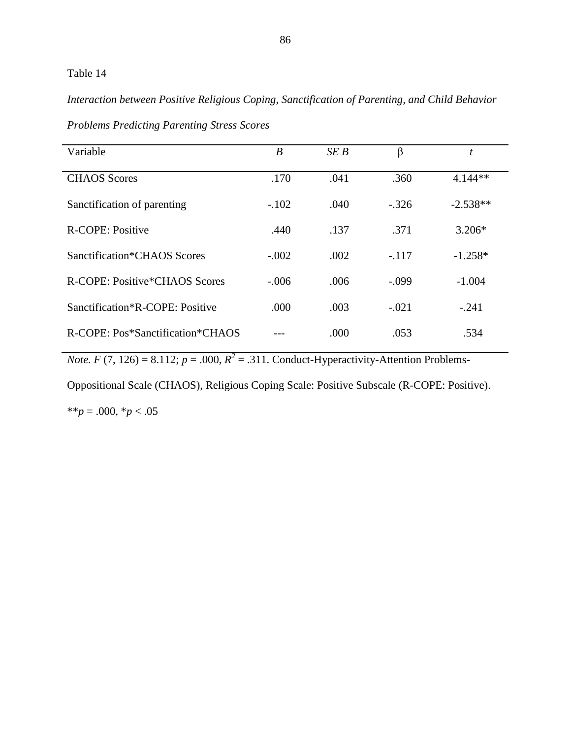Table 14

*Interaction between Positive Religious Coping, Sanctification of Parenting, and Child Behavior Problems Predicting Parenting Stress Scores*

| Variable | *B* | *SE B* | β | *t* |
|---|---|---|---|---|
| CHAOS Scores | .170 | .041 | .360 | 4.144** |
| Sanctification of parenting | -.102 | .040 | -.326 | -2.538** |
| R-COPE: Positive | .440 | .137 | .371 | 3.206* |
| Sanctification*CHAOS Scores | -.002 | .002 | -.117 | -1.258* |
| R-COPE: Positive*CHAOS Scores | -.006 | .006 | -.099 | -1.004 |
| Sanctification*R-COPE: Positive | .000 | .003 | -.021 | -.241 |
| R-COPE: Pos*Sanctification*CHAOS | --- | .000 | .053 | .534 |

*Note.* $F$ (7, 126) = 8.112; $p$ = .000, $R^2$ = .311. Conduct-Hyperactivity-Attention Problems-Oppositional Scale (CHAOS), Religious Coping Scale: Positive Subscale (R-COPE: Positive).

**$p$ = .000, *$p$ < .05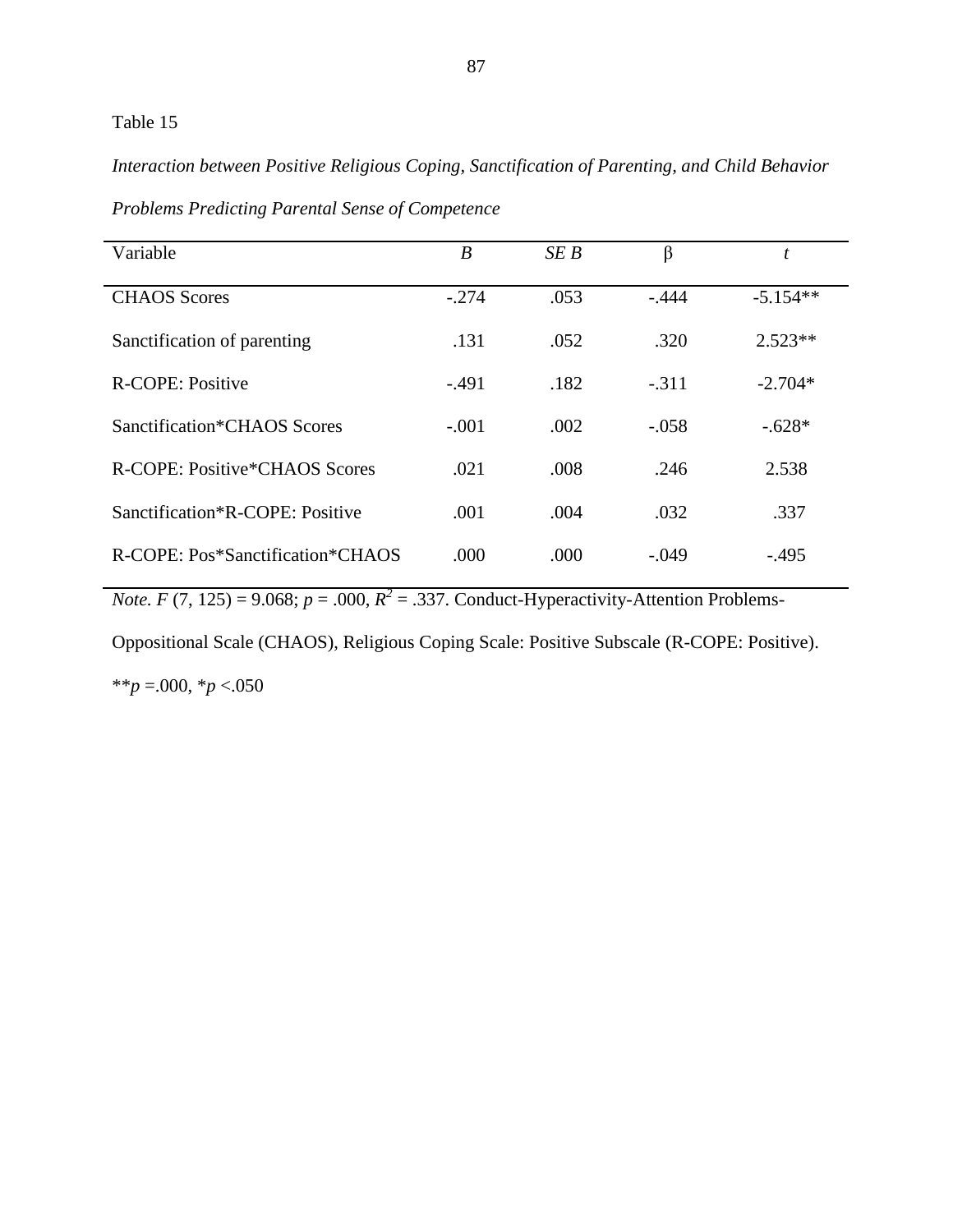Table 15

*Interaction between Positive Religious Coping, Sanctification of Parenting, and Child Behavior Problems Predicting Parental Sense of Competence*

| Variable | *B* | *SE B* | β | *t* |
|---|---|---|---|---|
| CHAOS Scores | -.274 | .053 | -.444 | -5.154** |
| Sanctification of parenting | .131 | .052 | .320 | 2.523** |
| R-COPE: Positive | -.491 | .182 | -.311 | -2.704* |
| Sanctification*CHAOS Scores | -.001 | .002 | -.058 | -.628* |
| R-COPE: Positive*CHAOS Scores | .021 | .008 | .246 | 2.538 |
| Sanctification*R-COPE: Positive | .001 | .004 | .032 | .337 |
| R-COPE: Pos*Sanctification*CHAOS | .000 | .000 | -.049 | -.495 |

*Note.* $F$ (7, 125) = 9.068; $p$ = .000, $R^2$ = .337. Conduct-Hyperactivity-Attention Problems-Oppositional Scale (CHAOS), Religious Coping Scale: Positive Subscale (R-COPE: Positive).

**$p$ =.000, *$p$ <.050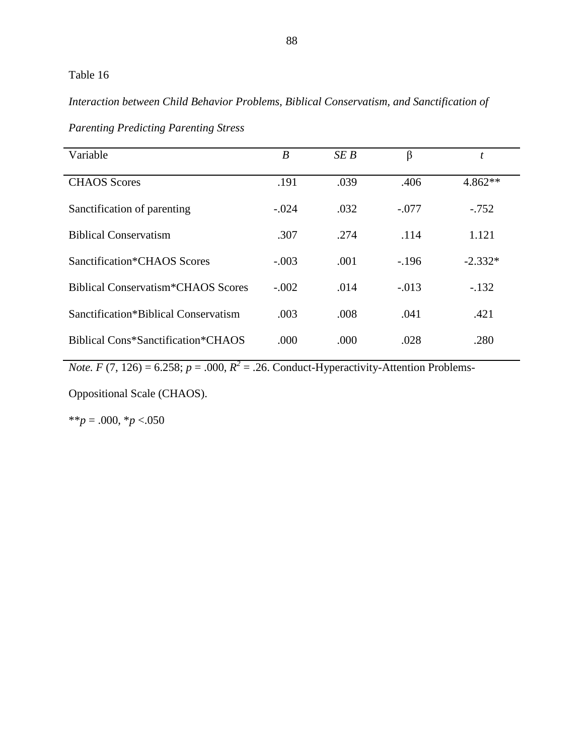Table 16

*Interaction between Child Behavior Problems, Biblical Conservatism, and Sanctification of Parenting Predicting Parenting Stress*

| Variable | *B* | *SE B* | β | *t* |
|---|---|---|---|---|
| CHAOS Scores | .191 | .039 | .406 | 4.862** |
| Sanctification of parenting | -.024 | .032 | -.077 | -.752 |
| Biblical Conservatism | .307 | .274 | .114 | 1.121 |
| Sanctification*CHAOS Scores | -.003 | .001 | -.196 | -2.332* |
| Biblical Conservatism*CHAOS Scores | -.002 | .014 | -.013 | -.132 |
| Sanctification*Biblical Conservatism | .003 | .008 | .041 | .421 |
| Biblical Cons*Sanctification*CHAOS | .000 | .000 | .028 | .280 |

*Note.* $F$ (7, 126) = 6.258; $p$ = .000, $R^2$ = .26. Conduct-Hyperactivity-Attention Problems-Oppositional Scale (CHAOS).

**$p$ = .000, *$p$ <.050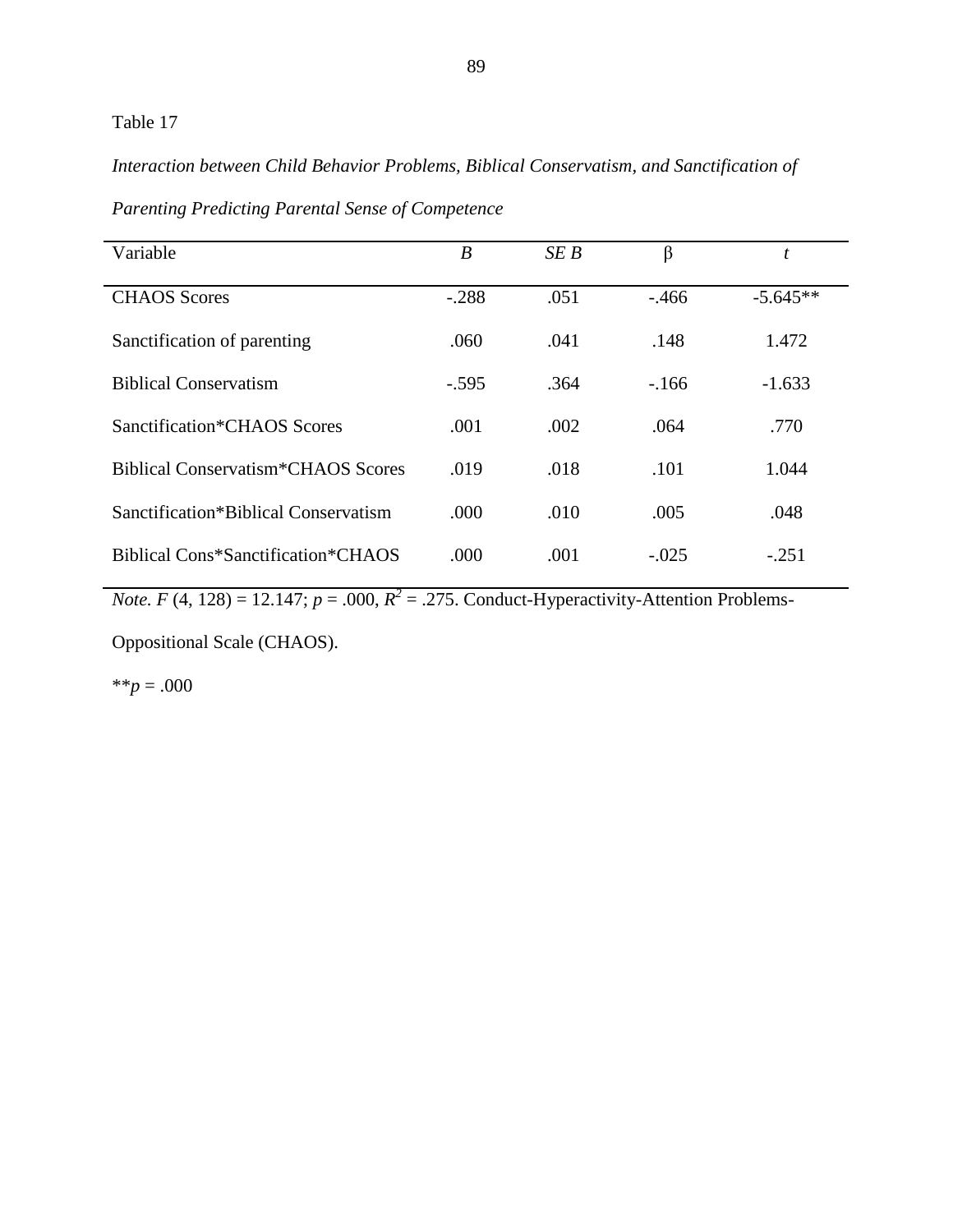Table 17

*Interaction between Child Behavior Problems, Biblical Conservatism, and Sanctification of Parenting Predicting Parental Sense of Competence*

| Variable | *B* | *SE B* | β | *t* |
|---|---|---|---|---|
| CHAOS Scores | -.288 | .051 | -.466 | -5.645** |
| Sanctification of parenting | .060 | .041 | .148 | 1.472 |
| Biblical Conservatism | -.595 | .364 | -.166 | -1.633 |
| Sanctification*CHAOS Scores | .001 | .002 | .064 | .770 |
| Biblical Conservatism*CHAOS Scores | .019 | .018 | .101 | 1.044 |
| Sanctification*Biblical Conservatism | .000 | .010 | .005 | .048 |
| Biblical Cons*Sanctification*CHAOS | .000 | .001 | -.025 | -.251 |

*Note.* $F$ (4, 128) = 12.147; $p$ = .000, $R^2$ = .275. Conduct-Hyperactivity-Attention Problems-Oppositional Scale (CHAOS).

**$p$ = .000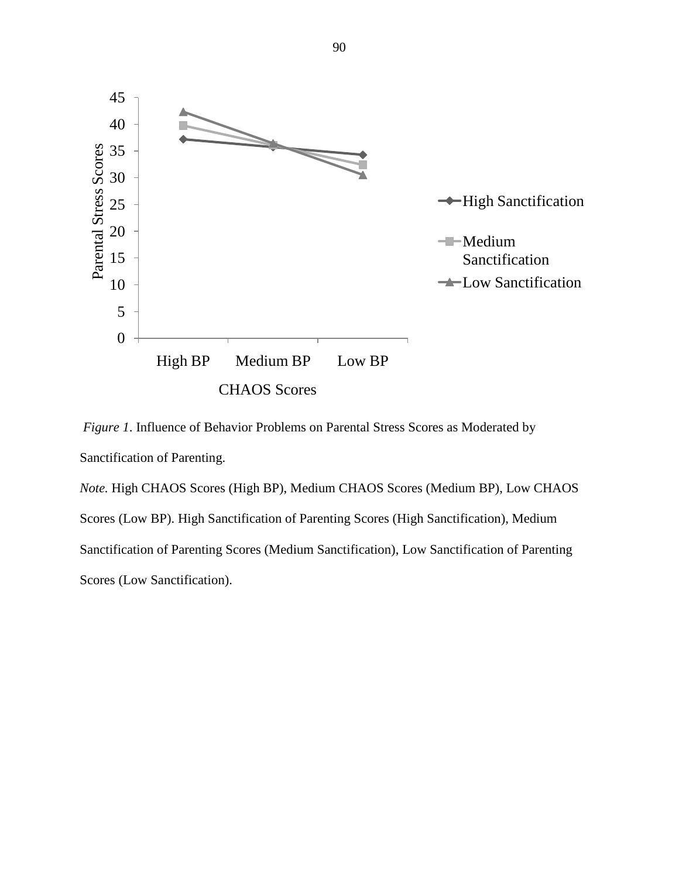*Figure 1.* Influence of Behavior Problems on Parental Stress Scores as Moderated by Sanctification of Parenting.

*Note.* High CHAOS Scores (High BP), Medium CHAOS Scores (Medium BP), Low CHAOS Scores (Low BP). High Sanctification of Parenting Scores (High Sanctification), Medium Sanctification of Parenting Scores (Medium Sanctification), Low Sanctification of Parenting Scores (Low Sanctification).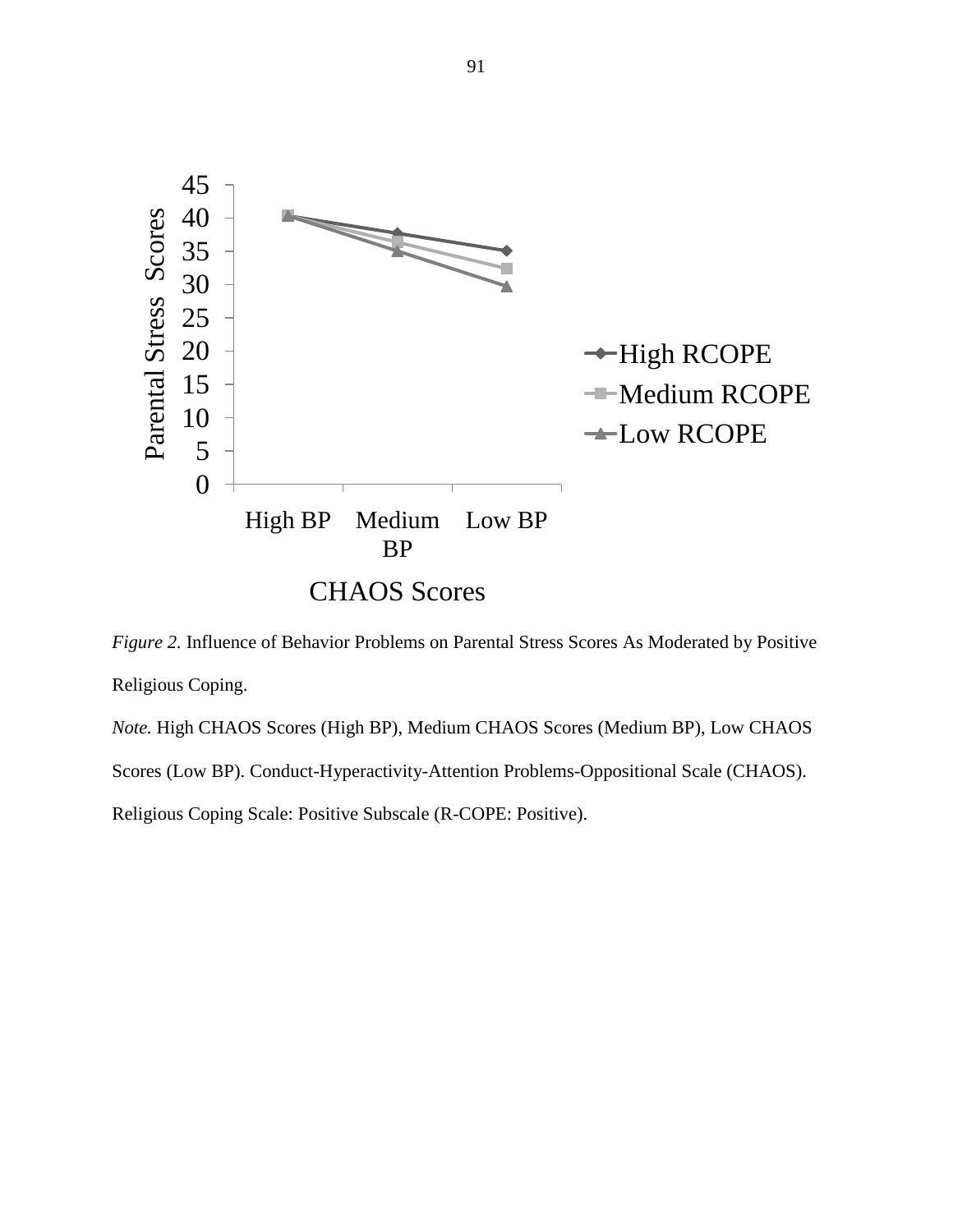*Figure 2.* Influence of Behavior Problems on Parental Stress Scores As Moderated by Positive Religious Coping.

*Note.* High CHAOS Scores (High BP), Medium CHAOS Scores (Medium BP), Low CHAOS Scores (Low BP). Conduct-Hyperactivity-Attention Problems-Oppositional Scale (CHAOS). Religious Coping Scale: Positive Subscale (R-COPE: Positive).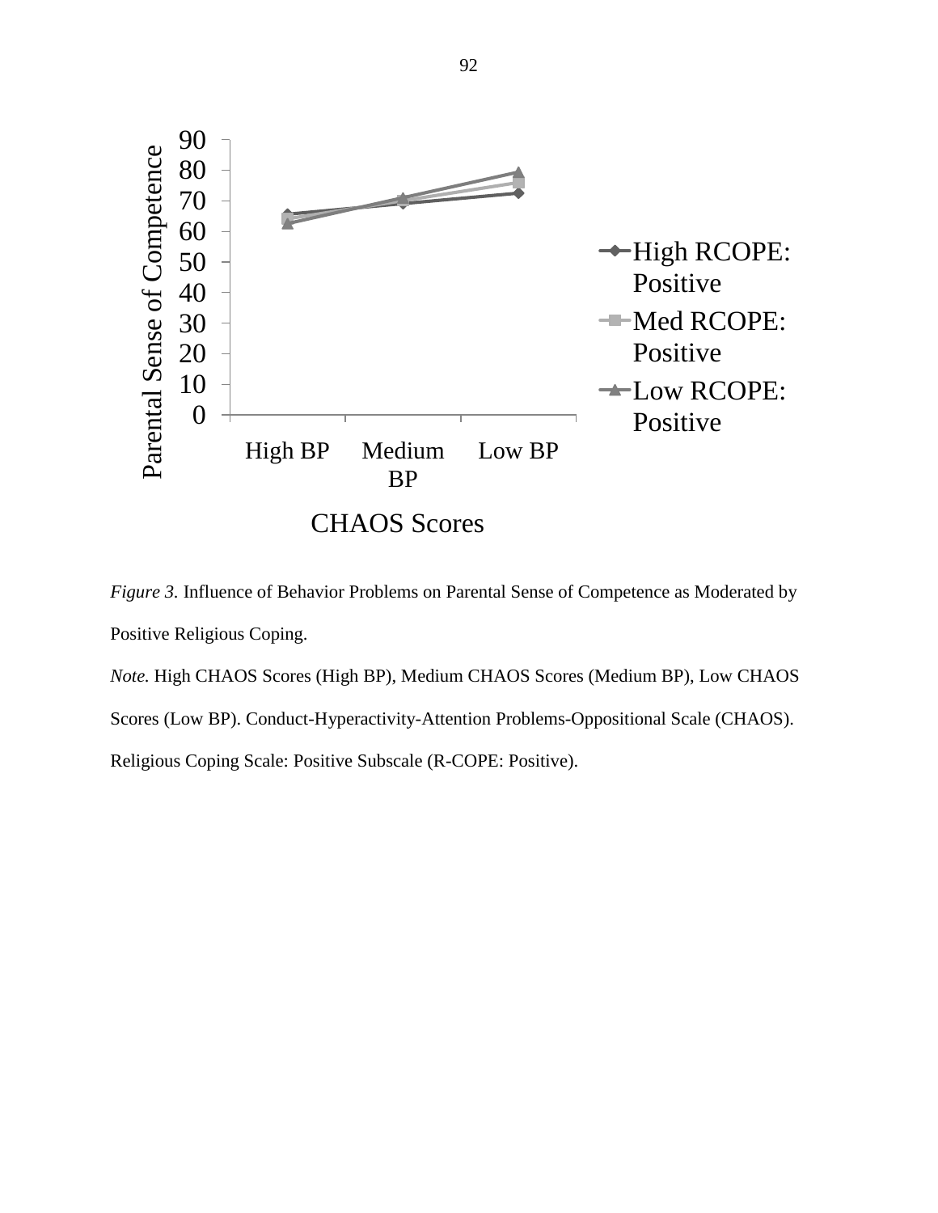Parental Sense of Competence

90
80
70
60
50
40
30
20
10
0

High BP
Medium BP
Low BP

CHAOS Scores

High RCOPE: Positive
Med RCOPE: Positive
Low RCOPE: Positive

*Figure 3.* Influence of Behavior Problems on Parental Sense of Competence as Moderated by Positive Religious Coping.

*Note.* High CHAOS Scores (High BP), Medium CHAOS Scores (Medium BP), Low CHAOS Scores (Low BP). Conduct-Hyperactivity-Attention Problems-Oppositional Scale (CHAOS). Religious Coping Scale: Positive Subscale (R-COPE: Positive).